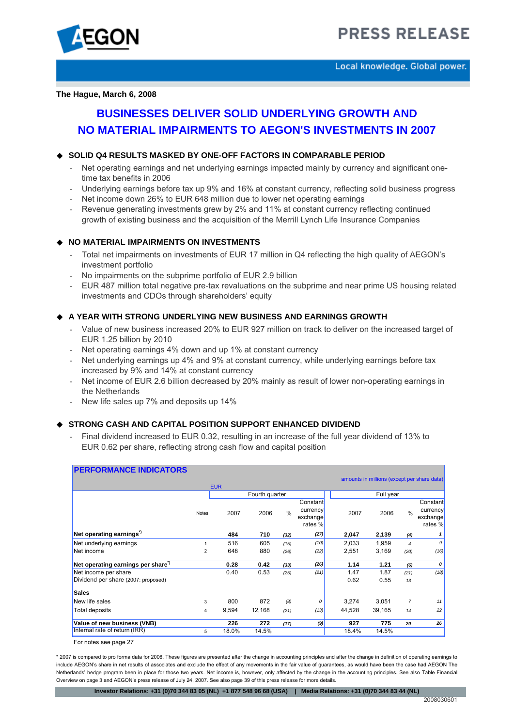**The Hague, March 6, 2008**

# BUSINESSES DELIVER SOLID UNDERLYING GROWTH AND NO MATERIAL IMPAIRMENTS TO AEGON'S INVESTMENTS IN 2007

## ◆ SOLID Q4 RESULTS MASKED BY ONE-OFF FACTORS IN COMPARABLE PERIOD

- Net operating earnings and net underlying earnings impacted mainly by currency and significant one-time tax benefits in 2006
- Underlying earnings before tax up 9% and 16% at constant currency, reflecting solid business progress
- Net income down 26% to EUR 648 million due to lower net operating earnings
- Revenue generating investments grew by 2% and 11% at constant currency reflecting continued growth of existing business and the acquisition of the Merrill Lynch Life Insurance Companies

## ◆ NO MATERIAL IMPAIRMENTS ON INVESTMENTS

- Total net impairments on investments of EUR 17 million in Q4 reflecting the high quality of AEGON's investment portfolio
- No impairments on the subprime portfolio of EUR 2.9 billion
- EUR 487 million total negative pre-tax revaluations on the subprime and near prime US housing related investments and CDOs through shareholders' equity

## ◆ A YEAR WITH STRONG UNDERLYING NEW BUSINESS AND EARNINGS GROWTH

- Value of new business increased 20% to EUR 927 million on track to deliver on the increased target of EUR 1.25 billion by 2010
- Net operating earnings 4% down and up 1% at constant currency
- Net underlying earnings up 4% and 9% at constant currency, while underlying earnings before tax increased by 9% and 14% at constant currency
- Net income of EUR 2.6 billion decreased by 20% mainly as result of lower non-operating earnings in the Netherlands
- New life sales up 7% and deposits up 14%

## ◆ STRONG CASH AND CAPITAL POSITION SUPPORT ENHANCED DIVIDEND

- Final dividend increased to EUR 0.32, resulting in an increase of the full year dividend of 13% to EUR 0.62 per share, reflecting strong cash flow and capital position

## PERFORMANCE INDICATORS

amounts in millions (except per share data)

| EUR | | Fourth quarter | | | | Full year | | | |
|---|---|---|---|---|---|---|---|---|---|
| | Notes | 2007 | 2006 | % | Constant currency exchange rates % | 2007 | 2006 | % | Constant currency exchange rates % |
| **Net operating earnings*)** | | **484** | **710** | ***(32)*** | ***(27)*** | **2,047** | **2,139** | ***(4)*** | ***1*** |
| Net underlying earnings | 1 | 516 | 605 | *(15)* | *(10)* | 2,033 | 1,959 | *4* | *9* |
| Net income | 2 | 648 | 880 | *(26)* | *(22)* | 2,551 | 3,169 | *(20)* | *(16)* |
| **Net operating earnings per share*)** | | **0.28** | **0.42** | ***(33)*** | ***(26)*** | **1.14** | **1.21** | ***(6)*** | ***0*** |
| Net income per share | | 0.40 | 0.53 | *(25)* | *(21)* | 1.47 | 1.87 | *(21)* | *(18)* |
| Dividend per share (2007: proposed) | | | | | | 0.62 | 0.55 | *13* | |
| **Sales** | | | | | | | | | |
| New life sales | 3 | 800 | 872 | *(8)* | *0* | 3,274 | 3,051 | *7* | *11* |
| Total deposits | 4 | 9,594 | 12,168 | *(21)* | *(13)* | 44,528 | 39,165 | *14* | *22* |
| **Value of new business (VNB)** | | **226** | **272** | ***(17)*** | ***(9)*** | **927** | **775** | ***20*** | ***26*** |
| Internal rate of return (IRR) | 5 | 18.0% | 14.5% | | | 18.4% | 14.5% | | |

For notes see page 27

\* 2007 is compared to pro forma data for 2006. These figures are presented after the change in accounting principles and after the change in definition of operating earnings to include AEGON's share in net results of associates and exclude the effect of any movements in the fair value of guarantees, as would have been the case had AEGON The Netherlands' hedge program been in place for those two years. Net income is, however, only affected by the change in the accounting principles. See also Table Financial Overview on page 3 and AEGON's press release of July 24, 2007. See also page 39 of this press release for more details.

**Investor Relations: +31 (0)70 344 83 05 (NL) +1 877 548 96 68 (USA) | Media Relations: +31 (0)70 344 83 44 (NL)**

2008030601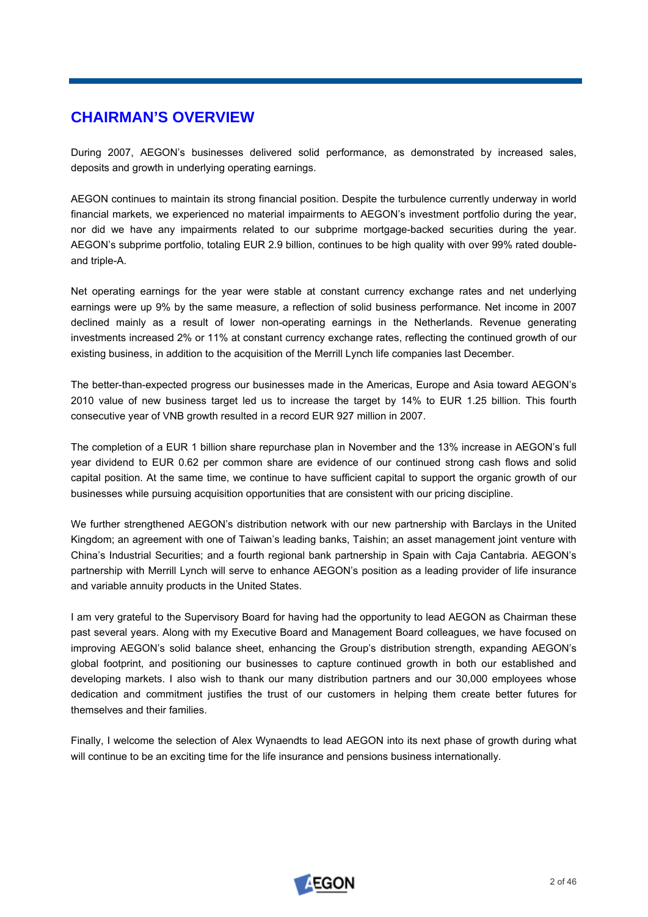# CHAIRMAN'S OVERVIEW

During 2007, AEGON's businesses delivered solid performance, as demonstrated by increased sales, deposits and growth in underlying operating earnings.

AEGON continues to maintain its strong financial position. Despite the turbulence currently underway in world financial markets, we experienced no material impairments to AEGON's investment portfolio during the year, nor did we have any impairments related to our subprime mortgage-backed securities during the year. AEGON's subprime portfolio, totaling EUR 2.9 billion, continues to be high quality with over 99% rated double- and triple-A.

Net operating earnings for the year were stable at constant currency exchange rates and net underlying earnings were up 9% by the same measure, a reflection of solid business performance. Net income in 2007 declined mainly as a result of lower non-operating earnings in the Netherlands. Revenue generating investments increased 2% or 11% at constant currency exchange rates, reflecting the continued growth of our existing business, in addition to the acquisition of the Merrill Lynch life companies last December.

The better-than-expected progress our businesses made in the Americas, Europe and Asia toward AEGON's 2010 value of new business target led us to increase the target by 14% to EUR 1.25 billion. This fourth consecutive year of VNB growth resulted in a record EUR 927 million in 2007.

The completion of a EUR 1 billion share repurchase plan in November and the 13% increase in AEGON's full year dividend to EUR 0.62 per common share are evidence of our continued strong cash flows and solid capital position. At the same time, we continue to have sufficient capital to support the organic growth of our businesses while pursuing acquisition opportunities that are consistent with our pricing discipline.

We further strengthened AEGON's distribution network with our new partnership with Barclays in the United Kingdom; an agreement with one of Taiwan's leading banks, Taishin; an asset management joint venture with China's Industrial Securities; and a fourth regional bank partnership in Spain with Caja Cantabria. AEGON's partnership with Merrill Lynch will serve to enhance AEGON's position as a leading provider of life insurance and variable annuity products in the United States.

I am very grateful to the Supervisory Board for having had the opportunity to lead AEGON as Chairman these past several years. Along with my Executive Board and Management Board colleagues, we have focused on improving AEGON's solid balance sheet, enhancing the Group's distribution strength, expanding AEGON's global footprint, and positioning our businesses to capture continued growth in both our established and developing markets. I also wish to thank our many distribution partners and our 30,000 employees whose dedication and commitment justifies the trust of our customers in helping them create better futures for themselves and their families.

Finally, I welcome the selection of Alex Wynaendts to lead AEGON into its next phase of growth during what will continue to be an exciting time for the life insurance and pensions business internationally.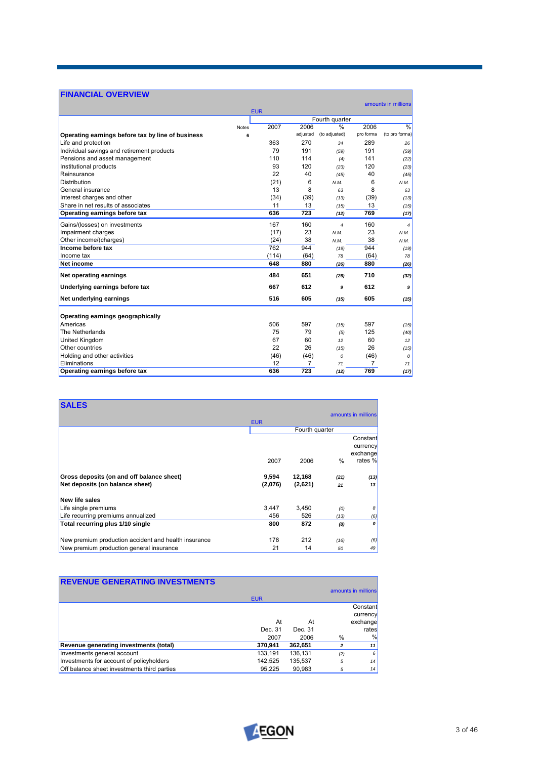## FINANCIAL OVERVIEW

amounts in millions

EUR

| | Notes | Fourth quarter | | | | |
|---|---|---|---|---|---|---|
| | | 2007 | 2006 adjusted | % (to adjusted) | 2006 pro forma | % (to pro forma) |
| **Operating earnings before tax by line of business** | **6** | | | | | |
| Life and protection | | 363 | 270 | *34* | 289 | *26* |
| Individual savings and retirement products | | 79 | 191 | *(59)* | 191 | *(59)* |
| Pensions and asset management | | 110 | 114 | *(4)* | 141 | *(22)* |
| Institutional products | | 93 | 120 | *(23)* | 120 | *(23)* |
| Reinsurance | | 22 | 40 | *(45)* | 40 | *(45)* |
| Distribution | | (21) | 6 | *N.M.* | 6 | *N.M.* |
| General insurance | | 13 | 8 | *63* | 8 | *63* |
| Interest charges and other | | (34) | (39) | *(13)* | (39) | *(13)* |
| Share in net results of associates | | 11 | 13 | *(15)* | 13 | *(15)* |
| **Operating earnings before tax** | | **636** | **723** | ***(12)*** | **769** | ***(17)*** |
| Gains/(losses) on investments | | 167 | 160 | *4* | 160 | *4* |
| Impairment charges | | (17) | 23 | *N.M.* | 23 | *N.M.* |
| Other income/(charges) | | (24) | 38 | *N.M.* | 38 | *N.M.* |
| **Income before tax** | | **762** | **944** | ***(19)*** | **944** | ***(19)*** |
| Income tax | | (114) | (64) | *78* | (64) | *78* |
| **Net income** | | **648** | **880** | ***(26)*** | **880** | ***(26)*** |
| **Net operating earnings** | | **484** | **651** | ***(26)*** | **710** | ***(32)*** |
| **Underlying earnings before tax** | | **667** | **612** | ***9*** | **612** | ***9*** |
| **Net underlying earnings** | | **516** | **605** | ***(15)*** | **605** | ***(15)*** |
| **Operating earnings geographically** | | | | | | |
| Americas | | 506 | 597 | *(15)* | 597 | *(15)* |
| The Netherlands | | 75 | 79 | *(5)* | 125 | *(40)* |
| United Kingdom | | 67 | 60 | *12* | 60 | *12* |
| Other countries | | 22 | 26 | *(15)* | 26 | *(15)* |
| Holding and other activities | | (46) | (46) | *0* | (46) | *0* |
| Eliminations | | 12 | 7 | *71* | 7 | *71* |
| **Operating earnings before tax** | | **636** | **723** | ***(12)*** | **769** | ***(17)*** |

## SALES

amounts in millions

EUR

| | Fourth quarter | | | |
|---|---|---|---|---|
| | 2007 | 2006 | % | Constant currency exchange rates % |
| **Gross deposits (on and off balance sheet)** | **9,594** | **12,168** | ***(21)*** | ***(13)*** |
| **Net deposits (on balance sheet)** | **(2,076)** | **(2,621)** | ***21*** | ***13*** |
| **New life sales** | | | | |
| Life single premiums | 3,447 | 3,450 | *(0)* | *8* |
| Life recurring premiums annualized | 456 | 526 | *(13)* | *(6)* |
| **Total recurring plus 1/10 single** | **800** | **872** | ***(8)*** | ***0*** |
| New premium production accident and health insurance | 178 | 212 | *(16)* | *(6)* |
| New premium production general insurance | 21 | 14 | *50* | *49* |

## REVENUE GENERATING INVESTMENTS

amounts in millions

EUR

| | At Dec. 31 2007 | At Dec. 31 2006 | % | Constant currency exchange rates % |
|---|---|---|---|---|
| **Revenue generating investments (total)** | **370,941** | **362,651** | ***2*** | ***11*** |
| Investments general account | 133,191 | 136,131 | *(2)* | *6* |
| Investments for account of policyholders | 142,525 | 135,537 | *5* | *14* |
| Off balance sheet investments third parties | 95,225 | 90,983 | *5* | *14* |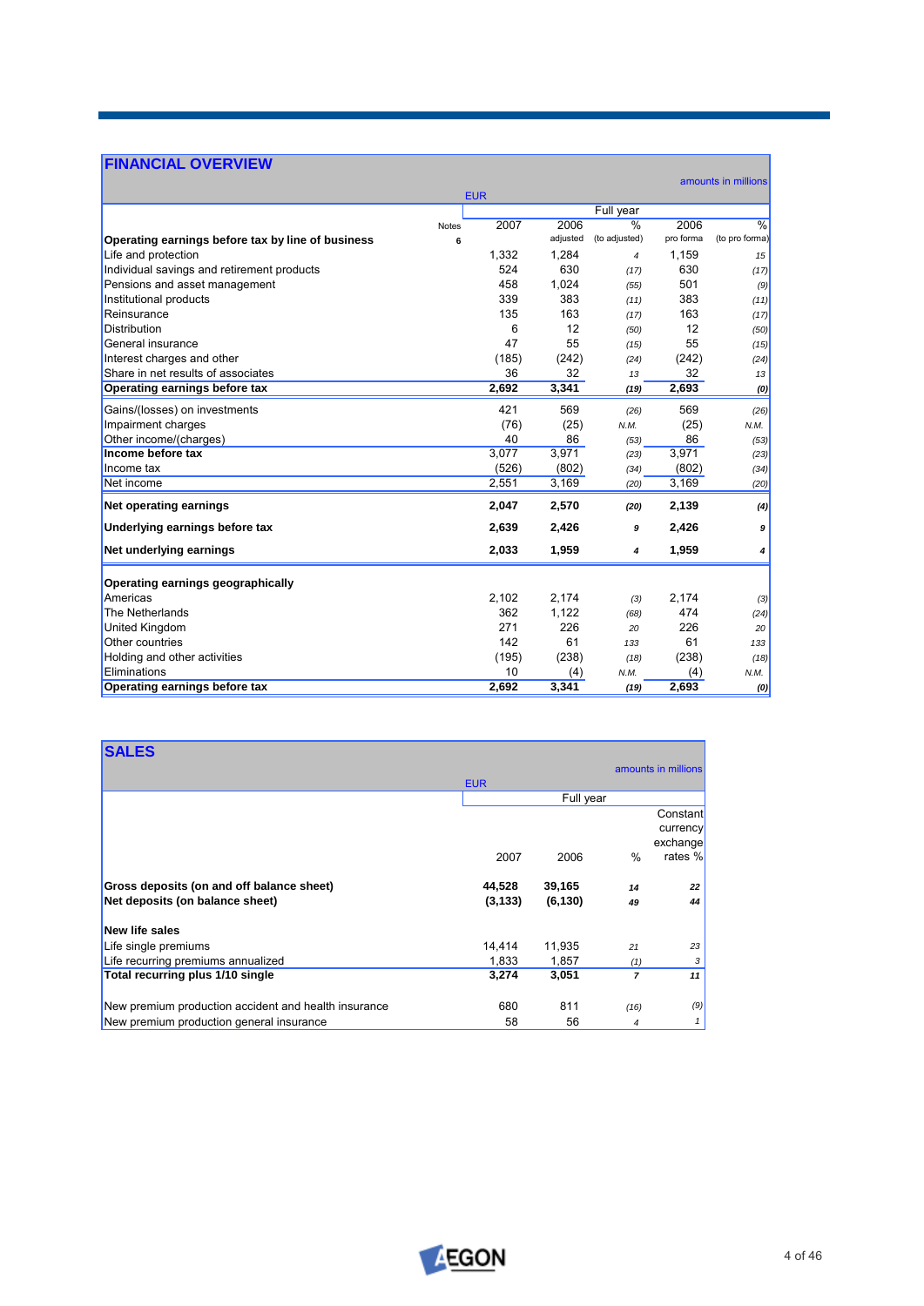## FINANCIAL OVERVIEW

amounts in millions

EUR

| Operating earnings before tax by line of business | Notes | 2007 | 2006 adjusted | % (to adjusted) | 2006 pro forma | % (to pro forma) |
|---|---|---|---|---|---|---|
| | | Full year | | | | |
| Operating earnings before tax by line of business | 6 | | | | | |
| Life and protection | | 1,332 | 1,284 | 4 | 1,159 | 15 |
| Individual savings and retirement products | | 524 | 630 | (17) | 630 | (17) |
| Pensions and asset management | | 458 | 1,024 | (55) | 501 | (9) |
| Institutional products | | 339 | 383 | (11) | 383 | (11) |
| Reinsurance | | 135 | 163 | (17) | 163 | (17) |
| Distribution | | 6 | 12 | (50) | 12 | (50) |
| General insurance | | 47 | 55 | (15) | 55 | (15) |
| Interest charges and other | | (185) | (242) | (24) | (242) | (24) |
| Share in net results of associates | | 36 | 32 | 13 | 32 | 13 |
| **Operating earnings before tax** | | **2,692** | **3,341** | **(19)** | **2,693** | **(0)** |
| Gains/(losses) on investments | | 421 | 569 | (26) | 569 | (26) |
| Impairment charges | | (76) | (25) | N.M. | (25) | N.M. |
| Other income/(charges) | | 40 | 86 | (53) | 86 | (53) |
| **Income before tax** | | 3,077 | 3,971 | (23) | 3,971 | (23) |
| Income tax | | (526) | (802) | (34) | (802) | (34) |
| Net income | | 2,551 | 3,169 | (20) | 3,169 | (20) |
| **Net operating earnings** | | **2,047** | **2,570** | **(20)** | **2,139** | **(4)** |
| **Underlying earnings before tax** | | **2,639** | **2,426** | **9** | **2,426** | **9** |
| **Net underlying earnings** | | **2,033** | **1,959** | **4** | **1,959** | **4** |
| **Operating earnings geographically** | | | | | | |
| Americas | | 2,102 | 2,174 | (3) | 2,174 | (3) |
| The Netherlands | | 362 | 1,122 | (68) | 474 | (24) |
| United Kingdom | | 271 | 226 | 20 | 226 | 20 |
| Other countries | | 142 | 61 | 133 | 61 | 133 |
| Holding and other activities | | (195) | (238) | (18) | (238) | (18) |
| Eliminations | | 10 | (4) | N.M. | (4) | N.M. |
| **Operating earnings before tax** | | **2,692** | **3,341** | **(19)** | **2,693** | **(0)** |

## SALES

amounts in millions

EUR

| | 2007 | 2006 | % | Constant currency exchange rates % |
|---|---|---|---|---|
| | Full year | | | |
| **Gross deposits (on and off balance sheet)** | **44,528** | **39,165** | **14** | **22** |
| **Net deposits (on balance sheet)** | **(3,133)** | **(6,130)** | **49** | **44** |
| **New life sales** | | | | |
| Life single premiums | 14,414 | 11,935 | 21 | 23 |
| Life recurring premiums annualized | 1,833 | 1,857 | (1) | 3 |
| **Total recurring plus 1/10 single** | **3,274** | **3,051** | **7** | **11** |
| New premium production accident and health insurance | 680 | 811 | (16) | (9) |
| New premium production general insurance | 58 | 56 | 4 | 1 |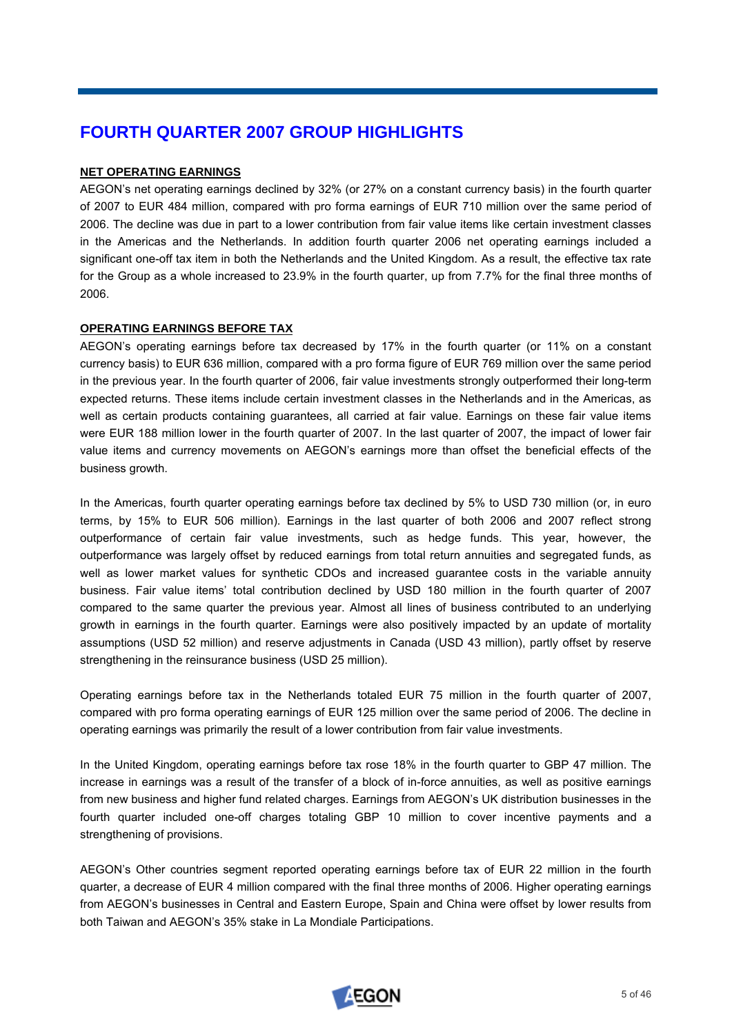# FOURTH QUARTER 2007 GROUP HIGHLIGHTS

**NET OPERATING EARNINGS**

AEGON's net operating earnings declined by 32% (or 27% on a constant currency basis) in the fourth quarter of 2007 to EUR 484 million, compared with pro forma earnings of EUR 710 million over the same period of 2006. The decline was due in part to a lower contribution from fair value items like certain investment classes in the Americas and the Netherlands. In addition fourth quarter 2006 net operating earnings included a significant one-off tax item in both the Netherlands and the United Kingdom. As a result, the effective tax rate for the Group as a whole increased to 23.9% in the fourth quarter, up from 7.7% for the final three months of 2006.

**OPERATING EARNINGS BEFORE TAX**

AEGON's operating earnings before tax decreased by 17% in the fourth quarter (or 11% on a constant currency basis) to EUR 636 million, compared with a pro forma figure of EUR 769 million over the same period in the previous year. In the fourth quarter of 2006, fair value investments strongly outperformed their long-term expected returns. These items include certain investment classes in the Netherlands and in the Americas, as well as certain products containing guarantees, all carried at fair value. Earnings on these fair value items were EUR 188 million lower in the fourth quarter of 2007. In the last quarter of 2007, the impact of lower fair value items and currency movements on AEGON's earnings more than offset the beneficial effects of the business growth.

In the Americas, fourth quarter operating earnings before tax declined by 5% to USD 730 million (or, in euro terms, by 15% to EUR 506 million). Earnings in the last quarter of both 2006 and 2007 reflect strong outperformance of certain fair value investments, such as hedge funds. This year, however, the outperformance was largely offset by reduced earnings from total return annuities and segregated funds, as well as lower market values for synthetic CDOs and increased guarantee costs in the variable annuity business. Fair value items' total contribution declined by USD 180 million in the fourth quarter of 2007 compared to the same quarter the previous year. Almost all lines of business contributed to an underlying growth in earnings in the fourth quarter. Earnings were also positively impacted by an update of mortality assumptions (USD 52 million) and reserve adjustments in Canada (USD 43 million), partly offset by reserve strengthening in the reinsurance business (USD 25 million).

Operating earnings before tax in the Netherlands totaled EUR 75 million in the fourth quarter of 2007, compared with pro forma operating earnings of EUR 125 million over the same period of 2006. The decline in operating earnings was primarily the result of a lower contribution from fair value investments.

In the United Kingdom, operating earnings before tax rose 18% in the fourth quarter to GBP 47 million. The increase in earnings was a result of the transfer of a block of in-force annuities, as well as positive earnings from new business and higher fund related charges. Earnings from AEGON's UK distribution businesses in the fourth quarter included one-off charges totaling GBP 10 million to cover incentive payments and a strengthening of provisions.

AEGON's Other countries segment reported operating earnings before tax of EUR 22 million in the fourth quarter, a decrease of EUR 4 million compared with the final three months of 2006. Higher operating earnings from AEGON's businesses in Central and Eastern Europe, Spain and China were offset by lower results from both Taiwan and AEGON's 35% stake in La Mondiale Participations.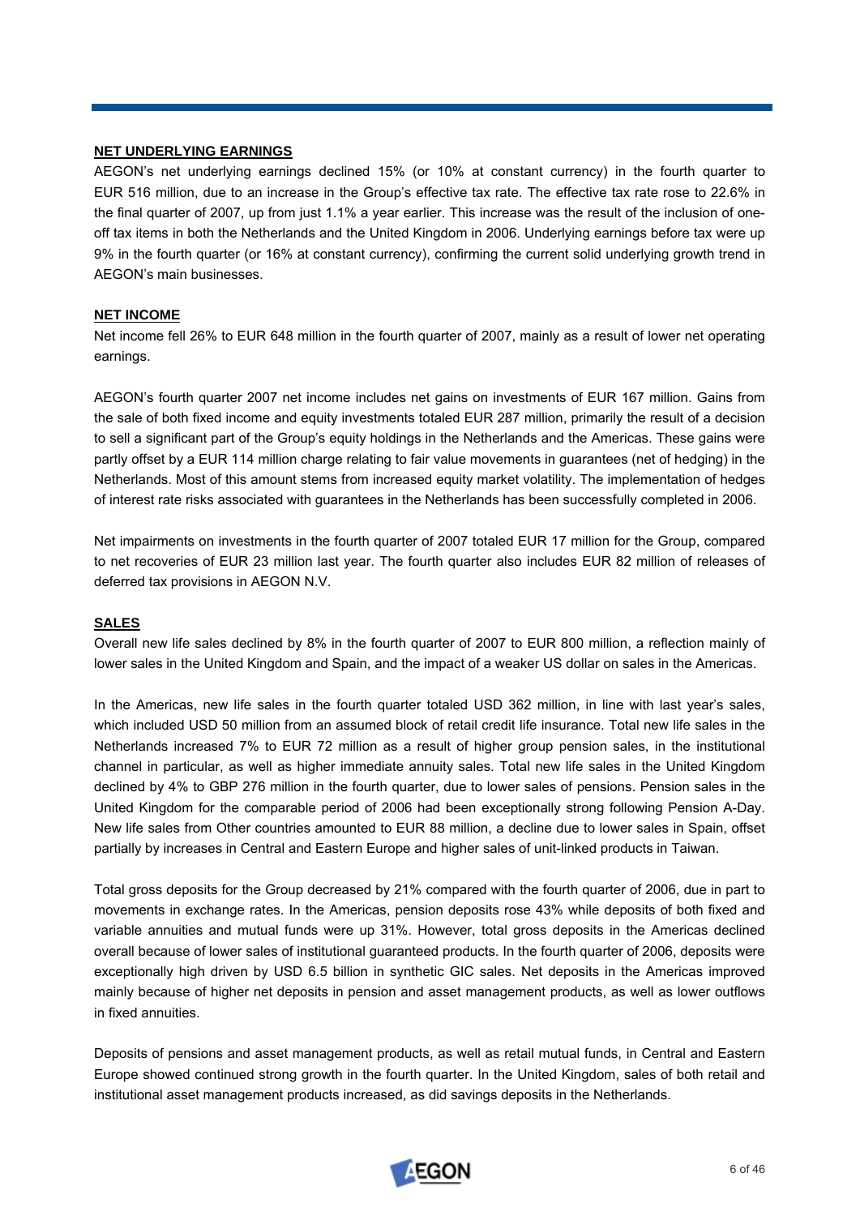## NET UNDERLYING EARNINGS

AEGON's net underlying earnings declined 15% (or 10% at constant currency) in the fourth quarter to EUR 516 million, due to an increase in the Group's effective tax rate. The effective tax rate rose to 22.6% in the final quarter of 2007, up from just 1.1% a year earlier. This increase was the result of the inclusion of one-off tax items in both the Netherlands and the United Kingdom in 2006. Underlying earnings before tax were up 9% in the fourth quarter (or 16% at constant currency), confirming the current solid underlying growth trend in AEGON's main businesses.

## NET INCOME

Net income fell 26% to EUR 648 million in the fourth quarter of 2007, mainly as a result of lower net operating earnings.

AEGON's fourth quarter 2007 net income includes net gains on investments of EUR 167 million. Gains from the sale of both fixed income and equity investments totaled EUR 287 million, primarily the result of a decision to sell a significant part of the Group's equity holdings in the Netherlands and the Americas. These gains were partly offset by a EUR 114 million charge relating to fair value movements in guarantees (net of hedging) in the Netherlands. Most of this amount stems from increased equity market volatility. The implementation of hedges of interest rate risks associated with guarantees in the Netherlands has been successfully completed in 2006.

Net impairments on investments in the fourth quarter of 2007 totaled EUR 17 million for the Group, compared to net recoveries of EUR 23 million last year. The fourth quarter also includes EUR 82 million of releases of deferred tax provisions in AEGON N.V.

## SALES

Overall new life sales declined by 8% in the fourth quarter of 2007 to EUR 800 million, a reflection mainly of lower sales in the United Kingdom and Spain, and the impact of a weaker US dollar on sales in the Americas.

In the Americas, new life sales in the fourth quarter totaled USD 362 million, in line with last year's sales, which included USD 50 million from an assumed block of retail credit life insurance. Total new life sales in the Netherlands increased 7% to EUR 72 million as a result of higher group pension sales, in the institutional channel in particular, as well as higher immediate annuity sales. Total new life sales in the United Kingdom declined by 4% to GBP 276 million in the fourth quarter, due to lower sales of pensions. Pension sales in the United Kingdom for the comparable period of 2006 had been exceptionally strong following Pension A-Day. New life sales from Other countries amounted to EUR 88 million, a decline due to lower sales in Spain, offset partially by increases in Central and Eastern Europe and higher sales of unit-linked products in Taiwan.

Total gross deposits for the Group decreased by 21% compared with the fourth quarter of 2006, due in part to movements in exchange rates. In the Americas, pension deposits rose 43% while deposits of both fixed and variable annuities and mutual funds were up 31%. However, total gross deposits in the Americas declined overall because of lower sales of institutional guaranteed products. In the fourth quarter of 2006, deposits were exceptionally high driven by USD 6.5 billion in synthetic GIC sales. Net deposits in the Americas improved mainly because of higher net deposits in pension and asset management products, as well as lower outflows in fixed annuities.

Deposits of pensions and asset management products, as well as retail mutual funds, in Central and Eastern Europe showed continued strong growth in the fourth quarter. In the United Kingdom, sales of both retail and institutional asset management products increased, as did savings deposits in the Netherlands.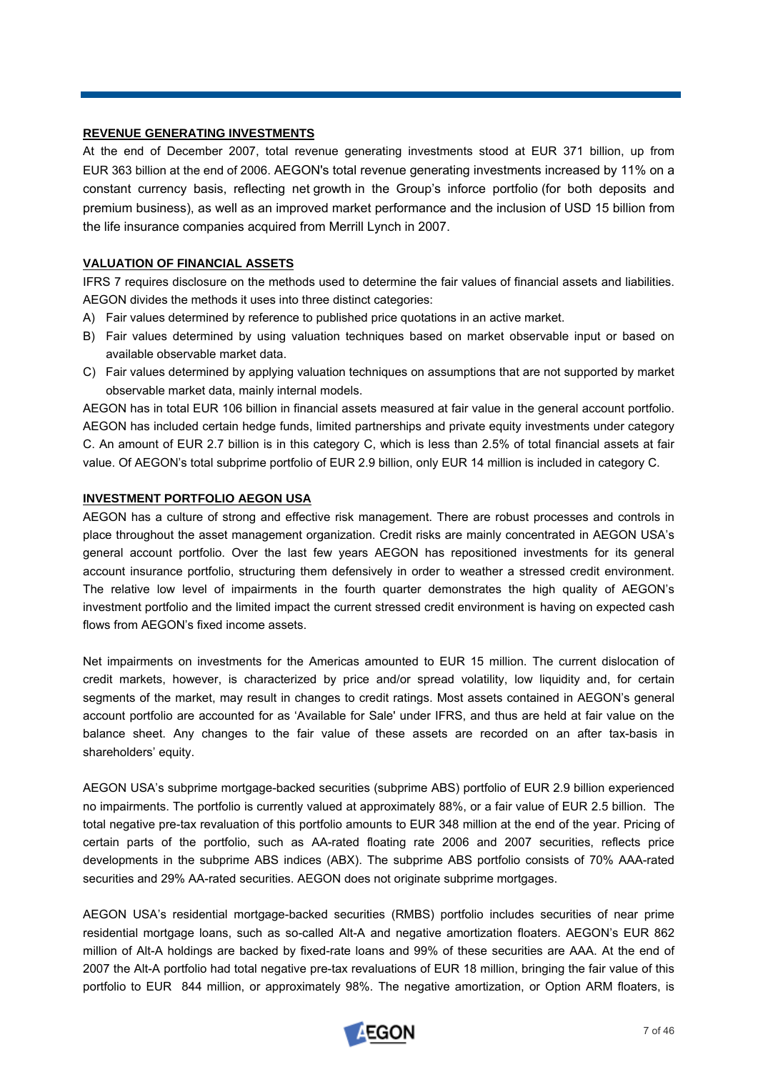## REVENUE GENERATING INVESTMENTS

At the end of December 2007, total revenue generating investments stood at EUR 371 billion, up from EUR 363 billion at the end of 2006. AEGON's total revenue generating investments increased by 11% on a constant currency basis, reflecting net growth in the Group's inforce portfolio (for both deposits and premium business), as well as an improved market performance and the inclusion of USD 15 billion from the life insurance companies acquired from Merrill Lynch in 2007.

## VALUATION OF FINANCIAL ASSETS

IFRS 7 requires disclosure on the methods used to determine the fair values of financial assets and liabilities. AEGON divides the methods it uses into three distinct categories:

A) Fair values determined by reference to published price quotations in an active market.
B) Fair values determined by using valuation techniques based on market observable input or based on available observable market data.
C) Fair values determined by applying valuation techniques on assumptions that are not supported by market observable market data, mainly internal models.

AEGON has in total EUR 106 billion in financial assets measured at fair value in the general account portfolio. AEGON has included certain hedge funds, limited partnerships and private equity investments under category C. An amount of EUR 2.7 billion is in this category C, which is less than 2.5% of total financial assets at fair value. Of AEGON's total subprime portfolio of EUR 2.9 billion, only EUR 14 million is included in category C.

## INVESTMENT PORTFOLIO AEGON USA

AEGON has a culture of strong and effective risk management. There are robust processes and controls in place throughout the asset management organization. Credit risks are mainly concentrated in AEGON USA's general account portfolio. Over the last few years AEGON has repositioned investments for its general account insurance portfolio, structuring them defensively in order to weather a stressed credit environment. The relative low level of impairments in the fourth quarter demonstrates the high quality of AEGON's investment portfolio and the limited impact the current stressed credit environment is having on expected cash flows from AEGON's fixed income assets.

Net impairments on investments for the Americas amounted to EUR 15 million. The current dislocation of credit markets, however, is characterized by price and/or spread volatility, low liquidity and, for certain segments of the market, may result in changes to credit ratings. Most assets contained in AEGON's general account portfolio are accounted for as 'Available for Sale' under IFRS, and thus are held at fair value on the balance sheet. Any changes to the fair value of these assets are recorded on an after tax-basis in shareholders' equity.

AEGON USA's subprime mortgage-backed securities (subprime ABS) portfolio of EUR 2.9 billion experienced no impairments. The portfolio is currently valued at approximately 88%, or a fair value of EUR 2.5 billion. The total negative pre-tax revaluation of this portfolio amounts to EUR 348 million at the end of the year. Pricing of certain parts of the portfolio, such as AA-rated floating rate 2006 and 2007 securities, reflects price developments in the subprime ABS indices (ABX). The subprime ABS portfolio consists of 70% AAA-rated securities and 29% AA-rated securities. AEGON does not originate subprime mortgages.

AEGON USA's residential mortgage-backed securities (RMBS) portfolio includes securities of near prime residential mortgage loans, such as so-called Alt-A and negative amortization floaters. AEGON's EUR 862 million of Alt-A holdings are backed by fixed-rate loans and 99% of these securities are AAA. At the end of 2007 the Alt-A portfolio had total negative pre-tax revaluations of EUR 18 million, bringing the fair value of this portfolio to EUR 844 million, or approximately 98%. The negative amortization, or Option ARM floaters, is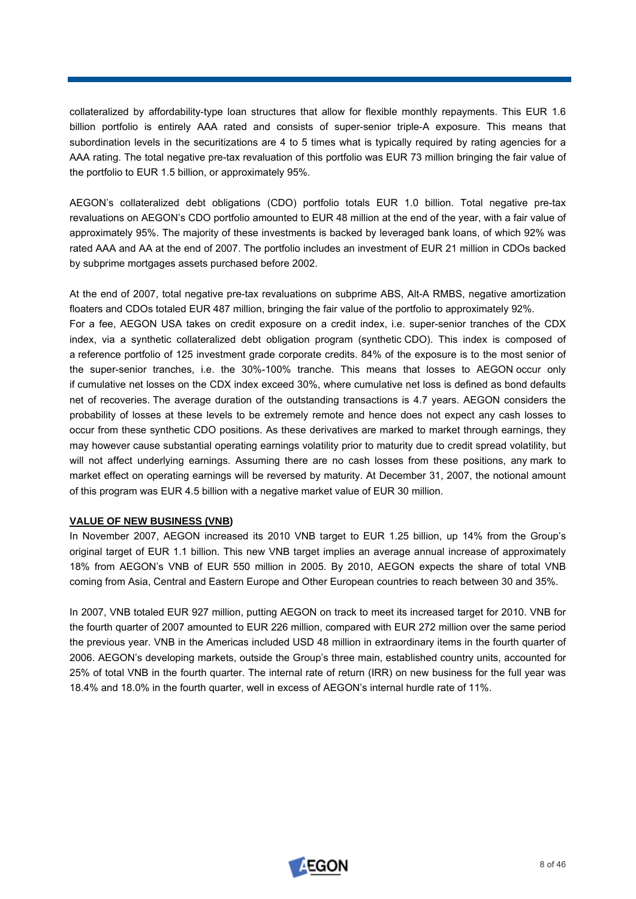collateralized by affordability-type loan structures that allow for flexible monthly repayments. This EUR 1.6 billion portfolio is entirely AAA rated and consists of super-senior triple-A exposure. This means that subordination levels in the securitizations are 4 to 5 times what is typically required by rating agencies for a AAA rating. The total negative pre-tax revaluation of this portfolio was EUR 73 million bringing the fair value of the portfolio to EUR 1.5 billion, or approximately 95%.

AEGON's collateralized debt obligations (CDO) portfolio totals EUR 1.0 billion. Total negative pre-tax revaluations on AEGON's CDO portfolio amounted to EUR 48 million at the end of the year, with a fair value of approximately 95%. The majority of these investments is backed by leveraged bank loans, of which 92% was rated AAA and AA at the end of 2007. The portfolio includes an investment of EUR 21 million in CDOs backed by subprime mortgages assets purchased before 2002.

At the end of 2007, total negative pre-tax revaluations on subprime ABS, Alt-A RMBS, negative amortization floaters and CDOs totaled EUR 487 million, bringing the fair value of the portfolio to approximately 92%.
For a fee, AEGON USA takes on credit exposure on a credit index, i.e. super-senior tranches of the CDX index, via a synthetic collateralized debt obligation program (synthetic CDO). This index is composed of a reference portfolio of 125 investment grade corporate credits. 84% of the exposure is to the most senior of the super-senior tranches, i.e. the 30%-100% tranche. This means that losses to AEGON occur only if cumulative net losses on the CDX index exceed 30%, where cumulative net loss is defined as bond defaults net of recoveries. The average duration of the outstanding transactions is 4.7 years. AEGON considers the probability of losses at these levels to be extremely remote and hence does not expect any cash losses to occur from these synthetic CDO positions. As these derivatives are marked to market through earnings, they may however cause substantial operating earnings volatility prior to maturity due to credit spread volatility, but will not affect underlying earnings. Assuming there are no cash losses from these positions, any mark to market effect on operating earnings will be reversed by maturity. At December 31, 2007, the notional amount of this program was EUR 4.5 billion with a negative market value of EUR 30 million.

**VALUE OF NEW BUSINESS (VNB)**

In November 2007, AEGON increased its 2010 VNB target to EUR 1.25 billion, up 14% from the Group's original target of EUR 1.1 billion. This new VNB target implies an average annual increase of approximately 18% from AEGON's VNB of EUR 550 million in 2005. By 2010, AEGON expects the share of total VNB coming from Asia, Central and Eastern Europe and Other European countries to reach between 30 and 35%.

In 2007, VNB totaled EUR 927 million, putting AEGON on track to meet its increased target for 2010. VNB for the fourth quarter of 2007 amounted to EUR 226 million, compared with EUR 272 million over the same period the previous year. VNB in the Americas included USD 48 million in extraordinary items in the fourth quarter of 2006. AEGON's developing markets, outside the Group's three main, established country units, accounted for 25% of total VNB in the fourth quarter. The internal rate of return (IRR) on new business for the full year was 18.4% and 18.0% in the fourth quarter, well in excess of AEGON's internal hurdle rate of 11%.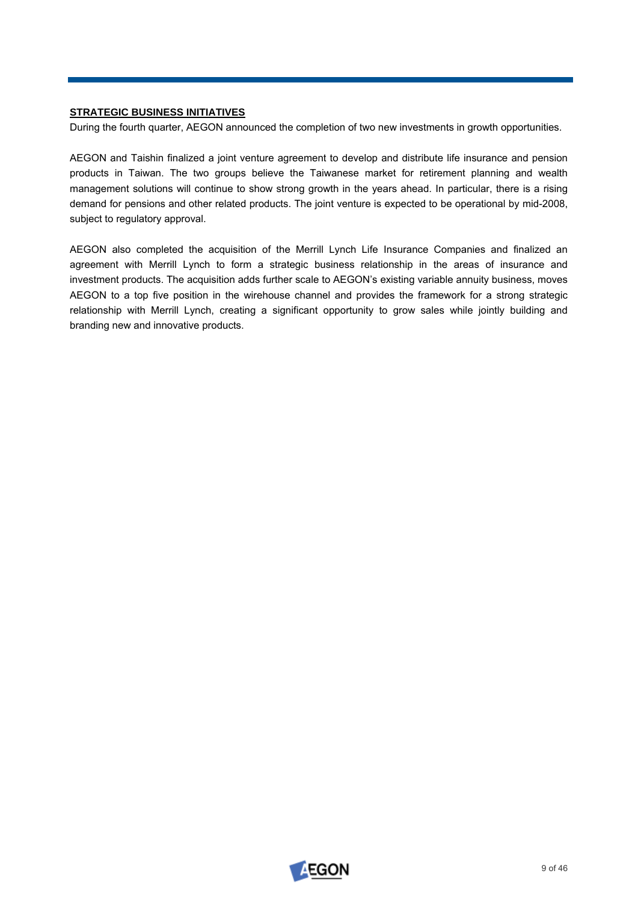## STRATEGIC BUSINESS INITIATIVES

During the fourth quarter, AEGON announced the completion of two new investments in growth opportunities.

AEGON and Taishin finalized a joint venture agreement to develop and distribute life insurance and pension products in Taiwan. The two groups believe the Taiwanese market for retirement planning and wealth management solutions will continue to show strong growth in the years ahead. In particular, there is a rising demand for pensions and other related products. The joint venture is expected to be operational by mid-2008, subject to regulatory approval.

AEGON also completed the acquisition of the Merrill Lynch Life Insurance Companies and finalized an agreement with Merrill Lynch to form a strategic business relationship in the areas of insurance and investment products. The acquisition adds further scale to AEGON's existing variable annuity business, moves AEGON to a top five position in the wirehouse channel and provides the framework for a strong strategic relationship with Merrill Lynch, creating a significant opportunity to grow sales while jointly building and branding new and innovative products.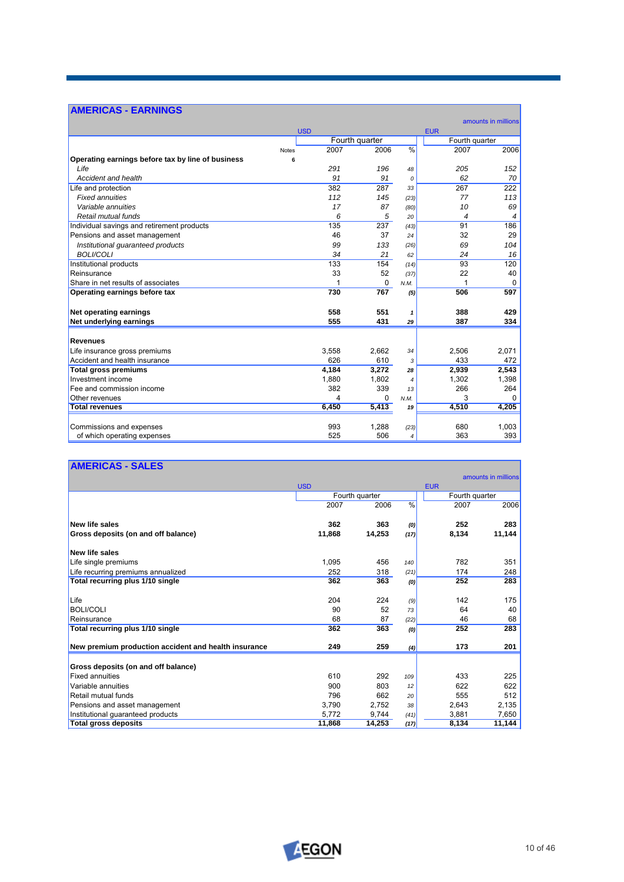## AMERICAS - EARNINGS

amounts in millions

| | Notes | USD Fourth quarter 2007 | USD Fourth quarter 2006 | % | EUR Fourth quarter 2007 | EUR Fourth quarter 2006 |
|---|---|---|---|---|---|---|
| **Operating earnings before tax by line of business** | 6 | | | | | |
| *Life* | | *291* | *196* | *48* | *205* | *152* |
| *Accident and health* | | *91* | *91* | *0* | *62* | *70* |
| Life and protection | | 382 | 287 | 33 | 267 | 222 |
| *Fixed annuities* | | *112* | *145* | *(23)* | *77* | *113* |
| *Variable annuities* | | *17* | *87* | *(80)* | *10* | *69* |
| *Retail mutual funds* | | *6* | *5* | *20* | *4* | *4* |
| Individual savings and retirement products | | 135 | 237 | (43) | 91 | 186 |
| Pensions and asset management | | 46 | 37 | 24 | 32 | 29 |
| *Institutional guaranteed products* | | *99* | *133* | *(26)* | *69* | *104* |
| *BOLI/COLI* | | *34* | *21* | *62* | *24* | *16* |
| Institutional products | | 133 | 154 | (14) | 93 | 120 |
| Reinsurance | | 33 | 52 | (37) | 22 | 40 |
| Share in net results of associates | | 1 | 0 | N.M. | 1 | 0 |
| **Operating earnings before tax** | | **730** | **767** | **(5)** | **506** | **597** |
| | | | | | | |
| **Net operating earnings** | | **558** | **551** | **1** | **388** | **429** |
| **Net underlying earnings** | | **555** | **431** | **29** | **387** | **334** |
| | | | | | | |
| **Revenues** | | | | | | |
| Life insurance gross premiums | | 3,558 | 2,662 | 34 | 2,506 | 2,071 |
| Accident and health insurance | | 626 | 610 | 3 | 433 | 472 |
| **Total gross premiums** | | **4,184** | **3,272** | **28** | **2,939** | **2,543** |
| Investment income | | 1,880 | 1,802 | 4 | 1,302 | 1,398 |
| Fee and commission income | | 382 | 339 | 13 | 266 | 264 |
| Other revenues | | 4 | 0 | N.M. | 3 | 0 |
| **Total revenues** | | **6,450** | **5,413** | **19** | **4,510** | **4,205** |
| | | | | | | |
| Commissions and expenses | | 993 | 1,288 | (23) | 680 | 1,003 |
| of which operating expenses | | 525 | 506 | 4 | 363 | 393 |

## AMERICAS - SALES

amounts in millions

| | USD Fourth quarter 2007 | USD Fourth quarter 2006 | % | EUR Fourth quarter 2007 | EUR Fourth quarter 2006 |
|---|---|---|---|---|---|
| **New life sales** | **362** | **363** | **(0)** | **252** | **283** |
| **Gross deposits (on and off balance)** | **11,868** | **14,253** | **(17)** | **8,134** | **11,144** |
| | | | | | |
| **New life sales** | | | | | |
| Life single premiums | 1,095 | 456 | 140 | 782 | 351 |
| Life recurring premiums annualized | 252 | 318 | (21) | 174 | 248 |
| **Total recurring plus 1/10 single** | **362** | **363** | **(0)** | **252** | **283** |
| | | | | | |
| Life | 204 | 224 | (9) | 142 | 175 |
| BOLI/COLI | 90 | 52 | 73 | 64 | 40 |
| Reinsurance | 68 | 87 | (22) | 46 | 68 |
| **Total recurring plus 1/10 single** | **362** | **363** | **(0)** | **252** | **283** |
| | | | | | |
| **New premium production accident and health insurance** | **249** | **259** | **(4)** | **173** | **201** |
| | | | | | |
| **Gross deposits (on and off balance)** | | | | | |
| Fixed annuities | 610 | 292 | 109 | 433 | 225 |
| Variable annuities | 900 | 803 | 12 | 622 | 622 |
| Retail mutual funds | 796 | 662 | 20 | 555 | 512 |
| Pensions and asset management | 3,790 | 2,752 | 38 | 2,643 | 2,135 |
| Institutional guaranteed products | 5,772 | 9,744 | (41) | 3,881 | 7,650 |
| **Total gross deposits** | **11,868** | **14,253** | **(17)** | **8,134** | **11,144** |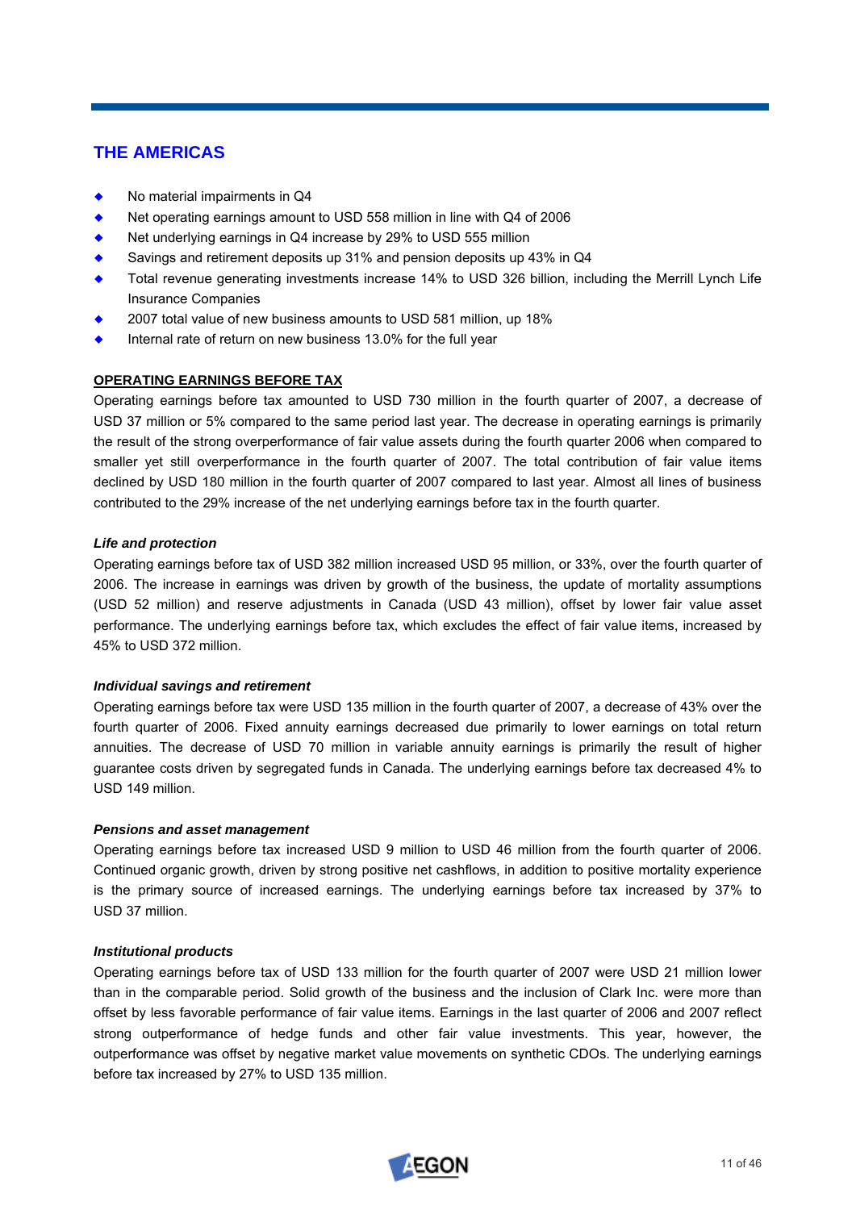## THE AMERICAS

- No material impairments in Q4
- Net operating earnings amount to USD 558 million in line with Q4 of 2006
- Net underlying earnings in Q4 increase by 29% to USD 555 million
- Savings and retirement deposits up 31% and pension deposits up 43% in Q4
- Total revenue generating investments increase 14% to USD 326 billion, including the Merrill Lynch Life Insurance Companies
- 2007 total value of new business amounts to USD 581 million, up 18%
- Internal rate of return on new business 13.0% for the full year

**OPERATING EARNINGS BEFORE TAX**

Operating earnings before tax amounted to USD 730 million in the fourth quarter of 2007, a decrease of USD 37 million or 5% compared to the same period last year. The decrease in operating earnings is primarily the result of the strong overperformance of fair value assets during the fourth quarter 2006 when compared to smaller yet still overperformance in the fourth quarter of 2007. The total contribution of fair value items declined by USD 180 million in the fourth quarter of 2007 compared to last year. Almost all lines of business contributed to the 29% increase of the net underlying earnings before tax in the fourth quarter.

***Life and protection***

Operating earnings before tax of USD 382 million increased USD 95 million, or 33%, over the fourth quarter of 2006. The increase in earnings was driven by growth of the business, the update of mortality assumptions (USD 52 million) and reserve adjustments in Canada (USD 43 million), offset by lower fair value asset performance. The underlying earnings before tax, which excludes the effect of fair value items, increased by 45% to USD 372 million.

***Individual savings and retirement***

Operating earnings before tax were USD 135 million in the fourth quarter of 2007, a decrease of 43% over the fourth quarter of 2006. Fixed annuity earnings decreased due primarily to lower earnings on total return annuities. The decrease of USD 70 million in variable annuity earnings is primarily the result of higher guarantee costs driven by segregated funds in Canada. The underlying earnings before tax decreased 4% to USD 149 million.

***Pensions and asset management***

Operating earnings before tax increased USD 9 million to USD 46 million from the fourth quarter of 2006. Continued organic growth, driven by strong positive net cashflows, in addition to positive mortality experience is the primary source of increased earnings. The underlying earnings before tax increased by 37% to USD 37 million.

***Institutional products***

Operating earnings before tax of USD 133 million for the fourth quarter of 2007 were USD 21 million lower than in the comparable period. Solid growth of the business and the inclusion of Clark Inc. were more than offset by less favorable performance of fair value items. Earnings in the last quarter of 2006 and 2007 reflect strong outperformance of hedge funds and other fair value investments. This year, however, the outperformance was offset by negative market value movements on synthetic CDOs. The underlying earnings before tax increased by 27% to USD 135 million.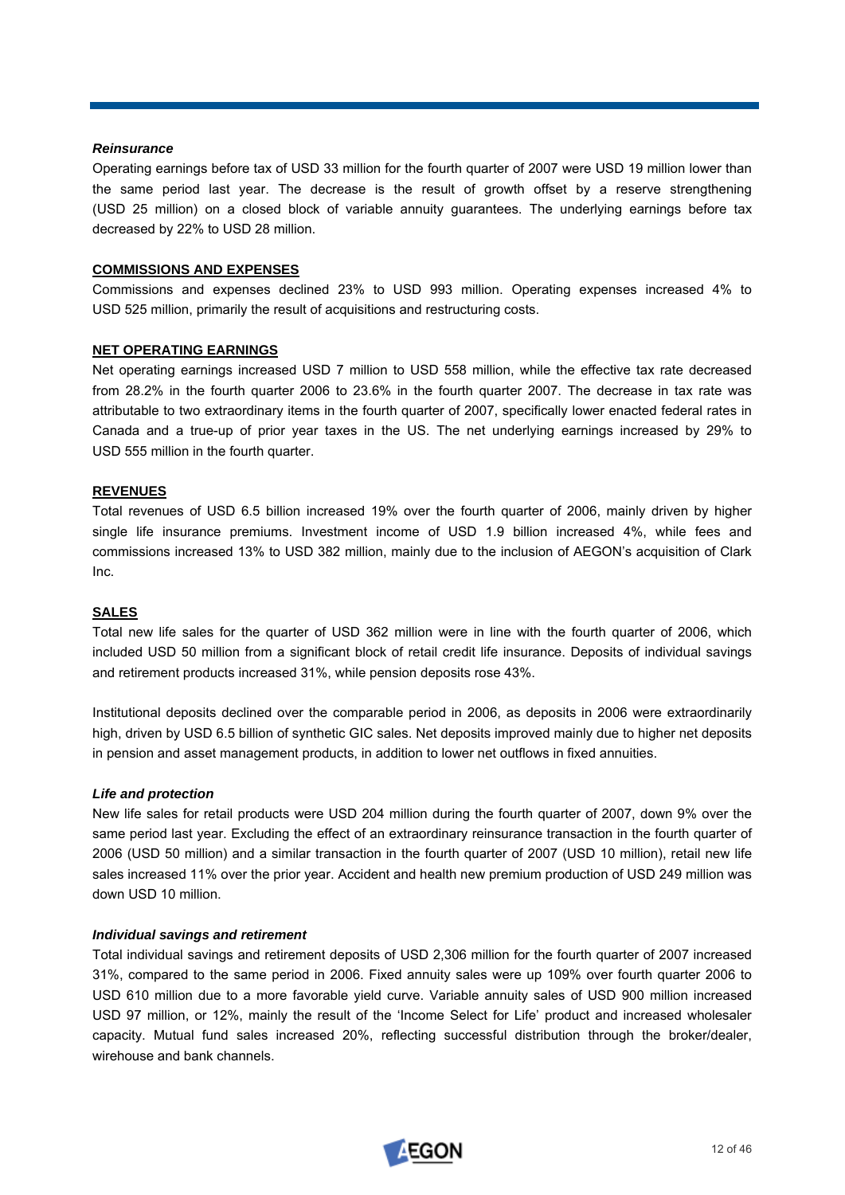***Reinsurance***

Operating earnings before tax of USD 33 million for the fourth quarter of 2007 were USD 19 million lower than the same period last year. The decrease is the result of growth offset by a reserve strengthening (USD 25 million) on a closed block of variable annuity guarantees. The underlying earnings before tax decreased by 22% to USD 28 million.

**COMMISSIONS AND EXPENSES**

Commissions and expenses declined 23% to USD 993 million. Operating expenses increased 4% to USD 525 million, primarily the result of acquisitions and restructuring costs.

**NET OPERATING EARNINGS**

Net operating earnings increased USD 7 million to USD 558 million, while the effective tax rate decreased from 28.2% in the fourth quarter 2006 to 23.6% in the fourth quarter 2007. The decrease in tax rate was attributable to two extraordinary items in the fourth quarter of 2007, specifically lower enacted federal rates in Canada and a true-up of prior year taxes in the US. The net underlying earnings increased by 29% to USD 555 million in the fourth quarter.

**REVENUES**

Total revenues of USD 6.5 billion increased 19% over the fourth quarter of 2006, mainly driven by higher single life insurance premiums. Investment income of USD 1.9 billion increased 4%, while fees and commissions increased 13% to USD 382 million, mainly due to the inclusion of AEGON's acquisition of Clark Inc.

**SALES**

Total new life sales for the quarter of USD 362 million were in line with the fourth quarter of 2006, which included USD 50 million from a significant block of retail credit life insurance. Deposits of individual savings and retirement products increased 31%, while pension deposits rose 43%.

Institutional deposits declined over the comparable period in 2006, as deposits in 2006 were extraordinarily high, driven by USD 6.5 billion of synthetic GIC sales. Net deposits improved mainly due to higher net deposits in pension and asset management products, in addition to lower net outflows in fixed annuities.

***Life and protection***

New life sales for retail products were USD 204 million during the fourth quarter of 2007, down 9% over the same period last year. Excluding the effect of an extraordinary reinsurance transaction in the fourth quarter of 2006 (USD 50 million) and a similar transaction in the fourth quarter of 2007 (USD 10 million), retail new life sales increased 11% over the prior year. Accident and health new premium production of USD 249 million was down USD 10 million.

***Individual savings and retirement***

Total individual savings and retirement deposits of USD 2,306 million for the fourth quarter of 2007 increased 31%, compared to the same period in 2006. Fixed annuity sales were up 109% over fourth quarter 2006 to USD 610 million due to a more favorable yield curve. Variable annuity sales of USD 900 million increased USD 97 million, or 12%, mainly the result of the 'Income Select for Life' product and increased wholesaler capacity. Mutual fund sales increased 20%, reflecting successful distribution through the broker/dealer, wirehouse and bank channels.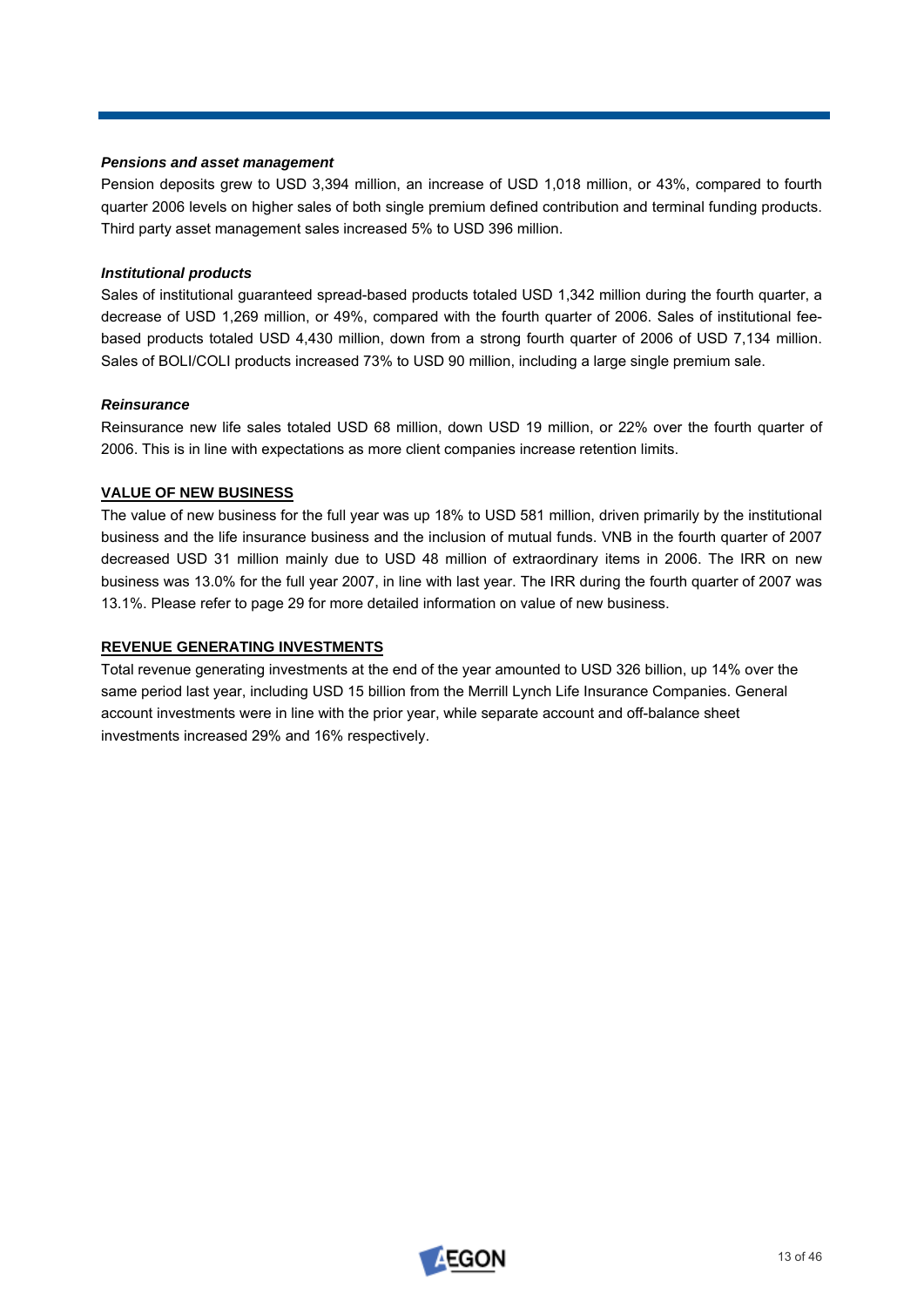***Pensions and asset management***

Pension deposits grew to USD 3,394 million, an increase of USD 1,018 million, or 43%, compared to fourth quarter 2006 levels on higher sales of both single premium defined contribution and terminal funding products. Third party asset management sales increased 5% to USD 396 million.

***Institutional products***

Sales of institutional guaranteed spread-based products totaled USD 1,342 million during the fourth quarter, a decrease of USD 1,269 million, or 49%, compared with the fourth quarter of 2006. Sales of institutional fee-based products totaled USD 4,430 million, down from a strong fourth quarter of 2006 of USD 7,134 million. Sales of BOLI/COLI products increased 73% to USD 90 million, including a large single premium sale.

***Reinsurance***

Reinsurance new life sales totaled USD 68 million, down USD 19 million, or 22% over the fourth quarter of 2006. This is in line with expectations as more client companies increase retention limits.

## VALUE OF NEW BUSINESS

The value of new business for the full year was up 18% to USD 581 million, driven primarily by the institutional business and the life insurance business and the inclusion of mutual funds. VNB in the fourth quarter of 2007 decreased USD 31 million mainly due to USD 48 million of extraordinary items in 2006. The IRR on new business was 13.0% for the full year 2007, in line with last year. The IRR during the fourth quarter of 2007 was 13.1%. Please refer to page 29 for more detailed information on value of new business.

## REVENUE GENERATING INVESTMENTS

Total revenue generating investments at the end of the year amounted to USD 326 billion, up 14% over the same period last year, including USD 15 billion from the Merrill Lynch Life Insurance Companies. General account investments were in line with the prior year, while separate account and off-balance sheet investments increased 29% and 16% respectively.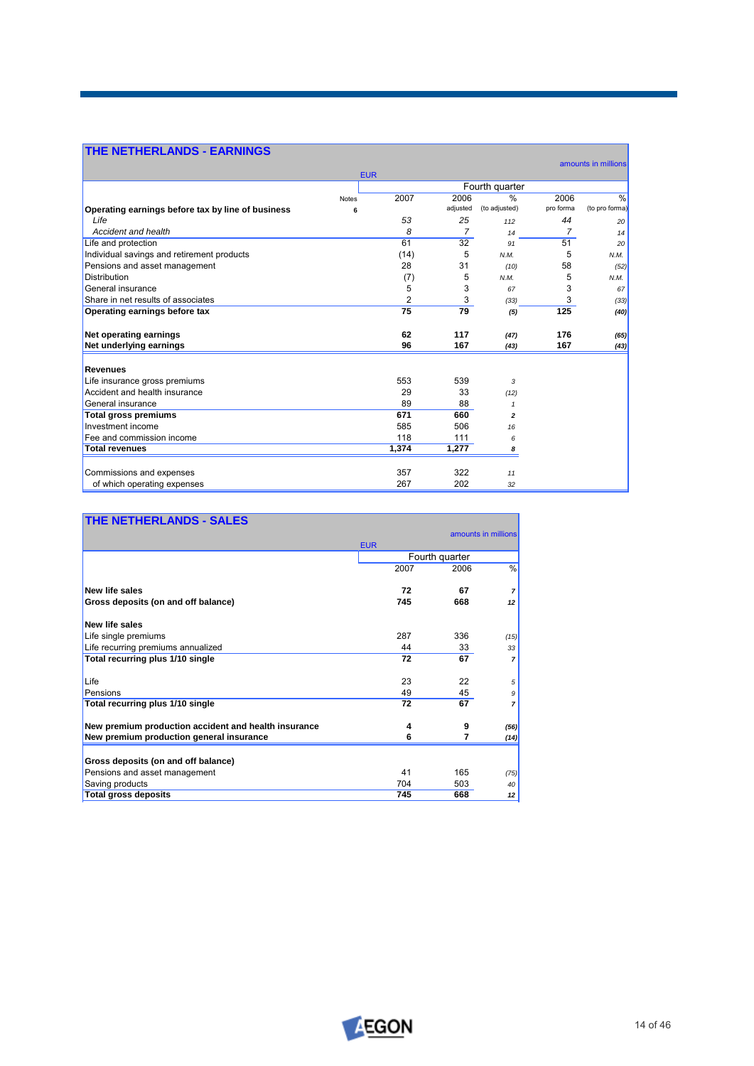## THE NETHERLANDS - EARNINGS

amounts in millions

| EUR | Notes | Fourth quarter 2007 | 2006 adjusted | % (to adjusted) | 2006 pro forma | % (to pro forma) |
|---|---|---|---|---|---|---|
| **Operating earnings before tax by line of business** | 6 | | | | | |
| *Life* | | *53* | *25* | *112* | *44* | *20* |
| *Accident and health* | | *8* | *7* | *14* | *7* | *14* |
| Life and protection | | 61 | 32 | *91* | 51 | *20* |
| Individual savings and retirement products | | (14) | 5 | *N.M.* | 5 | *N.M.* |
| Pensions and asset management | | 28 | 31 | *(10)* | 58 | *(52)* |
| Distribution | | (7) | 5 | *N.M.* | 5 | *N.M.* |
| General insurance | | 5 | 3 | *67* | 3 | *67* |
| Share in net results of associates | | 2 | 3 | *(33)* | 3 | *(33)* |
| **Operating earnings before tax** | | **75** | **79** | ***(5)*** | **125** | ***(40)*** |
| | | | | | | |
| **Net operating earnings** | | **62** | **117** | ***(47)*** | **176** | ***(65)*** |
| **Net underlying earnings** | | **96** | **167** | ***(43)*** | **167** | ***(43)*** |
| | | | | | | |
| **Revenues** | | | | | | |
| Life insurance gross premiums | | 553 | 539 | *3* | | |
| Accident and health insurance | | 29 | 33 | *(12)* | | |
| General insurance | | 89 | 88 | *1* | | |
| **Total gross premiums** | | **671** | **660** | ***2*** | | |
| Investment income | | 585 | 506 | *16* | | |
| Fee and commission income | | 118 | 111 | *6* | | |
| **Total revenues** | | **1,374** | **1,277** | ***8*** | | |
| | | | | | | |
| Commissions and expenses | | 357 | 322 | *11* | | |
| of which operating expenses | | 267 | 202 | *32* | | |

## THE NETHERLANDS - SALES

amounts in millions

| EUR | Fourth quarter 2007 | 2006 | % |
|---|---|---|---|
| **New life sales** | **72** | **67** | ***7*** |
| **Gross deposits (on and off balance)** | **745** | **668** | ***12*** |
| | | | |
| **New life sales** | | | |
| Life single premiums | 287 | 336 | *(15)* |
| Life recurring premiums annualized | 44 | 33 | *33* |
| **Total recurring plus 1/10 single** | **72** | **67** | ***7*** |
| | | | |
| Life | 23 | 22 | *5* |
| Pensions | 49 | 45 | *9* |
| **Total recurring plus 1/10 single** | **72** | **67** | ***7*** |
| | | | |
| **New premium production accident and health insurance** | **4** | **9** | ***(56)*** |
| **New premium production general insurance** | **6** | **7** | ***(14)*** |
| | | | |
| **Gross deposits (on and off balance)** | | | |
| Pensions and asset management | 41 | 165 | *(75)* |
| Saving products | 704 | 503 | *40* |
| **Total gross deposits** | **745** | **668** | ***12*** |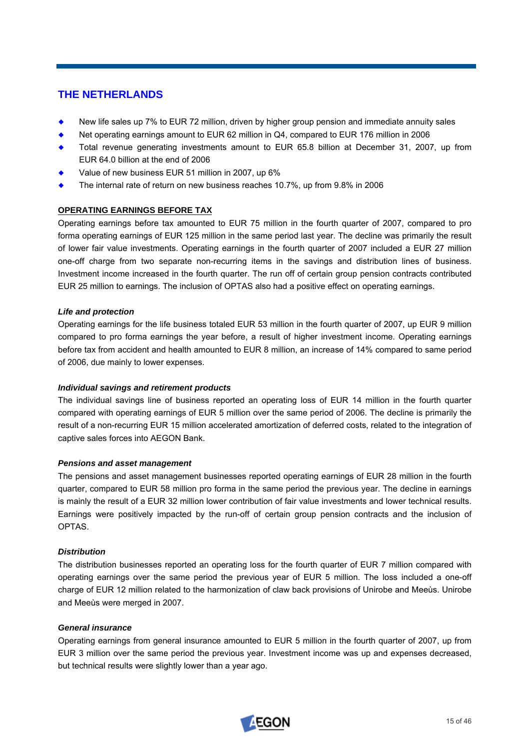## THE NETHERLANDS

- New life sales up 7% to EUR 72 million, driven by higher group pension and immediate annuity sales
- Net operating earnings amount to EUR 62 million in Q4, compared to EUR 176 million in 2006
- Total revenue generating investments amount to EUR 65.8 billion at December 31, 2007, up from EUR 64.0 billion at the end of 2006
- Value of new business EUR 51 million in 2007, up 6%
- The internal rate of return on new business reaches 10.7%, up from 9.8% in 2006

### OPERATING EARNINGS BEFORE TAX

Operating earnings before tax amounted to EUR 75 million in the fourth quarter of 2007, compared to pro forma operating earnings of EUR 125 million in the same period last year. The decline was primarily the result of lower fair value investments. Operating earnings in the fourth quarter of 2007 included a EUR 27 million one-off charge from two separate non-recurring items in the savings and distribution lines of business. Investment income increased in the fourth quarter. The run off of certain group pension contracts contributed EUR 25 million to earnings. The inclusion of OPTAS also had a positive effect on operating earnings.

***Life and protection***

Operating earnings for the life business totaled EUR 53 million in the fourth quarter of 2007, up EUR 9 million compared to pro forma earnings the year before, a result of higher investment income. Operating earnings before tax from accident and health amounted to EUR 8 million, an increase of 14% compared to same period of 2006, due mainly to lower expenses.

***Individual savings and retirement products***

The individual savings line of business reported an operating loss of EUR 14 million in the fourth quarter compared with operating earnings of EUR 5 million over the same period of 2006. The decline is primarily the result of a non-recurring EUR 15 million accelerated amortization of deferred costs, related to the integration of captive sales forces into AEGON Bank.

***Pensions and asset management***

The pensions and asset management businesses reported operating earnings of EUR 28 million in the fourth quarter, compared to EUR 58 million pro forma in the same period the previous year. The decline in earnings is mainly the result of a EUR 32 million lower contribution of fair value investments and lower technical results. Earnings were positively impacted by the run-off of certain group pension contracts and the inclusion of OPTAS.

***Distribution***

The distribution businesses reported an operating loss for the fourth quarter of EUR 7 million compared with operating earnings over the same period the previous year of EUR 5 million. The loss included a one-off charge of EUR 12 million related to the harmonization of claw back provisions of Unirobe and Meeùs. Unirobe and Meeùs were merged in 2007.

***General insurance***

Operating earnings from general insurance amounted to EUR 5 million in the fourth quarter of 2007, up from EUR 3 million over the same period the previous year. Investment income was up and expenses decreased, but technical results were slightly lower than a year ago.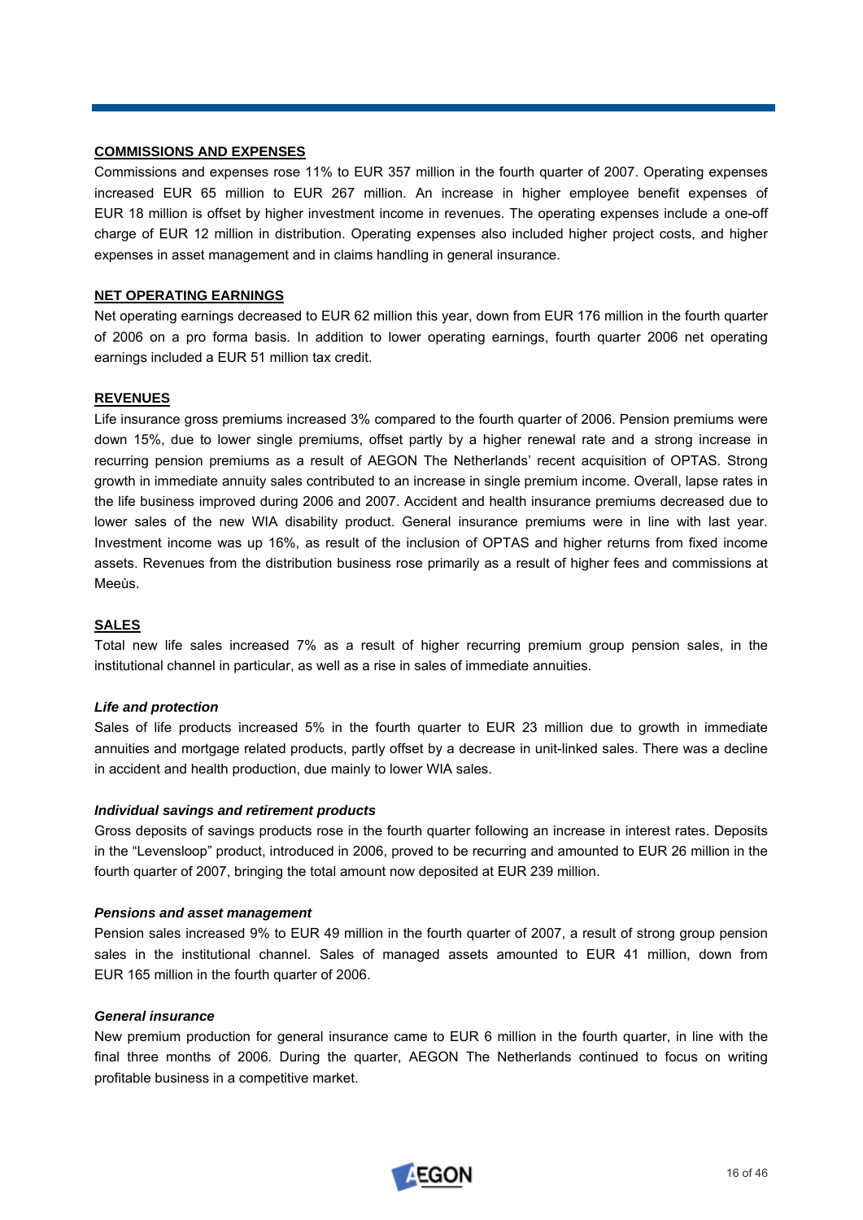## COMMISSIONS AND EXPENSES

Commissions and expenses rose 11% to EUR 357 million in the fourth quarter of 2007. Operating expenses increased EUR 65 million to EUR 267 million. An increase in higher employee benefit expenses of EUR 18 million is offset by higher investment income in revenues. The operating expenses include a one-off charge of EUR 12 million in distribution. Operating expenses also included higher project costs, and higher expenses in asset management and in claims handling in general insurance.

## NET OPERATING EARNINGS

Net operating earnings decreased to EUR 62 million this year, down from EUR 176 million in the fourth quarter of 2006 on a pro forma basis. In addition to lower operating earnings, fourth quarter 2006 net operating earnings included a EUR 51 million tax credit.

## REVENUES

Life insurance gross premiums increased 3% compared to the fourth quarter of 2006. Pension premiums were down 15%, due to lower single premiums, offset partly by a higher renewal rate and a strong increase in recurring pension premiums as a result of AEGON The Netherlands' recent acquisition of OPTAS. Strong growth in immediate annuity sales contributed to an increase in single premium income. Overall, lapse rates in the life business improved during 2006 and 2007. Accident and health insurance premiums decreased due to lower sales of the new WIA disability product. General insurance premiums were in line with last year. Investment income was up 16%, as result of the inclusion of OPTAS and higher returns from fixed income assets. Revenues from the distribution business rose primarily as a result of higher fees and commissions at Meeùs.

## SALES

Total new life sales increased 7% as a result of higher recurring premium group pension sales, in the institutional channel in particular, as well as a rise in sales of immediate annuities.

### *Life and protection*

Sales of life products increased 5% in the fourth quarter to EUR 23 million due to growth in immediate annuities and mortgage related products, partly offset by a decrease in unit-linked sales. There was a decline in accident and health production, due mainly to lower WIA sales.

### *Individual savings and retirement products*

Gross deposits of savings products rose in the fourth quarter following an increase in interest rates. Deposits in the "Levensloop" product, introduced in 2006, proved to be recurring and amounted to EUR 26 million in the fourth quarter of 2007, bringing the total amount now deposited at EUR 239 million.

### *Pensions and asset management*

Pension sales increased 9% to EUR 49 million in the fourth quarter of 2007, a result of strong group pension sales in the institutional channel. Sales of managed assets amounted to EUR 41 million, down from EUR 165 million in the fourth quarter of 2006.

### *General insurance*

New premium production for general insurance came to EUR 6 million in the fourth quarter, in line with the final three months of 2006. During the quarter, AEGON The Netherlands continued to focus on writing profitable business in a competitive market.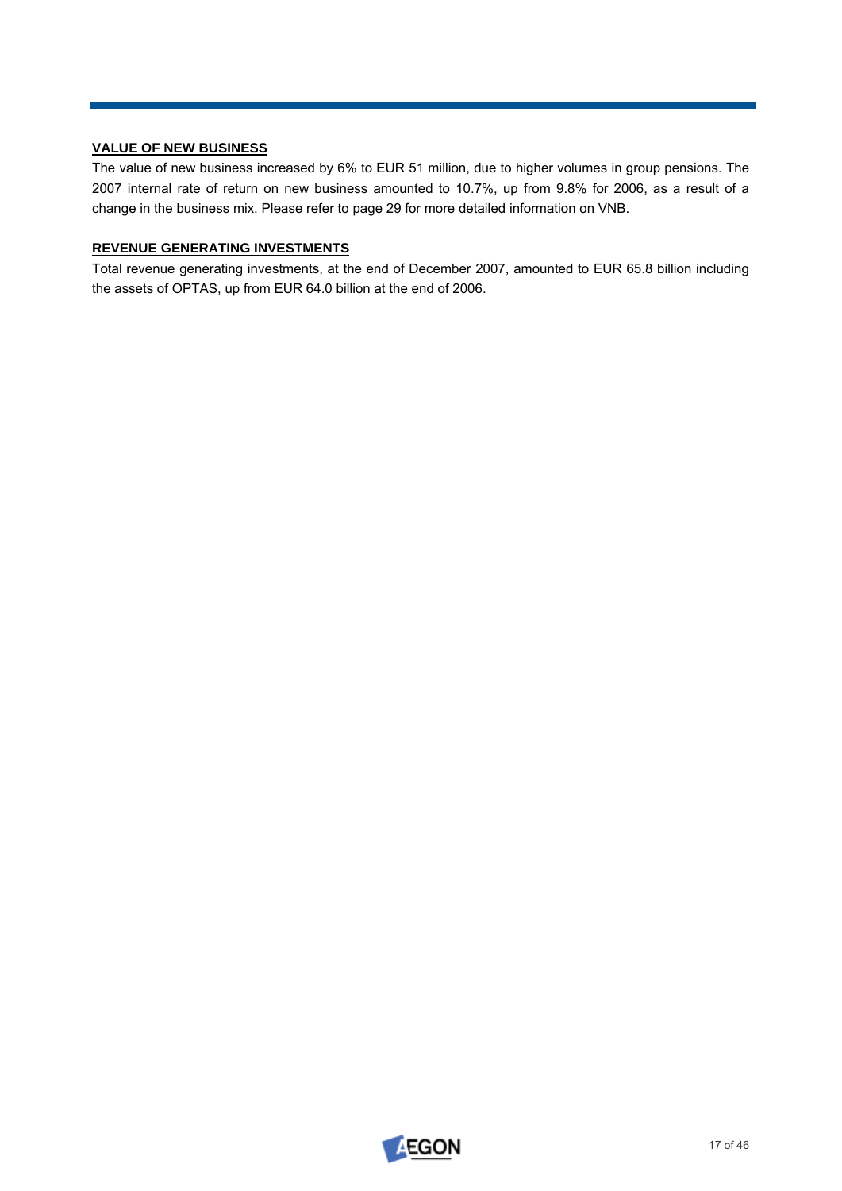## VALUE OF NEW BUSINESS

The value of new business increased by 6% to EUR 51 million, due to higher volumes in group pensions. The 2007 internal rate of return on new business amounted to 10.7%, up from 9.8% for 2006, as a result of a change in the business mix. Please refer to page 29 for more detailed information on VNB.

## REVENUE GENERATING INVESTMENTS

Total revenue generating investments, at the end of December 2007, amounted to EUR 65.8 billion including the assets of OPTAS, up from EUR 64.0 billion at the end of 2006.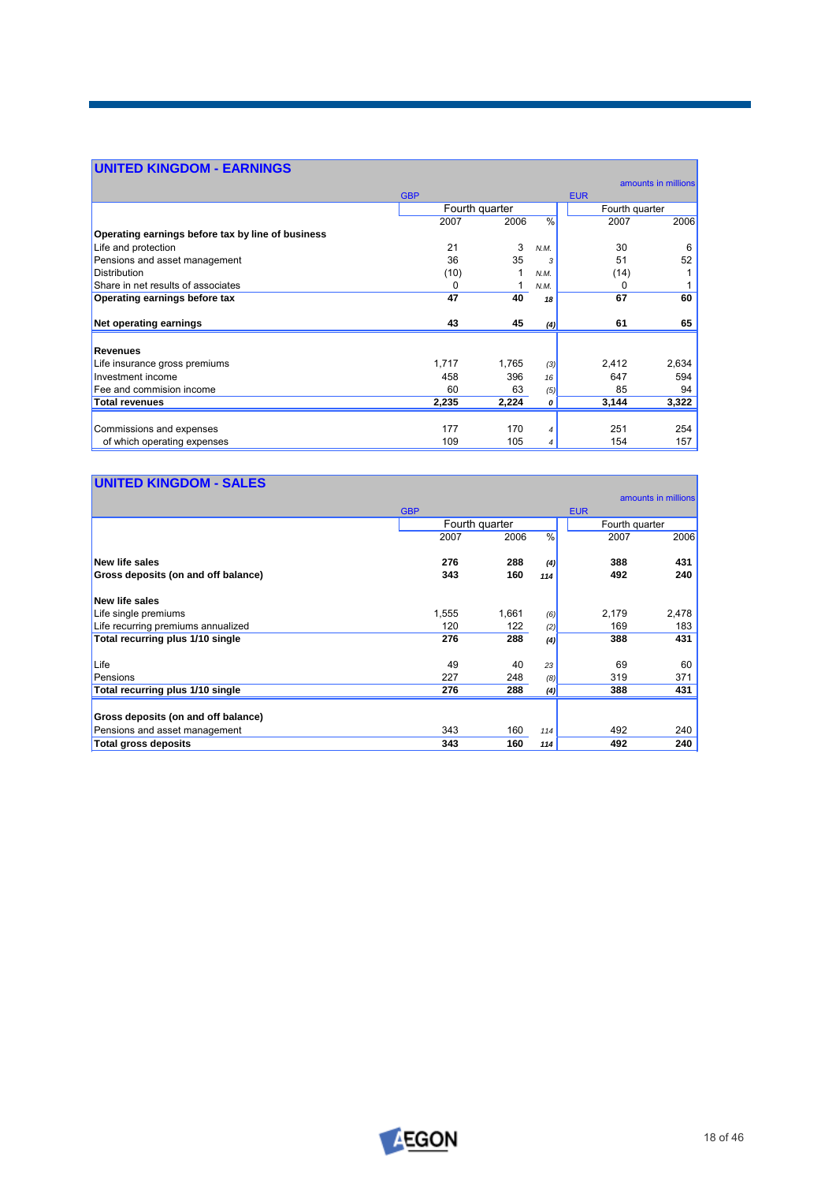## UNITED KINGDOM - EARNINGS

amounts in millions

| | GBP | | | EUR | |
|---|---|---|---|---|---|
| | Fourth quarter | | | Fourth quarter | |
| | 2007 | 2006 | % | 2007 | 2006 |
| **Operating earnings before tax by line of business** | | | | | |
| Life and protection | 21 | 3 | *N.M.* | 30 | 6 |
| Pensions and asset management | 36 | 35 | *3* | 51 | 52 |
| Distribution | (10) | 1 | *N.M.* | (14) | 1 |
| Share in net results of associates | 0 | 1 | *N.M.* | 0 | 1 |
| **Operating earnings before tax** | **47** | **40** | ***18*** | **67** | **60** |
| | | | | | |
| **Net operating earnings** | **43** | **45** | ***(4)*** | **61** | **65** |
| | | | | | |
| **Revenues** | | | | | |
| Life insurance gross premiums | 1,717 | 1,765 | *(3)* | 2,412 | 2,634 |
| Investment income | 458 | 396 | *16* | 647 | 594 |
| Fee and commision income | 60 | 63 | *(5)* | 85 | 94 |
| **Total revenues** | **2,235** | **2,224** | ***0*** | **3,144** | **3,322** |
| | | | | | |
| Commissions and expenses | 177 | 170 | *4* | 251 | 254 |
| of which operating expenses | 109 | 105 | *4* | 154 | 157 |

## UNITED KINGDOM - SALES

amounts in millions

| | GBP | | | EUR | |
|---|---|---|---|---|---|
| | Fourth quarter | | | Fourth quarter | |
| | 2007 | 2006 | % | 2007 | 2006 |
| **New life sales** | **276** | **288** | ***(4)*** | **388** | **431** |
| **Gross deposits (on and off balance)** | **343** | **160** | ***114*** | **492** | **240** |
| | | | | | |
| **New life sales** | | | | | |
| Life single premiums | 1,555 | 1,661 | *(6)* | 2,179 | 2,478 |
| Life recurring premiums annualized | 120 | 122 | *(2)* | 169 | 183 |
| **Total recurring plus 1/10 single** | **276** | **288** | ***(4)*** | **388** | **431** |
| | | | | | |
| Life | 49 | 40 | *23* | 69 | 60 |
| Pensions | 227 | 248 | *(8)* | 319 | 371 |
| **Total recurring plus 1/10 single** | **276** | **288** | ***(4)*** | **388** | **431** |
| | | | | | |
| **Gross deposits (on and off balance)** | | | | | |
| Pensions and asset management | 343 | 160 | *114* | 492 | 240 |
| **Total gross deposits** | **343** | **160** | ***114*** | **492** | **240** |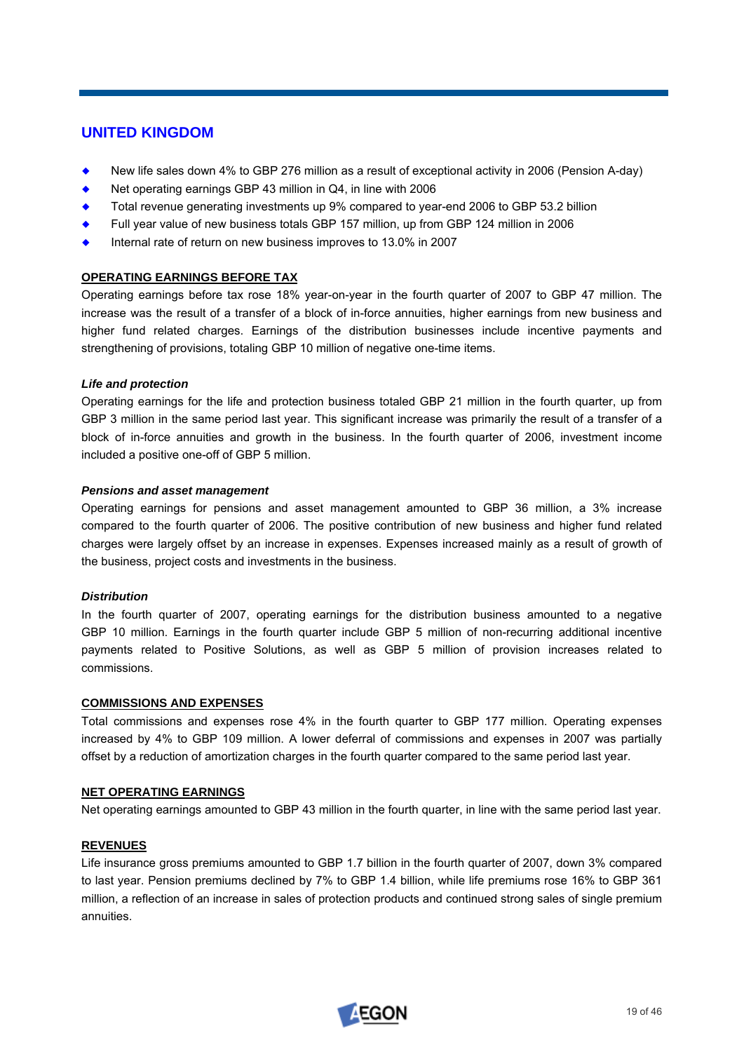## UNITED KINGDOM

- New life sales down 4% to GBP 276 million as a result of exceptional activity in 2006 (Pension A-day)
- Net operating earnings GBP 43 million in Q4, in line with 2006
- Total revenue generating investments up 9% compared to year-end 2006 to GBP 53.2 billion
- Full year value of new business totals GBP 157 million, up from GBP 124 million in 2006
- Internal rate of return on new business improves to 13.0% in 2007

### OPERATING EARNINGS BEFORE TAX

Operating earnings before tax rose 18% year-on-year in the fourth quarter of 2007 to GBP 47 million. The increase was the result of a transfer of a block of in-force annuities, higher earnings from new business and higher fund related charges. Earnings of the distribution businesses include incentive payments and strengthening of provisions, totaling GBP 10 million of negative one-time items.

#### *Life and protection*

Operating earnings for the life and protection business totaled GBP 21 million in the fourth quarter, up from GBP 3 million in the same period last year. This significant increase was primarily the result of a transfer of a block of in-force annuities and growth in the business. In the fourth quarter of 2006, investment income included a positive one-off of GBP 5 million.

#### *Pensions and asset management*

Operating earnings for pensions and asset management amounted to GBP 36 million, a 3% increase compared to the fourth quarter of 2006. The positive contribution of new business and higher fund related charges were largely offset by an increase in expenses. Expenses increased mainly as a result of growth of the business, project costs and investments in the business.

#### *Distribution*

In the fourth quarter of 2007, operating earnings for the distribution business amounted to a negative GBP 10 million. Earnings in the fourth quarter include GBP 5 million of non-recurring additional incentive payments related to Positive Solutions, as well as GBP 5 million of provision increases related to commissions.

### COMMISSIONS AND EXPENSES

Total commissions and expenses rose 4% in the fourth quarter to GBP 177 million. Operating expenses increased by 4% to GBP 109 million. A lower deferral of commissions and expenses in 2007 was partially offset by a reduction of amortization charges in the fourth quarter compared to the same period last year.

### NET OPERATING EARNINGS

Net operating earnings amounted to GBP 43 million in the fourth quarter, in line with the same period last year.

### REVENUES

Life insurance gross premiums amounted to GBP 1.7 billion in the fourth quarter of 2007, down 3% compared to last year. Pension premiums declined by 7% to GBP 1.4 billion, while life premiums rose 16% to GBP 361 million, a reflection of an increase in sales of protection products and continued strong sales of single premium annuities.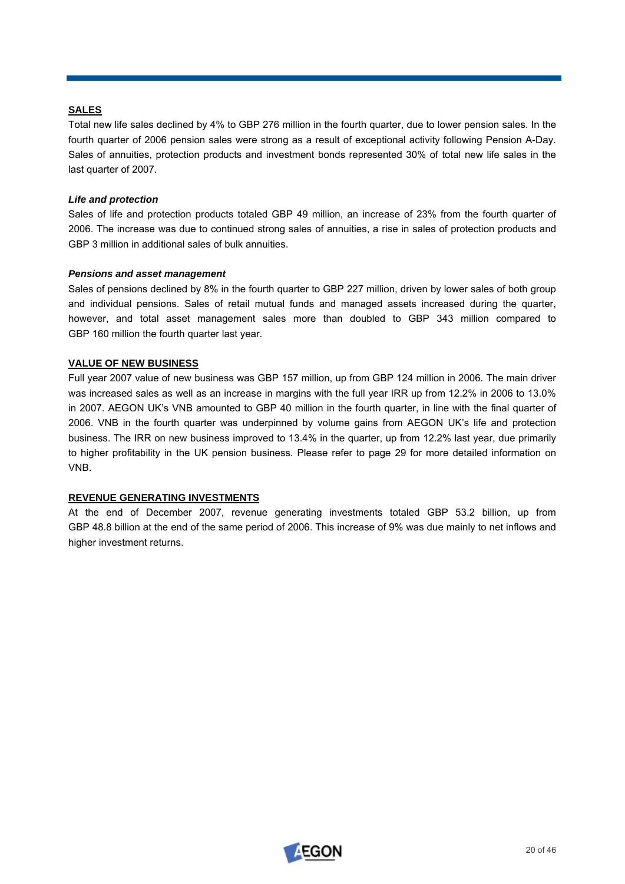## SALES

Total new life sales declined by 4% to GBP 276 million in the fourth quarter, due to lower pension sales. In the fourth quarter of 2006 pension sales were strong as a result of exceptional activity following Pension A-Day. Sales of annuities, protection products and investment bonds represented 30% of total new life sales in the last quarter of 2007.

### *Life and protection*

Sales of life and protection products totaled GBP 49 million, an increase of 23% from the fourth quarter of 2006. The increase was due to continued strong sales of annuities, a rise in sales of protection products and GBP 3 million in additional sales of bulk annuities.

### *Pensions and asset management*

Sales of pensions declined by 8% in the fourth quarter to GBP 227 million, driven by lower sales of both group and individual pensions. Sales of retail mutual funds and managed assets increased during the quarter, however, and total asset management sales more than doubled to GBP 343 million compared to GBP 160 million the fourth quarter last year.

## VALUE OF NEW BUSINESS

Full year 2007 value of new business was GBP 157 million, up from GBP 124 million in 2006. The main driver was increased sales as well as an increase in margins with the full year IRR up from 12.2% in 2006 to 13.0% in 2007. AEGON UK's VNB amounted to GBP 40 million in the fourth quarter, in line with the final quarter of 2006. VNB in the fourth quarter was underpinned by volume gains from AEGON UK's life and protection business. The IRR on new business improved to 13.4% in the quarter, up from 12.2% last year, due primarily to higher profitability in the UK pension business. Please refer to page 29 for more detailed information on VNB.

## REVENUE GENERATING INVESTMENTS

At the end of December 2007, revenue generating investments totaled GBP 53.2 billion, up from GBP 48.8 billion at the end of the same period of 2006. This increase of 9% was due mainly to net inflows and higher investment returns.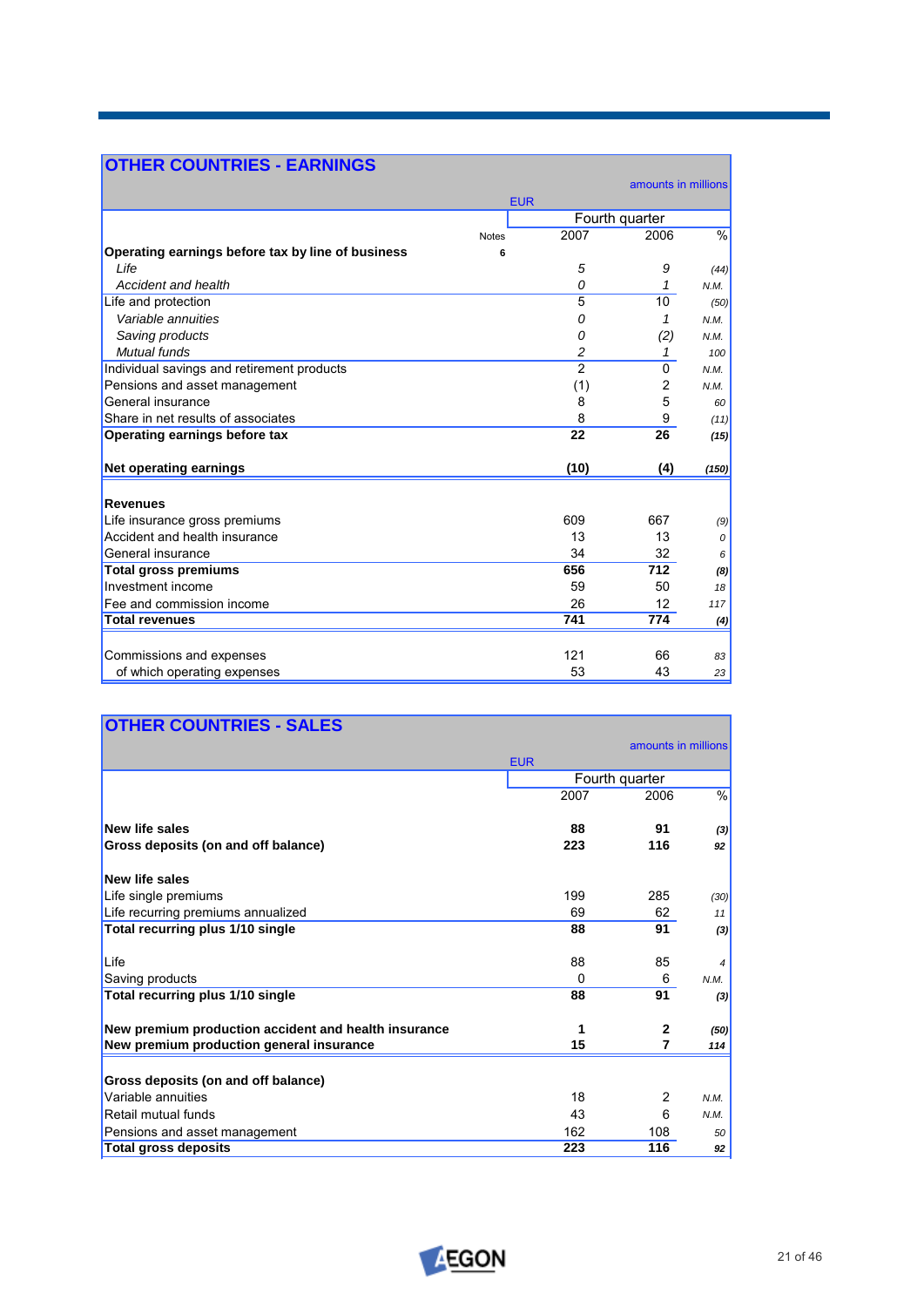## OTHER COUNTRIES - EARNINGS

amounts in millions

| EUR | Notes | Fourth quarter 2007 | Fourth quarter 2006 | % |
|---|---|---|---|---|
| **Operating earnings before tax by line of business** | 6 | | | |
| *Life* | | *5* | *9* | *(44)* |
| *Accident and health* | | *0* | *1* | *N.M.* |
| Life and protection | | 5 | 10 | *(50)* |
| *Variable annuities* | | *0* | *1* | *N.M.* |
| *Saving products* | | *0* | *(2)* | *N.M.* |
| *Mutual funds* | | *2* | *1* | *100* |
| Individual savings and retirement products | | 2 | 0 | *N.M.* |
| Pensions and asset management | | (1) | 2 | *N.M.* |
| General insurance | | 8 | 5 | *60* |
| Share in net results of associates | | 8 | 9 | *(11)* |
| **Operating earnings before tax** | | **22** | **26** | ***(15)*** |
| | | | | |
| **Net operating earnings** | | **(10)** | **(4)** | ***(150)*** |
| | | | | |
| **Revenues** | | | | |
| Life insurance gross premiums | | 609 | 667 | *(9)* |
| Accident and health insurance | | 13 | 13 | *0* |
| General insurance | | 34 | 32 | *6* |
| **Total gross premiums** | | **656** | **712** | ***(8)*** |
| Investment income | | 59 | 50 | *18* |
| Fee and commission income | | 26 | 12 | *117* |
| **Total revenues** | | **741** | **774** | ***(4)*** |
| | | | | |
| Commissions and expenses | | 121 | 66 | *83* |
| of which operating expenses | | 53 | 43 | *23* |

## OTHER COUNTRIES - SALES

amounts in millions

| EUR | Fourth quarter 2007 | Fourth quarter 2006 | % |
|---|---|---|---|
| **New life sales** | **88** | **91** | ***(3)*** |
| **Gross deposits (on and off balance)** | **223** | **116** | ***92*** |
| | | | |
| **New life sales** | | | |
| Life single premiums | 199 | 285 | *(30)* |
| Life recurring premiums annualized | 69 | 62 | *11* |
| **Total recurring plus 1/10 single** | **88** | **91** | ***(3)*** |
| | | | |
| Life | 88 | 85 | *4* |
| Saving products | 0 | 6 | *N.M.* |
| **Total recurring plus 1/10 single** | **88** | **91** | ***(3)*** |
| | | | |
| **New premium production accident and health insurance** | **1** | **2** | ***(50)*** |
| **New premium production general insurance** | **15** | **7** | ***114*** |
| | | | |
| **Gross deposits (on and off balance)** | | | |
| Variable annuities | 18 | 2 | *N.M.* |
| Retail mutual funds | 43 | 6 | *N.M.* |
| Pensions and asset management | 162 | 108 | *50* |
| **Total gross deposits** | **223** | **116** | ***92*** |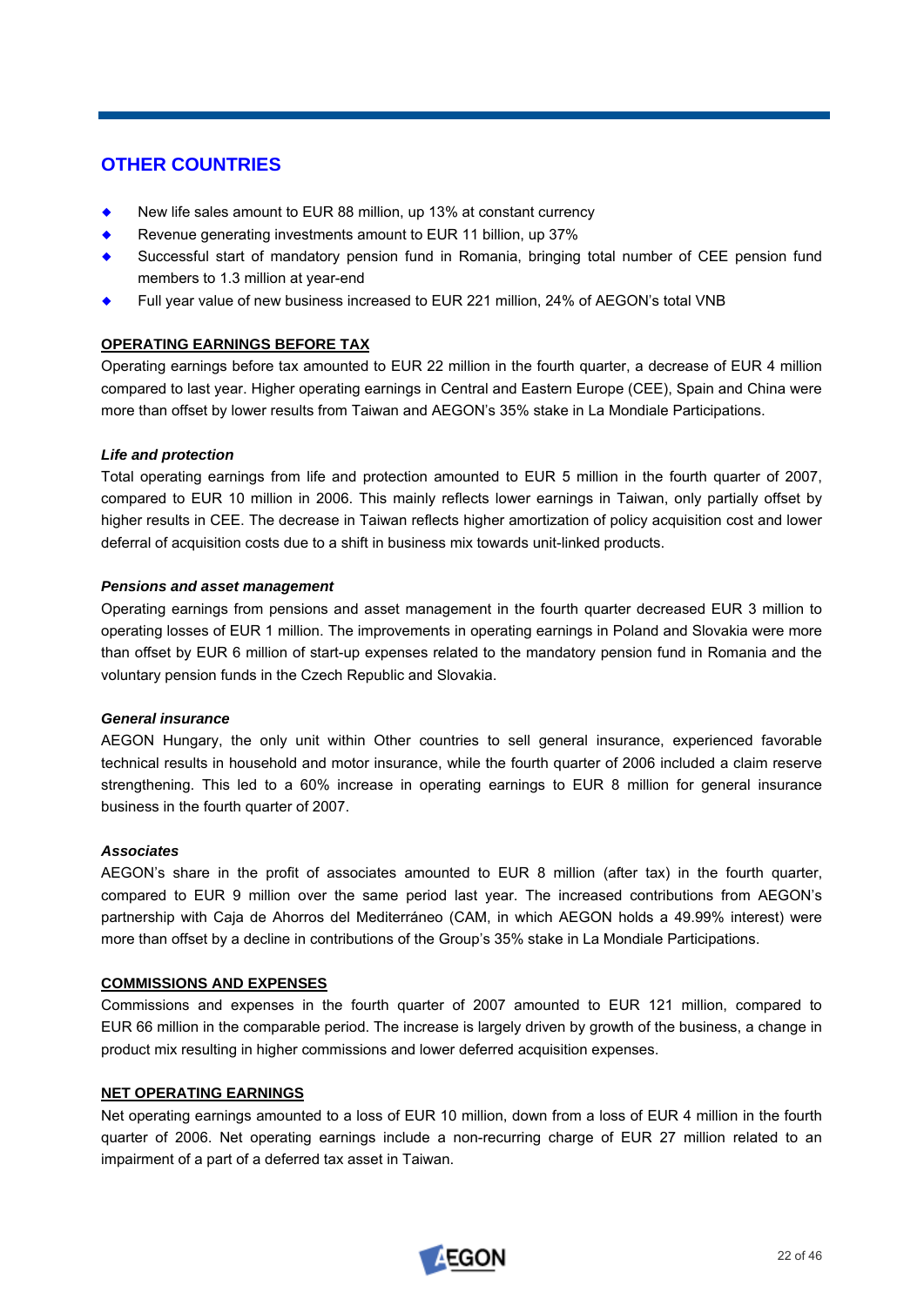## OTHER COUNTRIES

- New life sales amount to EUR 88 million, up 13% at constant currency
- Revenue generating investments amount to EUR 11 billion, up 37%
- Successful start of mandatory pension fund in Romania, bringing total number of CEE pension fund members to 1.3 million at year-end
- Full year value of new business increased to EUR 221 million, 24% of AEGON's total VNB

### OPERATING EARNINGS BEFORE TAX

Operating earnings before tax amounted to EUR 22 million in the fourth quarter, a decrease of EUR 4 million compared to last year. Higher operating earnings in Central and Eastern Europe (CEE), Spain and China were more than offset by lower results from Taiwan and AEGON's 35% stake in La Mondiale Participations.

***Life and protection***

Total operating earnings from life and protection amounted to EUR 5 million in the fourth quarter of 2007, compared to EUR 10 million in 2006. This mainly reflects lower earnings in Taiwan, only partially offset by higher results in CEE. The decrease in Taiwan reflects higher amortization of policy acquisition cost and lower deferral of acquisition costs due to a shift in business mix towards unit-linked products.

***Pensions and asset management***

Operating earnings from pensions and asset management in the fourth quarter decreased EUR 3 million to operating losses of EUR 1 million. The improvements in operating earnings in Poland and Slovakia were more than offset by EUR 6 million of start-up expenses related to the mandatory pension fund in Romania and the voluntary pension funds in the Czech Republic and Slovakia.

***General insurance***

AEGON Hungary, the only unit within Other countries to sell general insurance, experienced favorable technical results in household and motor insurance, while the fourth quarter of 2006 included a claim reserve strengthening. This led to a 60% increase in operating earnings to EUR 8 million for general insurance business in the fourth quarter of 2007.

***Associates***

AEGON's share in the profit of associates amounted to EUR 8 million (after tax) in the fourth quarter, compared to EUR 9 million over the same period last year. The increased contributions from AEGON's partnership with Caja de Ahorros del Mediterráneo (CAM, in which AEGON holds a 49.99% interest) were more than offset by a decline in contributions of the Group's 35% stake in La Mondiale Participations.

### COMMISSIONS AND EXPENSES

Commissions and expenses in the fourth quarter of 2007 amounted to EUR 121 million, compared to EUR 66 million in the comparable period. The increase is largely driven by growth of the business, a change in product mix resulting in higher commissions and lower deferred acquisition expenses.

### NET OPERATING EARNINGS

Net operating earnings amounted to a loss of EUR 10 million, down from a loss of EUR 4 million in the fourth quarter of 2006. Net operating earnings include a non-recurring charge of EUR 27 million related to an impairment of a part of a deferred tax asset in Taiwan.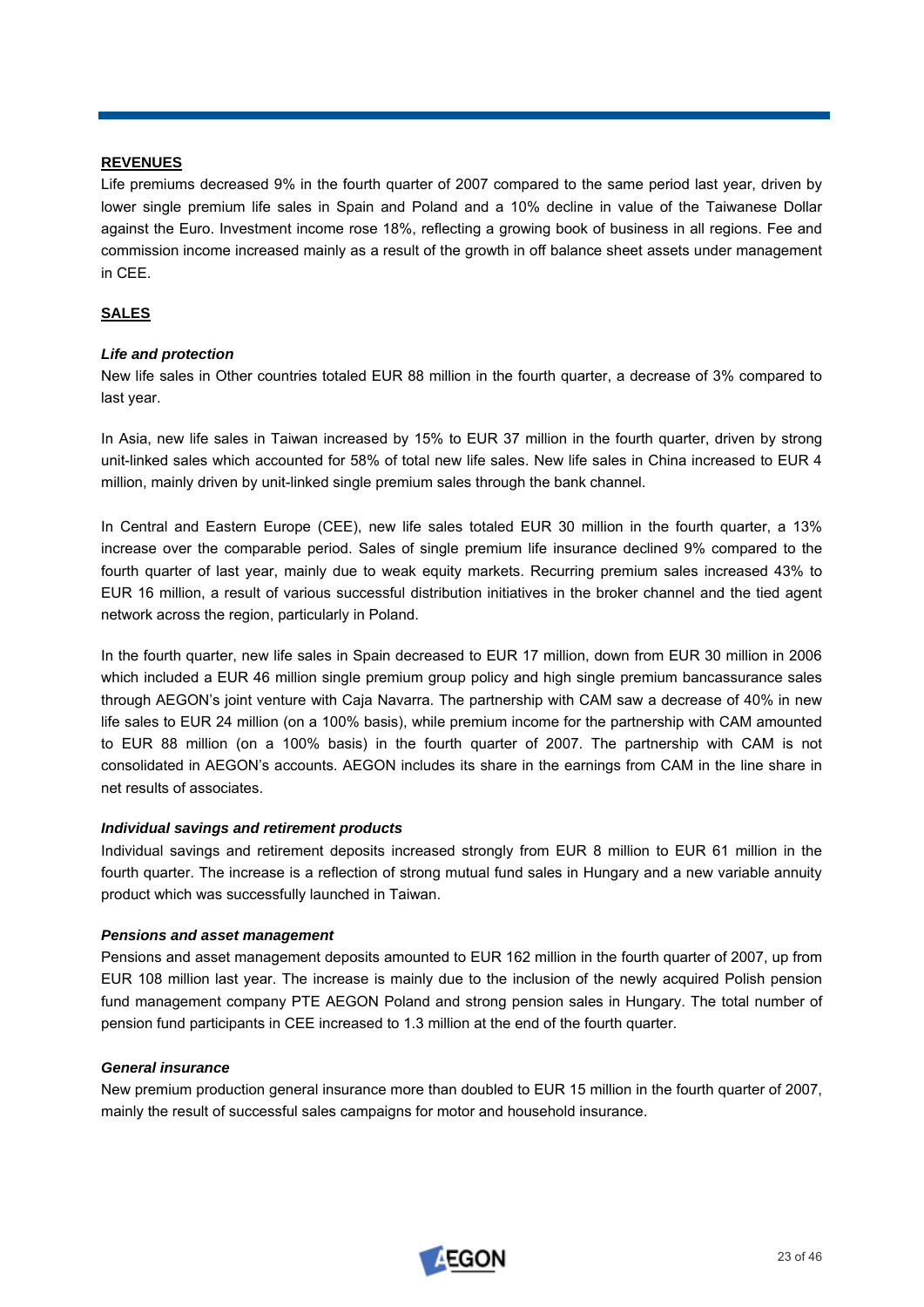## REVENUES

Life premiums decreased 9% in the fourth quarter of 2007 compared to the same period last year, driven by lower single premium life sales in Spain and Poland and a 10% decline in value of the Taiwanese Dollar against the Euro. Investment income rose 18%, reflecting a growing book of business in all regions. Fee and commission income increased mainly as a result of the growth in off balance sheet assets under management in CEE.

## SALES

### *Life and protection*

New life sales in Other countries totaled EUR 88 million in the fourth quarter, a decrease of 3% compared to last year.

In Asia, new life sales in Taiwan increased by 15% to EUR 37 million in the fourth quarter, driven by strong unit-linked sales which accounted for 58% of total new life sales. New life sales in China increased to EUR 4 million, mainly driven by unit-linked single premium sales through the bank channel.

In Central and Eastern Europe (CEE), new life sales totaled EUR 30 million in the fourth quarter, a 13% increase over the comparable period. Sales of single premium life insurance declined 9% compared to the fourth quarter of last year, mainly due to weak equity markets. Recurring premium sales increased 43% to EUR 16 million, a result of various successful distribution initiatives in the broker channel and the tied agent network across the region, particularly in Poland.

In the fourth quarter, new life sales in Spain decreased to EUR 17 million, down from EUR 30 million in 2006 which included a EUR 46 million single premium group policy and high single premium bancassurance sales through AEGON's joint venture with Caja Navarra. The partnership with CAM saw a decrease of 40% in new life sales to EUR 24 million (on a 100% basis), while premium income for the partnership with CAM amounted to EUR 88 million (on a 100% basis) in the fourth quarter of 2007. The partnership with CAM is not consolidated in AEGON's accounts. AEGON includes its share in the earnings from CAM in the line share in net results of associates.

### *Individual savings and retirement products*

Individual savings and retirement deposits increased strongly from EUR 8 million to EUR 61 million in the fourth quarter. The increase is a reflection of strong mutual fund sales in Hungary and a new variable annuity product which was successfully launched in Taiwan.

### *Pensions and asset management*

Pensions and asset management deposits amounted to EUR 162 million in the fourth quarter of 2007, up from EUR 108 million last year. The increase is mainly due to the inclusion of the newly acquired Polish pension fund management company PTE AEGON Poland and strong pension sales in Hungary. The total number of pension fund participants in CEE increased to 1.3 million at the end of the fourth quarter.

### *General insurance*

New premium production general insurance more than doubled to EUR 15 million in the fourth quarter of 2007, mainly the result of successful sales campaigns for motor and household insurance.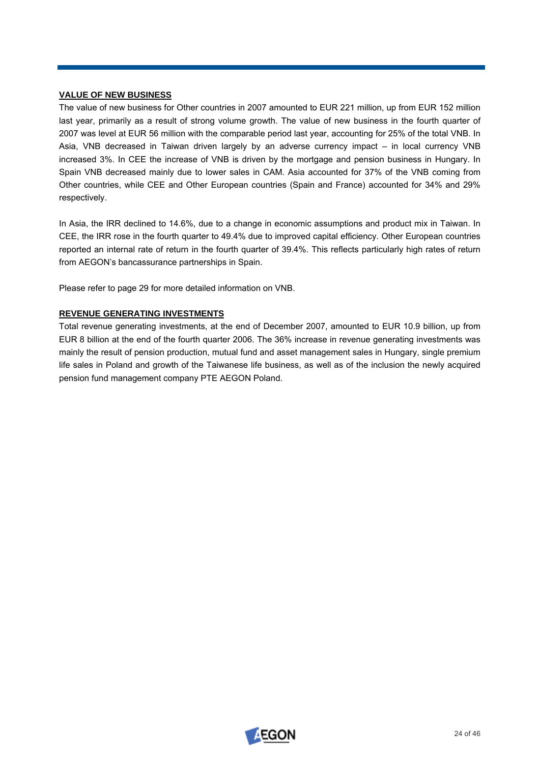## VALUE OF NEW BUSINESS

The value of new business for Other countries in 2007 amounted to EUR 221 million, up from EUR 152 million last year, primarily as a result of strong volume growth. The value of new business in the fourth quarter of 2007 was level at EUR 56 million with the comparable period last year, accounting for 25% of the total VNB. In Asia, VNB decreased in Taiwan driven largely by an adverse currency impact – in local currency VNB increased 3%. In CEE the increase of VNB is driven by the mortgage and pension business in Hungary. In Spain VNB decreased mainly due to lower sales in CAM. Asia accounted for 37% of the VNB coming from Other countries, while CEE and Other European countries (Spain and France) accounted for 34% and 29% respectively.

In Asia, the IRR declined to 14.6%, due to a change in economic assumptions and product mix in Taiwan. In CEE, the IRR rose in the fourth quarter to 49.4% due to improved capital efficiency. Other European countries reported an internal rate of return in the fourth quarter of 39.4%. This reflects particularly high rates of return from AEGON's bancassurance partnerships in Spain.

Please refer to page 29 for more detailed information on VNB.

## REVENUE GENERATING INVESTMENTS

Total revenue generating investments, at the end of December 2007, amounted to EUR 10.9 billion, up from EUR 8 billion at the end of the fourth quarter 2006. The 36% increase in revenue generating investments was mainly the result of pension production, mutual fund and asset management sales in Hungary, single premium life sales in Poland and growth of the Taiwanese life business, as well as of the inclusion the newly acquired pension fund management company PTE AEGON Poland.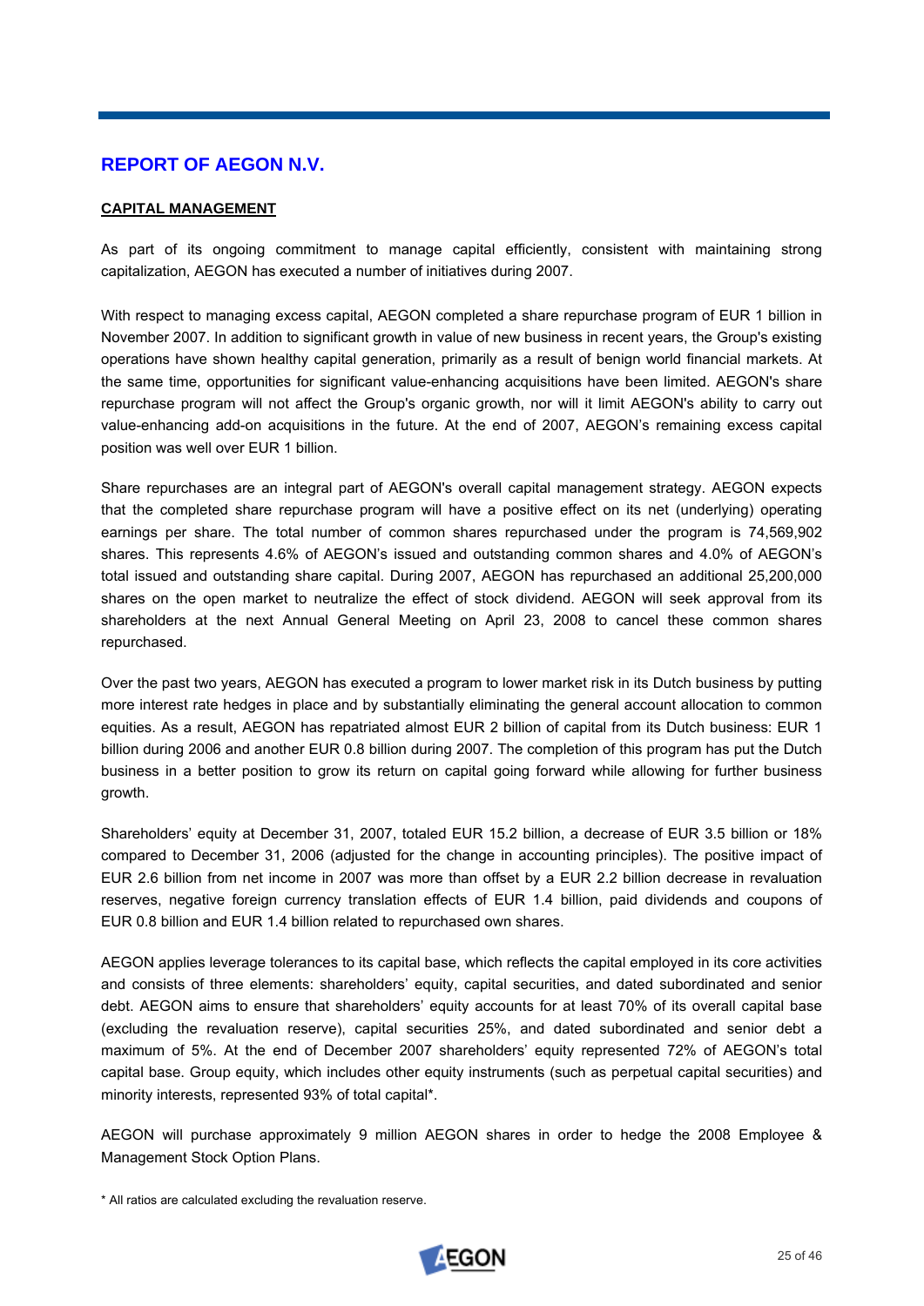# REPORT OF AEGON N.V.

## CAPITAL MANAGEMENT

As part of its ongoing commitment to manage capital efficiently, consistent with maintaining strong capitalization, AEGON has executed a number of initiatives during 2007.

With respect to managing excess capital, AEGON completed a share repurchase program of EUR 1 billion in November 2007. In addition to significant growth in value of new business in recent years, the Group's existing operations have shown healthy capital generation, primarily as a result of benign world financial markets. At the same time, opportunities for significant value-enhancing acquisitions have been limited. AEGON's share repurchase program will not affect the Group's organic growth, nor will it limit AEGON's ability to carry out value-enhancing add-on acquisitions in the future. At the end of 2007, AEGON's remaining excess capital position was well over EUR 1 billion.

Share repurchases are an integral part of AEGON's overall capital management strategy. AEGON expects that the completed share repurchase program will have a positive effect on its net (underlying) operating earnings per share. The total number of common shares repurchased under the program is 74,569,902 shares. This represents 4.6% of AEGON's issued and outstanding common shares and 4.0% of AEGON's total issued and outstanding share capital. During 2007, AEGON has repurchased an additional 25,200,000 shares on the open market to neutralize the effect of stock dividend. AEGON will seek approval from its shareholders at the next Annual General Meeting on April 23, 2008 to cancel these common shares repurchased.

Over the past two years, AEGON has executed a program to lower market risk in its Dutch business by putting more interest rate hedges in place and by substantially eliminating the general account allocation to common equities. As a result, AEGON has repatriated almost EUR 2 billion of capital from its Dutch business: EUR 1 billion during 2006 and another EUR 0.8 billion during 2007. The completion of this program has put the Dutch business in a better position to grow its return on capital going forward while allowing for further business growth.

Shareholders' equity at December 31, 2007, totaled EUR 15.2 billion, a decrease of EUR 3.5 billion or 18% compared to December 31, 2006 (adjusted for the change in accounting principles). The positive impact of EUR 2.6 billion from net income in 2007 was more than offset by a EUR 2.2 billion decrease in revaluation reserves, negative foreign currency translation effects of EUR 1.4 billion, paid dividends and coupons of EUR 0.8 billion and EUR 1.4 billion related to repurchased own shares.

AEGON applies leverage tolerances to its capital base, which reflects the capital employed in its core activities and consists of three elements: shareholders' equity, capital securities, and dated subordinated and senior debt. AEGON aims to ensure that shareholders' equity accounts for at least 70% of its overall capital base (excluding the revaluation reserve), capital securities 25%, and dated subordinated and senior debt a maximum of 5%. At the end of December 2007 shareholders' equity represented 72% of AEGON's total capital base. Group equity, which includes other equity instruments (such as perpetual capital securities) and minority interests, represented 93% of total capital*.

AEGON will purchase approximately 9 million AEGON shares in order to hedge the 2008 Employee & Management Stock Option Plans.

\* All ratios are calculated excluding the revaluation reserve.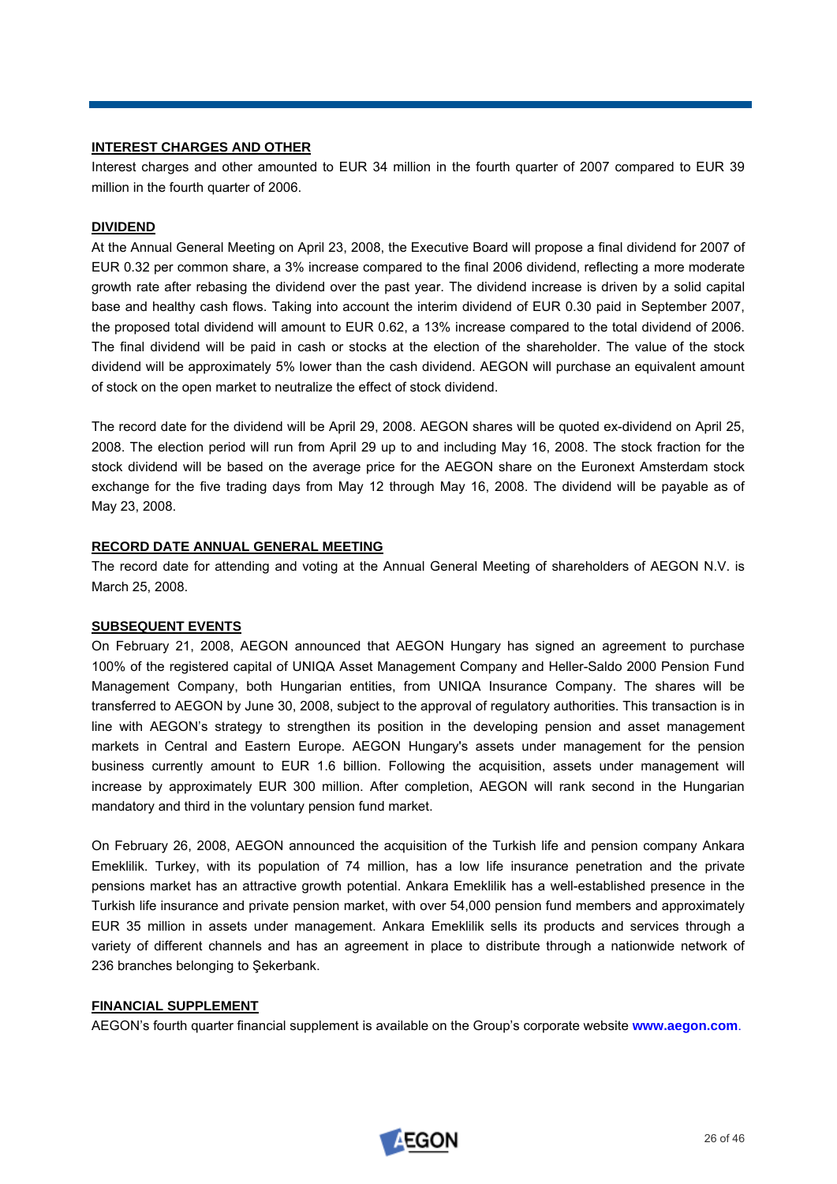### INTEREST CHARGES AND OTHER

Interest charges and other amounted to EUR 34 million in the fourth quarter of 2007 compared to EUR 39 million in the fourth quarter of 2006.

### DIVIDEND

At the Annual General Meeting on April 23, 2008, the Executive Board will propose a final dividend for 2007 of EUR 0.32 per common share, a 3% increase compared to the final 2006 dividend, reflecting a more moderate growth rate after rebasing the dividend over the past year. The dividend increase is driven by a solid capital base and healthy cash flows. Taking into account the interim dividend of EUR 0.30 paid in September 2007, the proposed total dividend will amount to EUR 0.62, a 13% increase compared to the total dividend of 2006. The final dividend will be paid in cash or stocks at the election of the shareholder. The value of the stock dividend will be approximately 5% lower than the cash dividend. AEGON will purchase an equivalent amount of stock on the open market to neutralize the effect of stock dividend.

The record date for the dividend will be April 29, 2008. AEGON shares will be quoted ex-dividend on April 25, 2008. The election period will run from April 29 up to and including May 16, 2008. The stock fraction for the stock dividend will be based on the average price for the AEGON share on the Euronext Amsterdam stock exchange for the five trading days from May 12 through May 16, 2008. The dividend will be payable as of May 23, 2008.

### RECORD DATE ANNUAL GENERAL MEETING

The record date for attending and voting at the Annual General Meeting of shareholders of AEGON N.V. is March 25, 2008.

### SUBSEQUENT EVENTS

On February 21, 2008, AEGON announced that AEGON Hungary has signed an agreement to purchase 100% of the registered capital of UNIQA Asset Management Company and Heller-Saldo 2000 Pension Fund Management Company, both Hungarian entities, from UNIQA Insurance Company. The shares will be transferred to AEGON by June 30, 2008, subject to the approval of regulatory authorities. This transaction is in line with AEGON's strategy to strengthen its position in the developing pension and asset management markets in Central and Eastern Europe. AEGON Hungary's assets under management for the pension business currently amount to EUR 1.6 billion. Following the acquisition, assets under management will increase by approximately EUR 300 million. After completion, AEGON will rank second in the Hungarian mandatory and third in the voluntary pension fund market.

On February 26, 2008, AEGON announced the acquisition of the Turkish life and pension company Ankara Emeklilik. Turkey, with its population of 74 million, has a low life insurance penetration and the private pensions market has an attractive growth potential. Ankara Emeklilik has a well-established presence in the Turkish life insurance and private pension market, with over 54,000 pension fund members and approximately EUR 35 million in assets under management. Ankara Emeklilik sells its products and services through a variety of different channels and has an agreement in place to distribute through a nationwide network of 236 branches belonging to Şekerbank.

### FINANCIAL SUPPLEMENT

AEGON's fourth quarter financial supplement is available on the Group's corporate website **www.aegon.com**.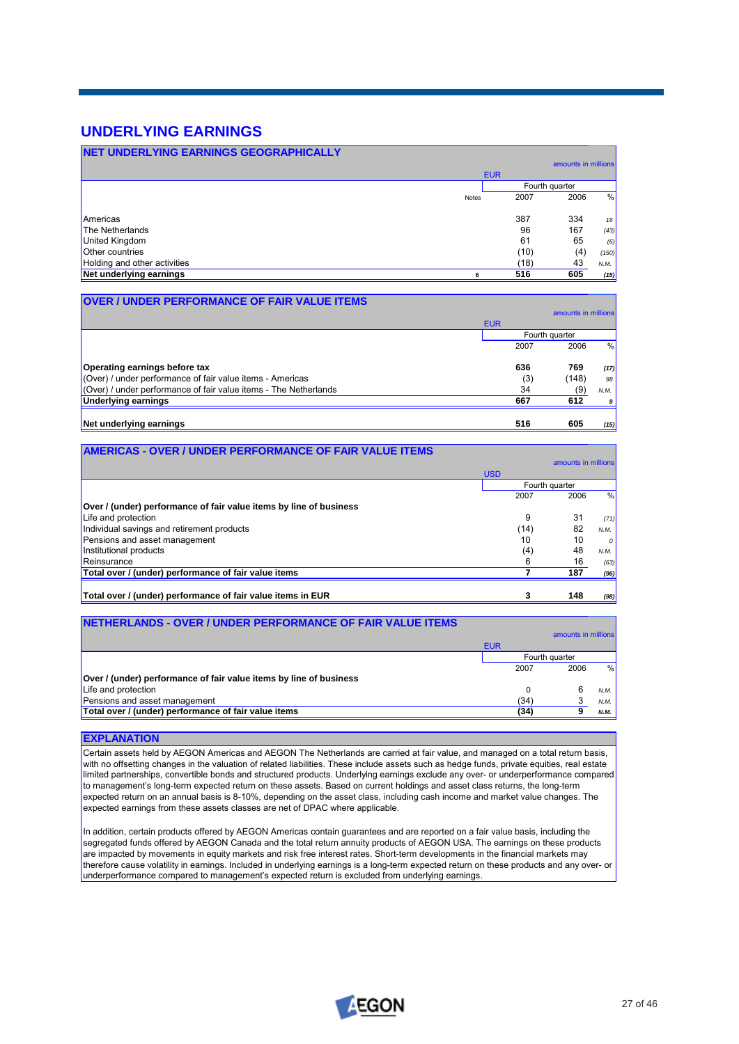# UNDERLYING EARNINGS

## NET UNDERLYING EARNINGS GEOGRAPHICALLY

amounts in millions

| EUR | Notes | Fourth quarter 2007 | Fourth quarter 2006 | % |
|---|---|---|---|---|
| Americas | | 387 | 334 | 16 |
| The Netherlands | | 96 | 167 | (43) |
| United Kingdom | | 61 | 65 | (6) |
| Other countries | | (10) | (4) | (150) |
| Holding and other activities | | (18) | 43 | N.M. |
| **Net underlying earnings** | 6 | **516** | **605** | **(15)** |

## OVER / UNDER PERFORMANCE OF FAIR VALUE ITEMS

amounts in millions

| EUR | Fourth quarter 2007 | Fourth quarter 2006 | % |
|---|---|---|---|
| **Operating earnings before tax** | **636** | **769** | **(17)** |
| (Over) / under performance of fair value items - Americas | (3) | (148) | 98 |
| (Over) / under performance of fair value items - The Netherlands | 34 | (9) | N.M. |
| **Underlying earnings** | **667** | **612** | **9** |
| | | | |
| **Net underlying earnings** | **516** | **605** | **(15)** |

## AMERICAS - OVER / UNDER PERFORMANCE OF FAIR VALUE ITEMS

amounts in millions

| USD | Fourth quarter 2007 | Fourth quarter 2006 | % |
|---|---|---|---|
| **Over / (under) performance of fair value items by line of business** | | | |
| Life and protection | 9 | 31 | (71) |
| Individual savings and retirement products | (14) | 82 | N.M. |
| Pensions and asset management | 10 | 10 | 0 |
| Institutional products | (4) | 48 | N.M. |
| Reinsurance | 6 | 16 | (63) |
| **Total over / (under) performance of fair value items** | **7** | **187** | **(96)** |
| | | | |
| **Total over / (under) performance of fair value items in EUR** | **3** | **148** | **(98)** |

## NETHERLANDS - OVER / UNDER PERFORMANCE OF FAIR VALUE ITEMS

amounts in millions

| EUR | Fourth quarter 2007 | Fourth quarter 2006 | % |
|---|---|---|---|
| **Over / (under) performance of fair value items by line of business** | | | |
| Life and protection | 0 | 6 | N.M. |
| Pensions and asset management | (34) | 3 | N.M. |
| **Total over / (under) performance of fair value items** | **(34)** | **9** | **N.M.** |

## EXPLANATION

Certain assets held by AEGON Americas and AEGON The Netherlands are carried at fair value, and managed on a total return basis, with no offsetting changes in the valuation of related liabilities. These include assets such as hedge funds, private equities, real estate limited partnerships, convertible bonds and structured products. Underlying earnings exclude any over- or underperformance compared to management's long-term expected return on these assets. Based on current holdings and asset class returns, the long-term expected return on an annual basis is 8-10%, depending on the asset class, including cash income and market value changes. The expected earnings from these assets classes are net of DPAC where applicable.

In addition, certain products offered by AEGON Americas contain guarantees and are reported on a fair value basis, including the segregated funds offered by AEGON Canada and the total return annuity products of AEGON USA. The earnings on these products are impacted by movements in equity markets and risk free interest rates. Short-term developments in the financial markets may therefore cause volatility in earnings. Included in underlying earnings is a long-term expected return on these products and any over- or underperformance compared to management's expected return is excluded from underlying earnings.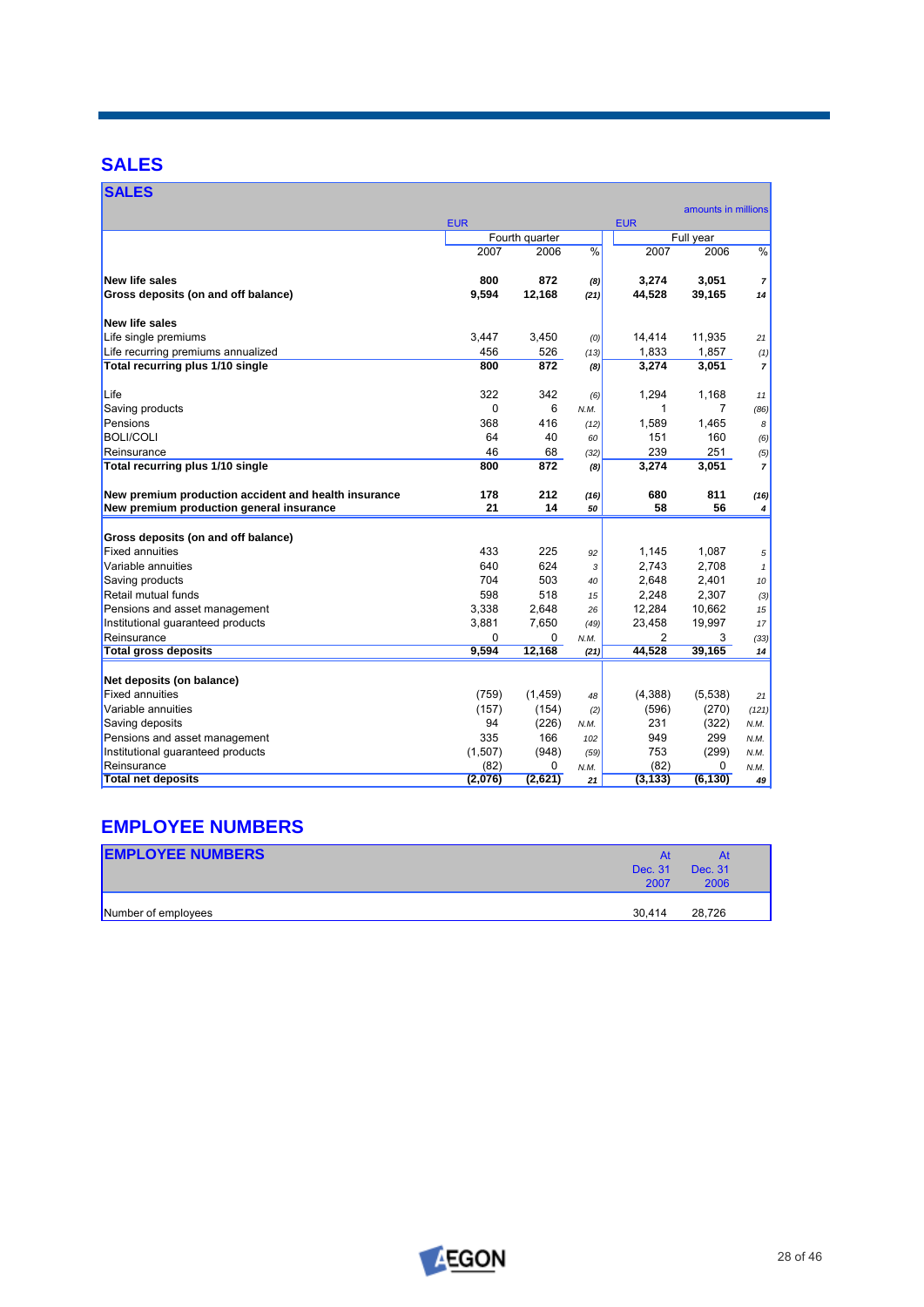# SALES

| SALES | | | | | | |
|---|---|---|---|---|---|---|
| | | | | | | amounts in millions |
| | EUR | | | EUR | | |
| | Fourth quarter | | | Full year | | |
| | 2007 | 2006 | % | 2007 | 2006 | % |
| **New life sales** | **800** | **872** | *(8)* | **3,274** | **3,051** | *7* |
| **Gross deposits (on and off balance)** | **9,594** | **12,168** | *(21)* | **44,528** | **39,165** | *14* |
| **New life sales** | | | | | | |
| Life single premiums | 3,447 | 3,450 | *(0)* | 14,414 | 11,935 | *21* |
| Life recurring premiums annualized | 456 | 526 | *(13)* | 1,833 | 1,857 | *(1)* |
| **Total recurring plus 1/10 single** | **800** | **872** | *(8)* | **3,274** | **3,051** | *7* |
| Life | 322 | 342 | *(6)* | 1,294 | 1,168 | *11* |
| Saving products | 0 | 6 | *N.M.* | 1 | 7 | *(86)* |
| Pensions | 368 | 416 | *(12)* | 1,589 | 1,465 | *8* |
| BOLI/COLI | 64 | 40 | *60* | 151 | 160 | *(6)* |
| Reinsurance | 46 | 68 | *(32)* | 239 | 251 | *(5)* |
| **Total recurring plus 1/10 single** | **800** | **872** | *(8)* | **3,274** | **3,051** | *7* |
| **New premium production accident and health insurance** | **178** | **212** | *(16)* | **680** | **811** | *(16)* |
| **New premium production general insurance** | **21** | **14** | *50* | **58** | **56** | *4* |
| **Gross deposits (on and off balance)** | | | | | | |
| Fixed annuities | 433 | 225 | *92* | 1,145 | 1,087 | *5* |
| Variable annuities | 640 | 624 | *3* | 2,743 | 2,708 | *1* |
| Saving products | 704 | 503 | *40* | 2,648 | 2,401 | *10* |
| Retail mutual funds | 598 | 518 | *15* | 2,248 | 2,307 | *(3)* |
| Pensions and asset management | 3,338 | 2,648 | *26* | 12,284 | 10,662 | *15* |
| Institutional guaranteed products | 3,881 | 7,650 | *(49)* | 23,458 | 19,997 | *17* |
| Reinsurance | 0 | 0 | *N.M.* | 2 | 3 | *(33)* |
| **Total gross deposits** | **9,594** | **12,168** | *(21)* | **44,528** | **39,165** | *14* |
| **Net deposits (on balance)** | | | | | | |
| Fixed annuities | (759) | (1,459) | *48* | (4,388) | (5,538) | *21* |
| Variable annuities | (157) | (154) | *(2)* | (596) | (270) | *(121)* |
| Saving deposits | 94 | (226) | *N.M.* | 231 | (322) | *N.M.* |
| Pensions and asset management | 335 | 166 | *102* | 949 | 299 | *N.M.* |
| Institutional guaranteed products | (1,507) | (948) | *(59)* | 753 | (299) | *N.M.* |
| Reinsurance | (82) | 0 | *N.M.* | (82) | 0 | *N.M.* |
| **Total net deposits** | **(2,076)** | **(2,621)** | *21* | **(3,133)** | **(6,130)** | *49* |

# EMPLOYEE NUMBERS

| EMPLOYEE NUMBERS | At Dec. 31 2007 | At Dec. 31 2006 |
|---|---|---|
| Number of employees | 30,414 | 28,726 |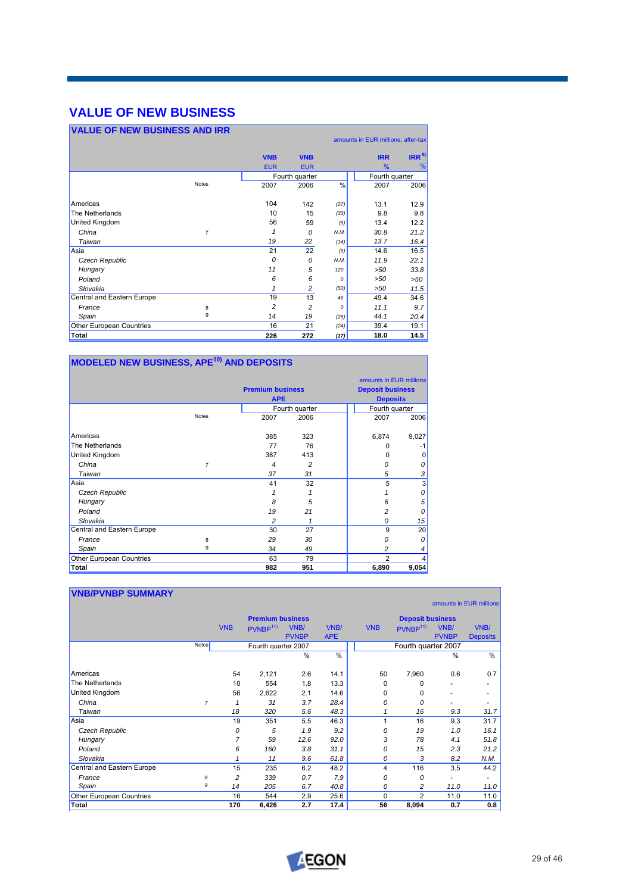# VALUE OF NEW BUSINESS

## VALUE OF NEW BUSINESS AND IRR

amounts in EUR millions, after-tax

| | Notes | VNB EUR | VNB EUR | | IRR % | IRR [5] % |
|---|---|---|---|---|---|---|
| | | Fourth quarter | | | Fourth quarter | |
| | | 2007 | 2006 | % | 2007 | 2006 |
| Americas | | 104 | 142 | (27) | 13.1 | 12.9 |
| The Netherlands | | 10 | 15 | (33) | 9.8 | 9.8 |
| United Kingdom | | 56 | 59 | (5) | 13.4 | 12.2 |
| *China* | 7 | *1* | *0* | *N.M.* | *30.8* | *21.2* |
| *Taiwan* | | *19* | *22* | *(14)* | *13.7* | *16.4* |
| Asia | | 21 | 22 | (5) | 14.6 | 16.5 |
| *Czech Republic* | | *0* | *0* | *N.M.* | *11.9* | *22.1* |
| *Hungary* | | *11* | *5* | *120* | *>50* | *33.8* |
| *Poland* | | *6* | *6* | *0* | *>50* | *>50* |
| *Slovakia* | | *1* | *2* | *(50)* | *>50* | *11.5* |
| Central and Eastern Europe | | 19 | 13 | 46 | 49.4 | 34.6 |
| *France* | 8 | *2* | *2* | *0* | *11.1* | *9.7* |
| *Spain* | 9 | *14* | *19* | *(26)* | *44.1* | *20.4* |
| Other European Countries | | 16 | 21 | (24) | 39.4 | 19.1 |
| **Total** | | **226** | **272** | **(17)** | **18.0** | **14.5** |

## MODELED NEW BUSINESS, APE[10] AND DEPOSITS

amounts in EUR millions

| | Notes | Premium business APE | | Deposit business Deposits | |
|---|---|---|---|---|---|
| | | Fourth quarter | | Fourth quarter | |
| | | 2007 | 2006 | 2007 | 2006 |
| Americas | | 385 | 323 | 6,874 | 9,027 |
| The Netherlands | | 77 | 76 | 0 | -1 |
| United Kingdom | | 387 | 413 | 0 | 0 |
| *China* | 7 | *4* | *2* | *0* | *0* |
| *Taiwan* | | *37* | *31* | *5* | *3* |
| Asia | | 41 | 32 | 5 | 3 |
| *Czech Republic* | | *1* | *1* | *1* | *0* |
| *Hungary* | | *8* | *5* | *6* | *5* |
| *Poland* | | *19* | *21* | *2* | *0* |
| *Slovakia* | | *2* | *1* | *0* | *15* |
| Central and Eastern Europe | | 30 | 27 | 9 | 20 |
| *France* | 8 | *29* | *30* | *0* | *0* |
| *Spain* | 9 | *34* | *49* | *2* | *4* |
| Other European Countries | | 63 | 79 | 2 | 4 |
| **Total** | | **982** | **951** | **6,890** | **9,054** |

## VNB/PVNBP SUMMARY

amounts in EUR millions

| | Notes | Premium business VNB | PVNBP[11] | VNB/ PVNBP | VNB/ APE | Deposit business VNB | PVNBP[11] | VNB/ PVNBP | VNB/ Deposits |
|---|---|---|---|---|---|---|---|---|---|
| | | Fourth quarter 2007 | | | | Fourth quarter 2007 | | | |
| | | | | % | % | | | % | % |
| Americas | | 54 | 2,121 | 2.6 | 14.1 | 50 | 7,960 | 0.6 | 0.7 |
| The Netherlands | | 10 | 554 | 1.8 | 13.3 | 0 | 0 | - | - |
| United Kingdom | | 56 | 2,622 | 2.1 | 14.6 | 0 | 0 | - | - |
| *China* | 7 | *1* | *31* | *3.7* | *28.4* | *0* | *0* | *-* | *-* |
| *Taiwan* | | *18* | *320* | *5.6* | *48.3* | *1* | *16* | *9.3* | *31.7* |
| Asia | | 19 | 351 | 5.5 | 46.3 | 1 | 16 | 9.3 | 31.7 |
| *Czech Republic* | | *0* | *5* | *1.9* | *9.2* | *0* | *19* | *1.0* | *16.1* |
| *Hungary* | | *7* | *59* | *12.6* | *92.0* | *3* | *78* | *4.1* | *51.8* |
| *Poland* | | *6* | *160* | *3.8* | *31.1* | *0* | *15* | *2.3* | *21.2* |
| *Slovakia* | | *1* | *11* | *9.6* | *61.8* | *0* | *3* | *8.2* | *N.M.* |
| Central and Eastern Europe | | 15 | 235 | 6.2 | 48.2 | 4 | 116 | 3.5 | 44.2 |
| *France* | 8 | *2* | *339* | *0.7* | *7.9* | *0* | *0* | *-* | *-* |
| *Spain* | 9 | *14* | *205* | *6.7* | *40.8* | *0* | *2* | *11.0* | *11.0* |
| Other European Countries | | 16 | 544 | 2.9 | 25.6 | 0 | 2 | 11.0 | 11.0 |
| **Total** | | **170** | **6,426** | **2.7** | **17.4** | **56** | **8,094** | **0.7** | **0.8** |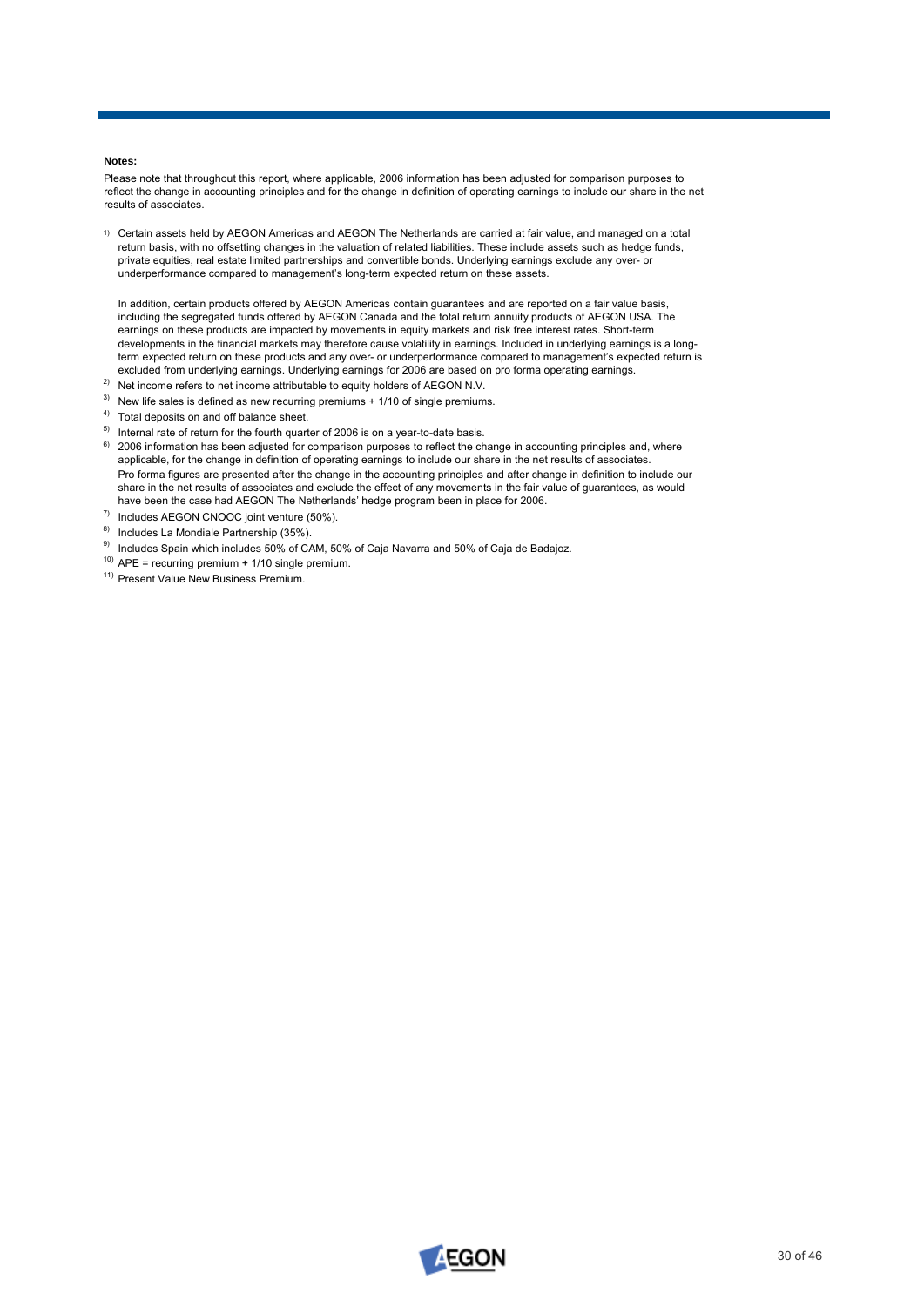**Notes:**

Please note that throughout this report, where applicable, 2006 information has been adjusted for comparison purposes to reflect the change in accounting principles and for the change in definition of operating earnings to include our share in the net results of associates.

1) Certain assets held by AEGON Americas and AEGON The Netherlands are carried at fair value, and managed on a total return basis, with no offsetting changes in the valuation of related liabilities. These include assets such as hedge funds, private equities, real estate limited partnerships and convertible bonds. Underlying earnings exclude any over- or underperformance compared to management's long-term expected return on these assets.

   In addition, certain products offered by AEGON Americas contain guarantees and are reported on a fair value basis, including the segregated funds offered by AEGON Canada and the total return annuity products of AEGON USA. The earnings on these products are impacted by movements in equity markets and risk free interest rates. Short-term developments in the financial markets may therefore cause volatility in earnings. Included in underlying earnings is a long-term expected return on these products and any over- or underperformance compared to management's expected return is excluded from underlying earnings. Underlying earnings for 2006 are based on pro forma operating earnings.

2) Net income refers to net income attributable to equity holders of AEGON N.V.

3) New life sales is defined as new recurring premiums + 1/10 of single premiums.

4) Total deposits on and off balance sheet.

5) Internal rate of return for the fourth quarter of 2006 is on a year-to-date basis.

6) 2006 information has been adjusted for comparison purposes to reflect the change in accounting principles and, where applicable, for the change in definition of operating earnings to include our share in the net results of associates. Pro forma figures are presented after the change in the accounting principles and after change in definition to include our share in the net results of associates and exclude the effect of any movements in the fair value of guarantees, as would have been the case had AEGON The Netherlands' hedge program been in place for 2006.

7) Includes AEGON CNOOC joint venture (50%).

8) Includes La Mondiale Partnership (35%).

9) Includes Spain which includes 50% of CAM, 50% of Caja Navarra and 50% of Caja de Badajoz.

10) APE = recurring premium + 1/10 single premium.

11) Present Value New Business Premium.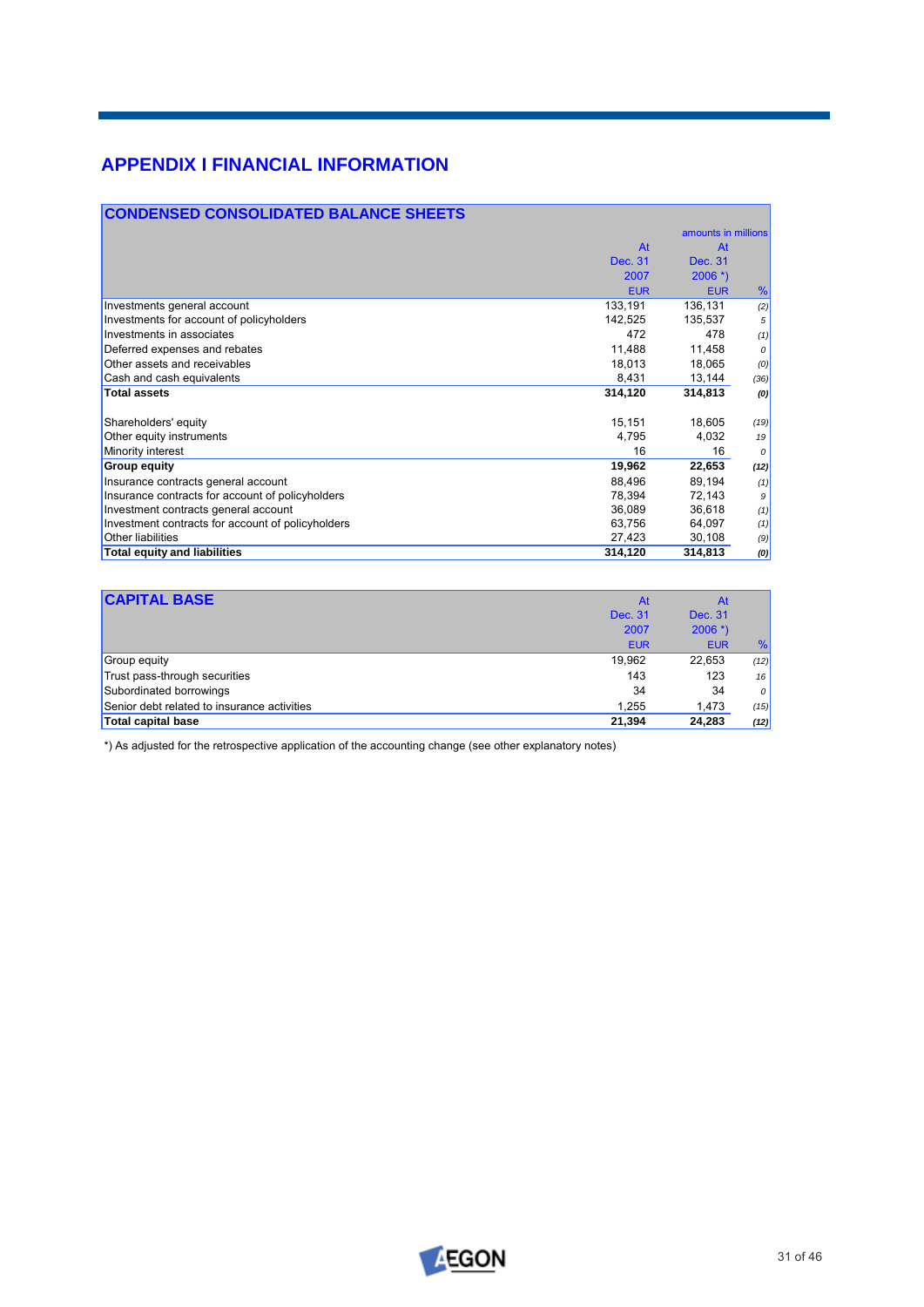# APPENDIX I FINANCIAL INFORMATION

## CONDENSED CONSOLIDATED BALANCE SHEETS

| | | | amounts in millions |
|---|---|---|---|
| | At Dec. 31 2007 | At Dec. 31 2006 *) | |
| | EUR | EUR | % |
| Investments general account | 133,191 | 136,131 | (2) |
| Investments for account of policyholders | 142,525 | 135,537 | 5 |
| Investments in associates | 472 | 478 | (1) |
| Deferred expenses and rebates | 11,488 | 11,458 | 0 |
| Other assets and receivables | 18,013 | 18,065 | (0) |
| Cash and cash equivalents | 8,431 | 13,144 | (36) |
| **Total assets** | **314,120** | **314,813** | **(0)** |
| | | | |
| Shareholders' equity | 15,151 | 18,605 | (19) |
| Other equity instruments | 4,795 | 4,032 | 19 |
| Minority interest | 16 | 16 | 0 |
| **Group equity** | **19,962** | **22,653** | **(12)** |
| Insurance contracts general account | 88,496 | 89,194 | (1) |
| Insurance contracts for account of policyholders | 78,394 | 72,143 | 9 |
| Investment contracts general account | 36,089 | 36,618 | (1) |
| Investment contracts for account of policyholders | 63,756 | 64,097 | (1) |
| Other liabilities | 27,423 | 30,108 | (9) |
| **Total equity and liabilities** | **314,120** | **314,813** | **(0)** |

## CAPITAL BASE

| | At Dec. 31 2007 | At Dec. 31 2006 *) | |
|---|---|---|---|
| | EUR | EUR | % |
| Group equity | 19,962 | 22,653 | (12) |
| Trust pass-through securities | 143 | 123 | 16 |
| Subordinated borrowings | 34 | 34 | 0 |
| Senior debt related to insurance activities | 1,255 | 1,473 | (15) |
| **Total capital base** | **21,394** | **24,283** | **(12)** |

*) As adjusted for the retrospective application of the accounting change (see other explanatory notes)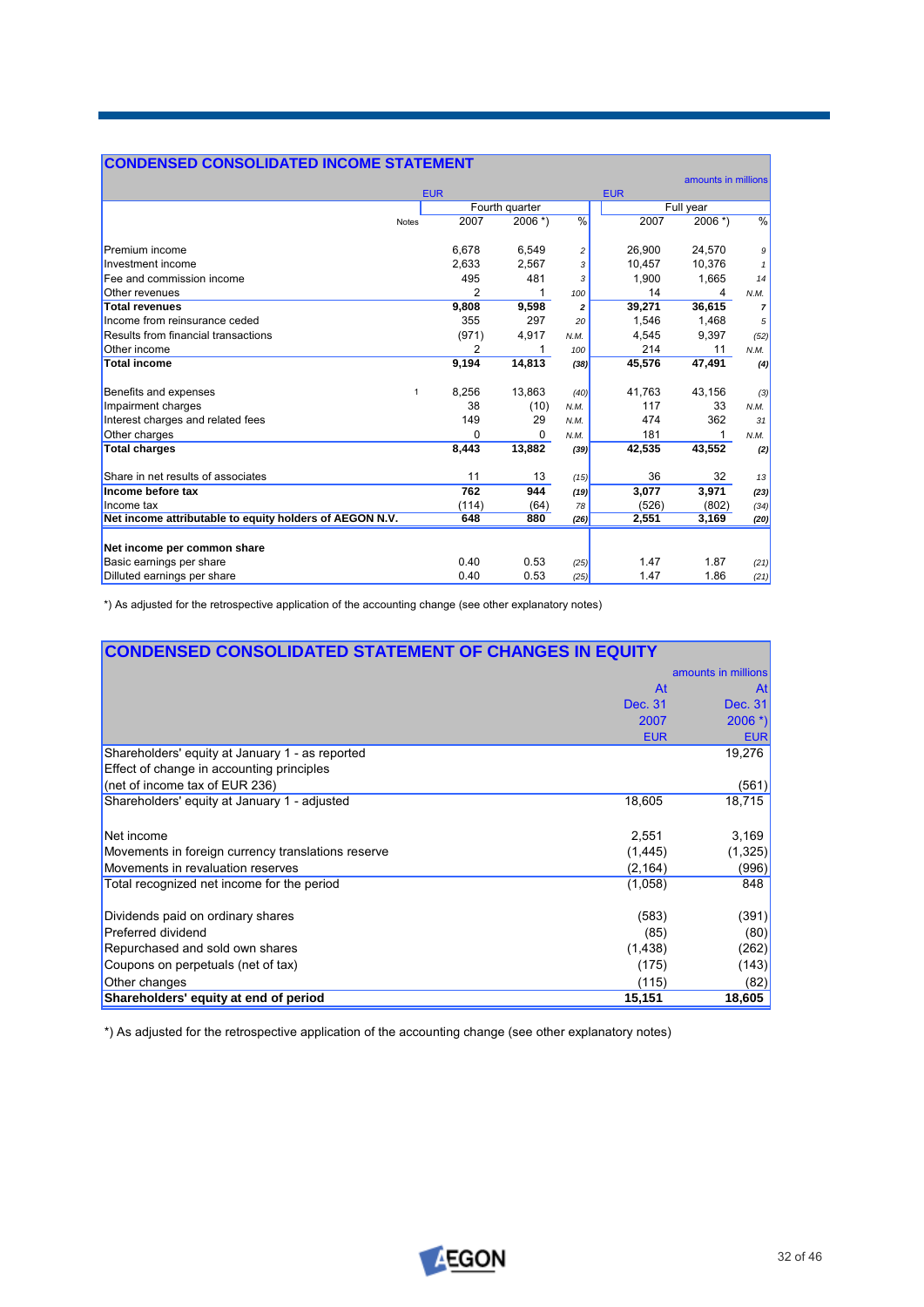## CONDENSED CONSOLIDATED INCOME STATEMENT

amounts in millions

| | Notes | Fourth quarter EUR 2007 | 2006 *) | % | Full year EUR 2007 | 2006 *) | % |
|---|---|---|---|---|---|---|---|
| Premium income | | 6,678 | 6,549 | *2* | 26,900 | 24,570 | *9* |
| Investment income | | 2,633 | 2,567 | *3* | 10,457 | 10,376 | *1* |
| Fee and commission income | | 495 | 481 | *3* | 1,900 | 1,665 | *14* |
| Other revenues | | 2 | 1 | *100* | 14 | 4 | *N.M.* |
| **Total revenues** | | **9,808** | **9,598** | ***2*** | **39,271** | **36,615** | ***7*** |
| Income from reinsurance ceded | | 355 | 297 | *20* | 1,546 | 1,468 | *5* |
| Results from financial transactions | | (971) | 4,917 | *N.M.* | 4,545 | 9,397 | *(52)* |
| Other income | | 2 | 1 | *100* | 214 | 11 | *N.M.* |
| **Total income** | | **9,194** | **14,813** | ***(38)*** | **45,576** | **47,491** | ***(4)*** |
| | | | | | | | |
| Benefits and expenses | 1 | 8,256 | 13,863 | *(40)* | 41,763 | 43,156 | *(3)* |
| Impairment charges | | 38 | (10) | *N.M.* | 117 | 33 | *N.M.* |
| Interest charges and related fees | | 149 | 29 | *N.M.* | 474 | 362 | *31* |
| Other charges | | 0 | 0 | *N.M.* | 181 | 1 | *N.M.* |
| **Total charges** | | **8,443** | **13,882** | ***(39)*** | **42,535** | **43,552** | ***(2)*** |
| | | | | | | | |
| Share in net results of associates | | 11 | 13 | *(15)* | 36 | 32 | *13* |
| **Income before tax** | | **762** | **944** | ***(19)*** | **3,077** | **3,971** | ***(23)*** |
| Income tax | | (114) | (64) | *78* | (526) | (802) | *(34)* |
| **Net income attributable to equity holders of AEGON N.V.** | | **648** | **880** | ***(26)*** | **2,551** | **3,169** | ***(20)*** |
| | | | | | | | |
| **Net income per common share** | | | | | | | |
| Basic earnings per share | | 0.40 | 0.53 | *(25)* | 1.47 | 1.87 | *(21)* |
| Diluted earnings per share | | 0.40 | 0.53 | *(25)* | 1.47 | 1.86 | *(21)* |

*) As adjusted for the retrospective application of the accounting change (see other explanatory notes)

## CONDENSED CONSOLIDATED STATEMENT OF CHANGES IN EQUITY

amounts in millions

| | At Dec. 31 2007 EUR | At Dec. 31 2006 *) EUR |
|---|---|---|
| Shareholders' equity at January 1 - as reported | | 19,276 |
| Effect of change in accounting principles (net of income tax of EUR 236) | | (561) |
| Shareholders' equity at January 1 - adjusted | 18,605 | 18,715 |
| | | |
| Net income | 2,551 | 3,169 |
| Movements in foreign currency translations reserve | (1,445) | (1,325) |
| Movements in revaluation reserves | (2,164) | (996) |
| Total recognized net income for the period | (1,058) | 848 |
| | | |
| Dividends paid on ordinary shares | (583) | (391) |
| Preferred dividend | (85) | (80) |
| Repurchased and sold own shares | (1,438) | (262) |
| Coupons on perpetuals (net of tax) | (175) | (143) |
| Other changes | (115) | (82) |
| **Shareholders' equity at end of period** | **15,151** | **18,605** |

*) As adjusted for the retrospective application of the accounting change (see other explanatory notes)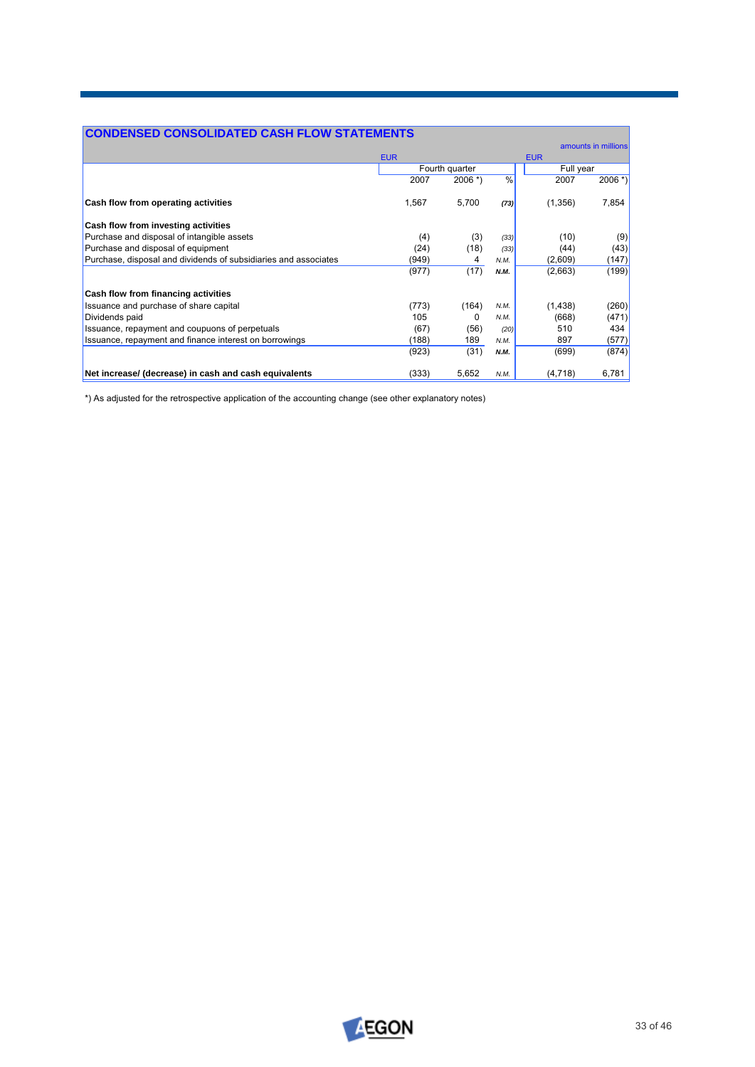## CONDENSED CONSOLIDATED CASH FLOW STATEMENTS

amounts in millions

| | EUR | | | EUR | |
|---|---|---|---|---|---|
| | Fourth quarter | | | Full year | |
| | 2007 | 2006 *) | % | 2007 | 2006 *) |
| **Cash flow from operating activities** | 1,567 | 5,700 | *(73)* | (1,356) | 7,854 |
| **Cash flow from investing activities** | | | | | |
| Purchase and disposal of intangible assets | (4) | (3) | *(33)* | (10) | (9) |
| Purchase and disposal of equipment | (24) | (18) | *(33)* | (44) | (43) |
| Purchase, disposal and dividends of subsidiaries and associates | (949) | 4 | *N.M.* | (2,609) | (147) |
| | (977) | (17) | ***N.M.*** | (2,663) | (199) |
| **Cash flow from financing activities** | | | | | |
| Issuance and purchase of share capital | (773) | (164) | *N.M.* | (1,438) | (260) |
| Dividends paid | 105 | 0 | *N.M.* | (668) | (471) |
| Issuance, repayment and coupouns of perpetuals | (67) | (56) | *(20)* | 510 | 434 |
| Issuance, repayment and finance interest on borrowings | (188) | 189 | *N.M.* | 897 | (577) |
| | (923) | (31) | ***N.M.*** | (699) | (874) |
| **Net increase/ (decrease) in cash and cash equivalents** | (333) | 5,652 | *N.M.* | (4,718) | 6,781 |

*) As adjusted for the retrospective application of the accounting change (see other explanatory notes)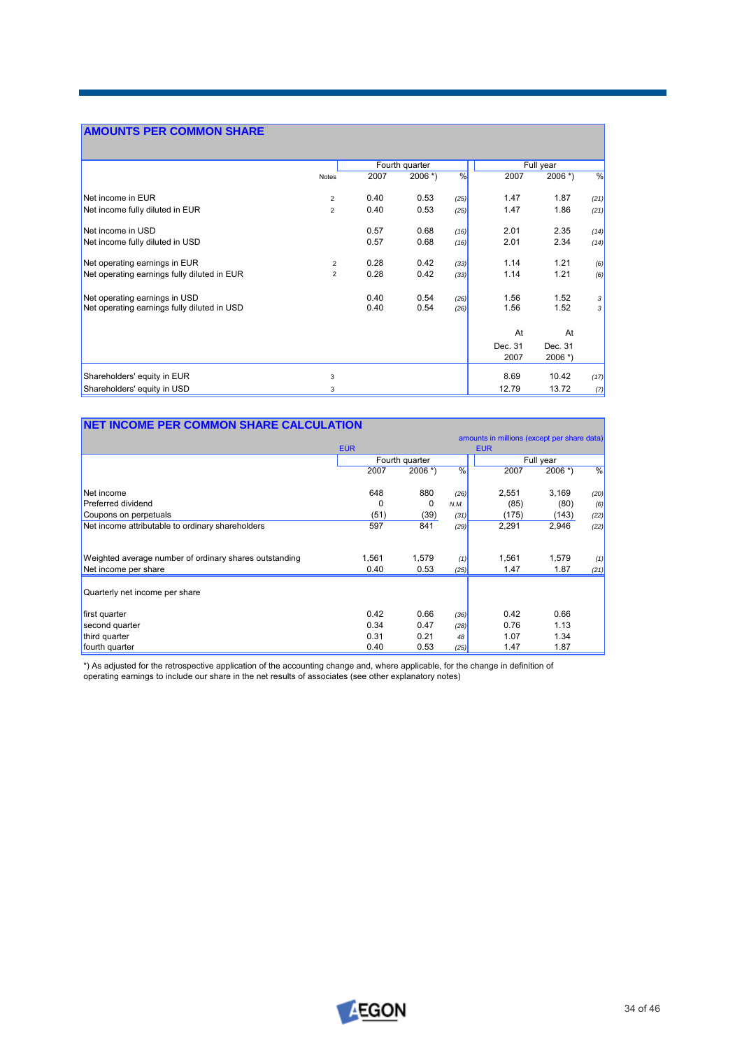## AMOUNTS PER COMMON SHARE

| | Notes | Fourth quarter 2007 | Fourth quarter 2006 *) | % | Full year 2007 | Full year 2006 *) | % |
|---|---|---|---|---|---|---|---|
| Net income in EUR | 2 | 0.40 | 0.53 | (25) | 1.47 | 1.87 | (21) |
| Net income fully diluted in EUR | 2 | 0.40 | 0.53 | (25) | 1.47 | 1.86 | (21) |
| Net income in USD | | 0.57 | 0.68 | (16) | 2.01 | 2.35 | (14) |
| Net income fully diluted in USD | | 0.57 | 0.68 | (16) | 2.01 | 2.34 | (14) |
| Net operating earnings in EUR | 2 | 0.28 | 0.42 | (33) | 1.14 | 1.21 | (6) |
| Net operating earnings fully diluted in EUR | 2 | 0.28 | 0.42 | (33) | 1.14 | 1.21 | (6) |
| Net operating earnings in USD | | 0.40 | 0.54 | (26) | 1.56 | 1.52 | 3 |
| Net operating earnings fully diluted in USD | | 0.40 | 0.54 | (26) | 1.56 | 1.52 | 3 |
| | | | | | At Dec. 31 2007 | At Dec. 31 2006 *) | |
| Shareholders' equity in EUR | 3 | | | | 8.69 | 10.42 | (17) |
| Shareholders' equity in USD | 3 | | | | 12.79 | 13.72 | (7) |

## NET INCOME PER COMMON SHARE CALCULATION

amounts in millions (except per share data)

| | EUR Fourth quarter 2007 | Fourth quarter 2006 *) | % | EUR Full year 2007 | Full year 2006 *) | % |
|---|---|---|---|---|---|---|
| Net income | 648 | 880 | (26) | 2,551 | 3,169 | (20) |
| Preferred dividend | 0 | 0 | N.M. | (85) | (80) | (6) |
| Coupons on perpetuals | (51) | (39) | (31) | (175) | (143) | (22) |
| Net income attributable to ordinary shareholders | 597 | 841 | (29) | 2,291 | 2,946 | (22) |
| Weighted average number of ordinary shares outstanding | 1,561 | 1,579 | (1) | 1,561 | 1,579 | (1) |
| Net income per share | 0.40 | 0.53 | (25) | 1.47 | 1.87 | (21) |
| Quarterly net income per share | | | | | | |
| first quarter | 0.42 | 0.66 | (36) | 0.42 | 0.66 | |
| second quarter | 0.34 | 0.47 | (28) | 0.76 | 1.13 | |
| third quarter | 0.31 | 0.21 | 48 | 1.07 | 1.34 | |
| fourth quarter | 0.40 | 0.53 | (25) | 1.47 | 1.87 | |

*) As adjusted for the retrospective application of the accounting change and, where applicable, for the change in definition of operating earnings to include our share in the net results of associates (see other explanatory notes)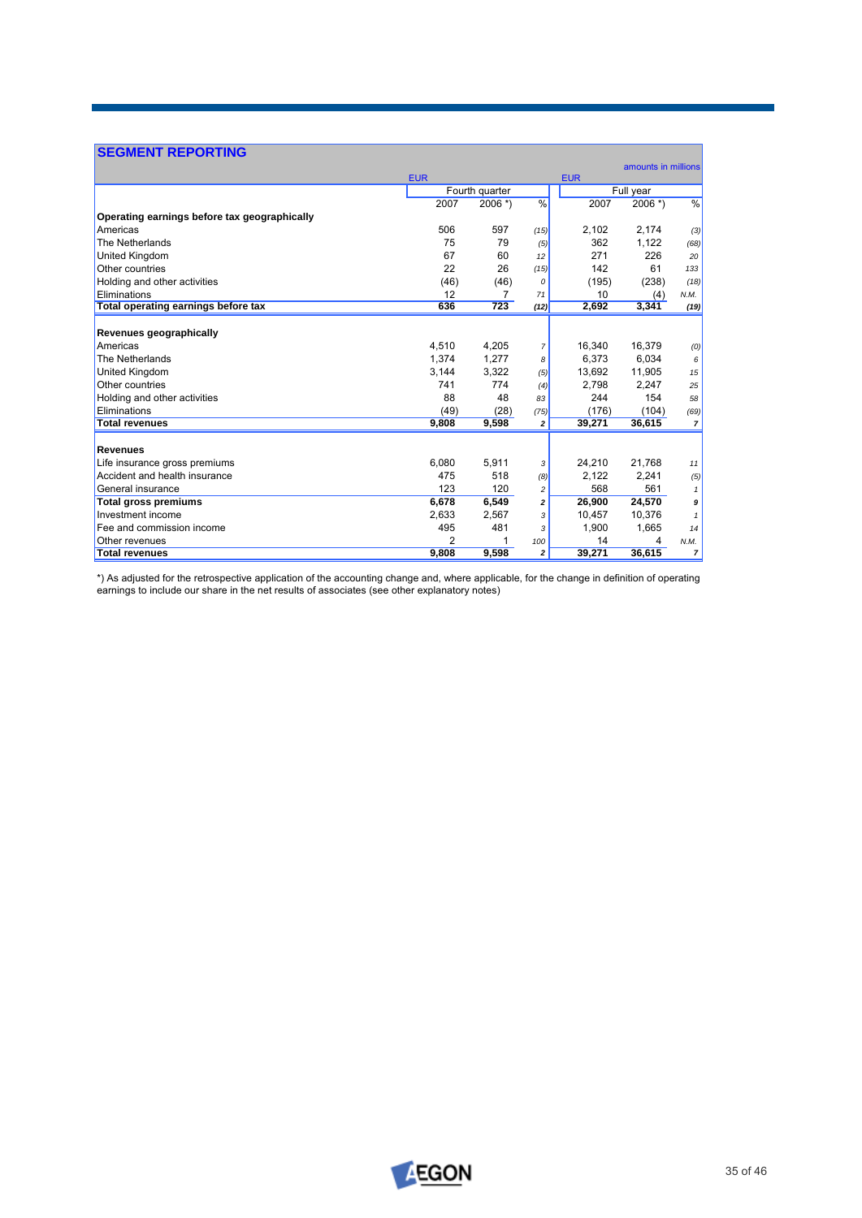## SEGMENT REPORTING

amounts in millions

| | EUR | | | EUR | | |
|---|---|---|---|---|---|---|
| | Fourth quarter | | | Full year | | |
| | 2007 | 2006 *) | % | 2007 | 2006 *) | % |
| **Operating earnings before tax geographically** | | | | | | |
| Americas | 506 | 597 | (15) | 2,102 | 2,174 | (3) |
| The Netherlands | 75 | 79 | (5) | 362 | 1,122 | (68) |
| United Kingdom | 67 | 60 | 12 | 271 | 226 | 20 |
| Other countries | 22 | 26 | (15) | 142 | 61 | 133 |
| Holding and other activities | (46) | (46) | 0 | (195) | (238) | (18) |
| Eliminations | 12 | 7 | 71 | 10 | (4) | N.M. |
| **Total operating earnings before tax** | **636** | **723** | **(12)** | **2,692** | **3,341** | **(19)** |
| | | | | | | |
| **Revenues geographically** | | | | | | |
| Americas | 4,510 | 4,205 | 7 | 16,340 | 16,379 | (0) |
| The Netherlands | 1,374 | 1,277 | 8 | 6,373 | 6,034 | 6 |
| United Kingdom | 3,144 | 3,322 | (5) | 13,692 | 11,905 | 15 |
| Other countries | 741 | 774 | (4) | 2,798 | 2,247 | 25 |
| Holding and other activities | 88 | 48 | 83 | 244 | 154 | 58 |
| Eliminations | (49) | (28) | (75) | (176) | (104) | (69) |
| **Total revenues** | **9,808** | **9,598** | **2** | **39,271** | **36,615** | **7** |
| | | | | | | |
| **Revenues** | | | | | | |
| Life insurance gross premiums | 6,080 | 5,911 | 3 | 24,210 | 21,768 | 11 |
| Accident and health insurance | 475 | 518 | (8) | 2,122 | 2,241 | (5) |
| General insurance | 123 | 120 | 2 | 568 | 561 | 1 |
| **Total gross premiums** | **6,678** | **6,549** | **2** | **26,900** | **24,570** | **9** |
| Investment income | 2,633 | 2,567 | 3 | 10,457 | 10,376 | 1 |
| Fee and commission income | 495 | 481 | 3 | 1,900 | 1,665 | 14 |
| Other revenues | 2 | 1 | 100 | 14 | 4 | N.M. |
| **Total revenues** | **9,808** | **9,598** | **2** | **39,271** | **36,615** | **7** |

*) As adjusted for the retrospective application of the accounting change and, where applicable, for the change in definition of operating earnings to include our share in the net results of associates (see other explanatory notes)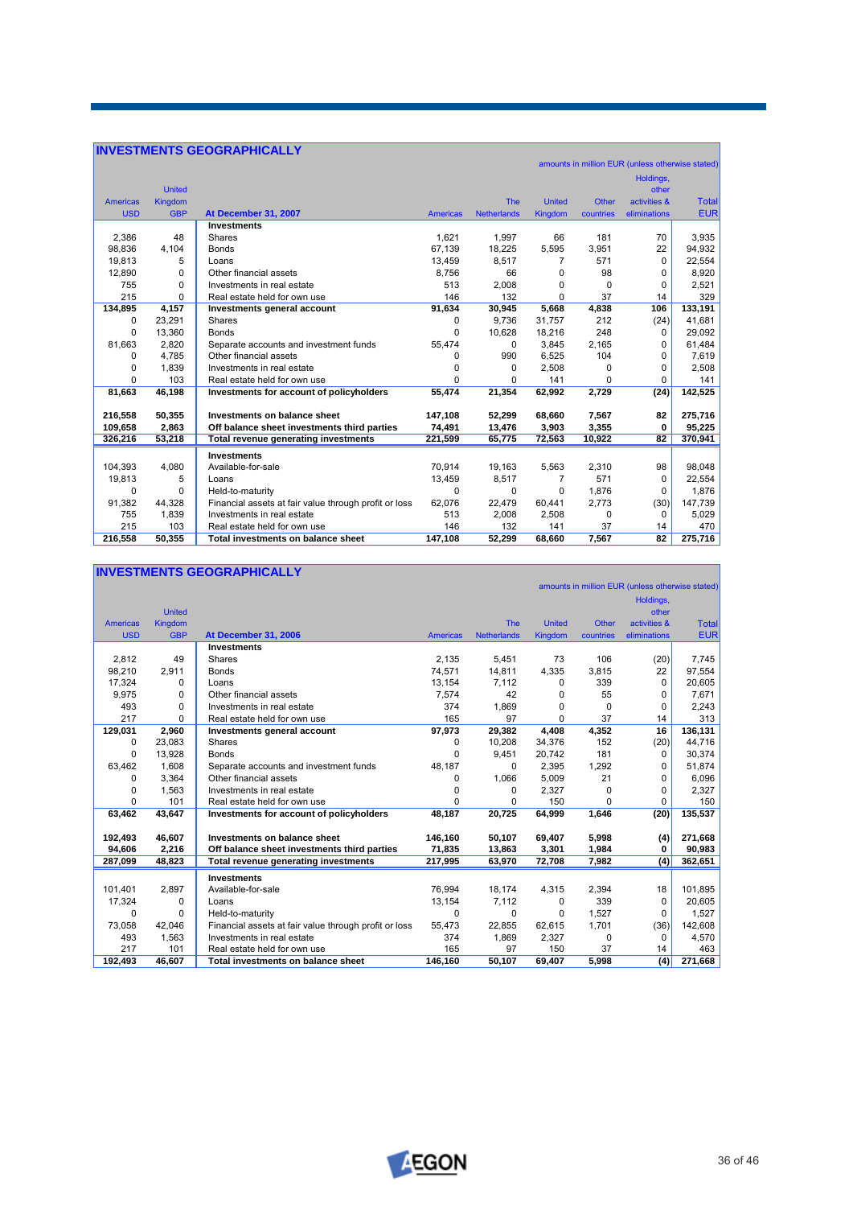## INVESTMENTS GEOGRAPHICALLY

amounts in million EUR (unless otherwise stated)

| Americas USD | United Kingdom GBP | At December 31, 2007 | Americas | The Netherlands | United Kingdom | Other countries | Holdings, other activities & eliminations | Total EUR |
|---|---|---|---|---|---|---|---|---|
| | | **Investments** | | | | | | |
| 2,386 | 48 | Shares | 1,621 | 1,997 | 66 | 181 | 70 | 3,935 |
| 98,836 | 4,104 | Bonds | 67,139 | 18,225 | 5,595 | 3,951 | 22 | 94,932 |
| 19,813 | 5 | Loans | 13,459 | 8,517 | 7 | 571 | 0 | 22,554 |
| 12,890 | 0 | Other financial assets | 8,756 | 66 | 0 | 98 | 0 | 8,920 |
| 755 | 0 | Investments in real estate | 513 | 2,008 | 0 | 0 | 0 | 2,521 |
| 215 | 0 | Real estate held for own use | 146 | 132 | 0 | 37 | 14 | 329 |
| **134,895** | **4,157** | **Investments general account** | **91,634** | **30,945** | **5,668** | **4,838** | **106** | **133,191** |
| 0 | 23,291 | Shares | 0 | 9,736 | 31,757 | 212 | (24) | 41,681 |
| 0 | 13,360 | Bonds | 0 | 10,628 | 18,216 | 248 | 0 | 29,092 |
| 81,663 | 2,820 | Separate accounts and investment funds | 55,474 | 0 | 3,845 | 2,165 | 0 | 61,484 |
| 0 | 4,785 | Other financial assets | 0 | 990 | 6,525 | 104 | 0 | 7,619 |
| 0 | 1,839 | Investments in real estate | 0 | 0 | 2,508 | 0 | 0 | 2,508 |
| 0 | 103 | Real estate held for own use | 0 | 0 | 141 | 0 | 0 | 141 |
| **81,663** | **46,198** | **Investments for account of policyholders** | **55,474** | **21,354** | **62,992** | **2,729** | **(24)** | **142,525** |
| | | | | | | | | |
| **216,558** | **50,355** | **Investments on balance sheet** | **147,108** | **52,299** | **68,660** | **7,567** | **82** | **275,716** |
| **109,658** | **2,863** | **Off balance sheet investments third parties** | **74,491** | **13,476** | **3,903** | **3,355** | **0** | **95,225** |
| **326,216** | **53,218** | **Total revenue generating investments** | **221,599** | **65,775** | **72,563** | **10,922** | **82** | **370,941** |
| | | **Investments** | | | | | | |
| 104,393 | 4,080 | Available-for-sale | 70,914 | 19,163 | 5,563 | 2,310 | 98 | 98,048 |
| 19,813 | 5 | Loans | 13,459 | 8,517 | 7 | 571 | 0 | 22,554 |
| 0 | 0 | Held-to-maturity | 0 | 0 | 0 | 1,876 | 0 | 1,876 |
| 91,382 | 44,328 | Financial assets at fair value through profit or loss | 62,076 | 22,479 | 60,441 | 2,773 | (30) | 147,739 |
| 755 | 1,839 | Investments in real estate | 513 | 2,008 | 2,508 | 0 | 0 | 5,029 |
| 215 | 103 | Real estate held for own use | 146 | 132 | 141 | 37 | 14 | 470 |
| **216,558** | **50,355** | **Total investments on balance sheet** | **147,108** | **52,299** | **68,660** | **7,567** | **82** | **275,716** |

## INVESTMENTS GEOGRAPHICALLY

amounts in million EUR (unless otherwise stated)

| Americas USD | United Kingdom GBP | At December 31, 2006 | Americas | The Netherlands | United Kingdom | Other countries | Holdings, other activities & eliminations | Total EUR |
|---|---|---|---|---|---|---|---|---|
| | | **Investments** | | | | | | |
| 2,812 | 49 | Shares | 2,135 | 5,451 | 73 | 106 | (20) | 7,745 |
| 98,210 | 2,911 | Bonds | 74,571 | 14,811 | 4,335 | 3,815 | 22 | 97,554 |
| 17,324 | 0 | Loans | 13,154 | 7,112 | 0 | 339 | 0 | 20,605 |
| 9,975 | 0 | Other financial assets | 7,574 | 42 | 0 | 55 | 0 | 7,671 |
| 493 | 0 | Investments in real estate | 374 | 1,869 | 0 | 0 | 0 | 2,243 |
| 217 | 0 | Real estate held for own use | 165 | 97 | 0 | 37 | 14 | 313 |
| **129,031** | **2,960** | **Investments general account** | **97,973** | **29,382** | **4,408** | **4,352** | **16** | **136,131** |
| 0 | 23,083 | Shares | 0 | 10,208 | 34,376 | 152 | (20) | 44,716 |
| 0 | 13,928 | Bonds | 0 | 9,451 | 20,742 | 181 | 0 | 30,374 |
| 63,462 | 1,608 | Separate accounts and investment funds | 48,187 | 0 | 2,395 | 1,292 | 0 | 51,874 |
| 0 | 3,364 | Other financial assets | 0 | 1,066 | 5,009 | 21 | 0 | 6,096 |
| 0 | 1,563 | Investments in real estate | 0 | 0 | 2,327 | 0 | 0 | 2,327 |
| 0 | 101 | Real estate held for own use | 0 | 0 | 150 | 0 | 0 | 150 |
| **63,462** | **43,647** | **Investments for account of policyholders** | **48,187** | **20,725** | **64,999** | **1,646** | **(20)** | **135,537** |
| | | | | | | | | |
| **192,493** | **46,607** | **Investments on balance sheet** | **146,160** | **50,107** | **69,407** | **5,998** | **(4)** | **271,668** |
| **94,606** | **2,216** | **Off balance sheet investments third parties** | **71,835** | **13,863** | **3,301** | **1,984** | **0** | **90,983** |
| **287,099** | **48,823** | **Total revenue generating investments** | **217,995** | **63,970** | **72,708** | **7,982** | **(4)** | **362,651** |
| | | **Investments** | | | | | | |
| 101,401 | 2,897 | Available-for-sale | 76,994 | 18,174 | 4,315 | 2,394 | 18 | 101,895 |
| 17,324 | 0 | Loans | 13,154 | 7,112 | 0 | 339 | 0 | 20,605 |
| 0 | 0 | Held-to-maturity | 0 | 0 | 0 | 1,527 | 0 | 1,527 |
| 73,058 | 42,046 | Financial assets at fair value through profit or loss | 55,473 | 22,855 | 62,615 | 1,701 | (36) | 142,608 |
| 493 | 1,563 | Investments in real estate | 374 | 1,869 | 2,327 | 0 | 0 | 4,570 |
| 217 | 101 | Real estate held for own use | 165 | 97 | 150 | 37 | 14 | 463 |
| **192,493** | **46,607** | **Total investments on balance sheet** | **146,160** | **50,107** | **69,407** | **5,998** | **(4)** | **271,668** |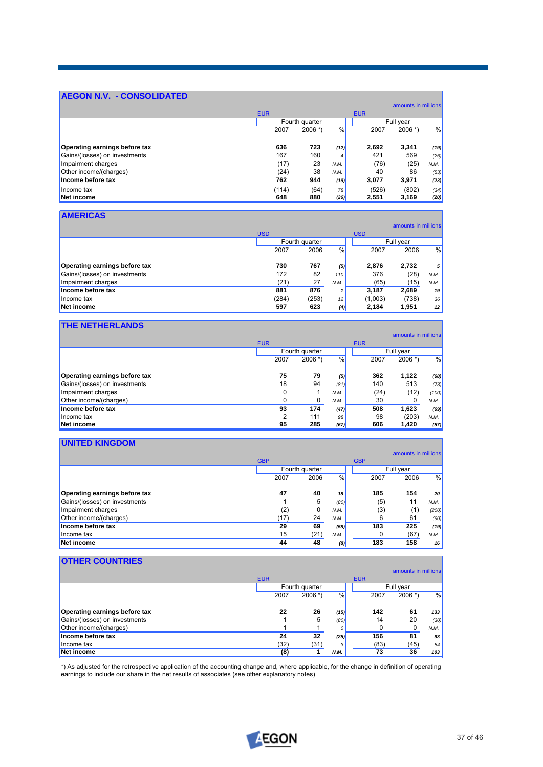## AEGON N.V. - CONSOLIDATED

amounts in millions

| | EUR Fourth quarter | | | EUR Full year | | |
|---|---|---|---|---|---|---|
| | 2007 | 2006 *) | % | 2007 | 2006 *) | % |
| **Operating earnings before tax** | **636** | **723** | *(12)* | **2,692** | **3,341** | *(19)* |
| Gains/(losses) on investments | 167 | 160 | *4* | 421 | 569 | *(26)* |
| Impairment charges | (17) | 23 | *N.M.* | (76) | (25) | *N.M.* |
| Other income/(charges) | (24) | 38 | *N.M.* | 40 | 86 | *(53)* |
| **Income before tax** | **762** | **944** | *(19)* | **3,077** | **3,971** | *(23)* |
| Income tax | (114) | (64) | *78* | (526) | (802) | *(34)* |
| **Net income** | **648** | **880** | *(26)* | **2,551** | **3,169** | *(20)* |

## AMERICAS

amounts in millions

| | USD Fourth quarter | | | USD Full year | | |
|---|---|---|---|---|---|---|
| | 2007 | 2006 | % | 2007 | 2006 | % |
| **Operating earnings before tax** | **730** | **767** | *(5)* | **2,876** | **2,732** | *5* |
| Gains/(losses) on investments | 172 | 82 | *110* | 376 | (28) | *N.M.* |
| Impairment charges | (21) | 27 | *N.M.* | (65) | (15) | *N.M.* |
| **Income before tax** | **881** | **876** | *1* | **3,187** | **2,689** | *19* |
| Income tax | (284) | (253) | *12* | (1,003) | (738) | *36* |
| **Net income** | **597** | **623** | *(4)* | **2,184** | **1,951** | *12* |

## THE NETHERLANDS

amounts in millions

| | EUR Fourth quarter | | | EUR Full year | | |
|---|---|---|---|---|---|---|
| | 2007 | 2006 *) | % | 2007 | 2006 *) | % |
| **Operating earnings before tax** | **75** | **79** | *(5)* | **362** | **1,122** | *(68)* |
| Gains/(losses) on investments | 18 | 94 | *(81)* | 140 | 513 | *(73)* |
| Impairment charges | 0 | 1 | *N.M.* | (24) | (12) | *(100)* |
| Other income/(charges) | 0 | 0 | *N.M.* | 30 | 0 | *N.M.* |
| **Income before tax** | **93** | **174** | *(47)* | **508** | **1,623** | *(69)* |
| Income tax | 2 | 111 | *98* | 98 | (203) | *N.M.* |
| **Net income** | **95** | **285** | *(67)* | **606** | **1,420** | *(57)* |

## UNITED KINGDOM

amounts in millions

| | GBP Fourth quarter | | | GBP Full year | | |
|---|---|---|---|---|---|---|
| | 2007 | 2006 | % | 2007 | 2006 | % |
| **Operating earnings before tax** | **47** | **40** | *18* | **185** | **154** | *20* |
| Gains/(losses) on investments | 1 | 5 | *(80)* | (5) | 11 | *N.M.* |
| Impairment charges | (2) | 0 | *N.M.* | (3) | (1) | *(200)* |
| Other income/(charges) | (17) | 24 | *N.M.* | 6 | 61 | *(90)* |
| **Income before tax** | **29** | **69** | *(58)* | **183** | **225** | *(19)* |
| Income tax | 15 | (21) | *N.M.* | 0 | (67) | *N.M.* |
| **Net income** | **44** | **48** | *(8)* | **183** | **158** | *16* |

## OTHER COUNTRIES

amounts in millions

| | EUR Fourth quarter | | | EUR Full year | | |
|---|---|---|---|---|---|---|
| | 2007 | 2006 *) | % | 2007 | 2006 *) | % |
| **Operating earnings before tax** | **22** | **26** | *(15)* | **142** | **61** | *133* |
| Gains/(losses) on investments | 1 | 5 | *(80)* | 14 | 20 | *(30)* |
| Other income/(charges) | 1 | 1 | *0* | 0 | 0 | *N.M.* |
| **Income before tax** | **24** | **32** | *(25)* | **156** | **81** | *93* |
| Income tax | (32) | (31) | *3* | (83) | (45) | *84* |
| **Net income** | **(8)** | **1** | *N.M.* | **73** | **36** | *103* |

*) As adjusted for the retrospective application of the accounting change and, where applicable, for the change in definition of operating earnings to include our share in the net results of associates (see other explanatory notes)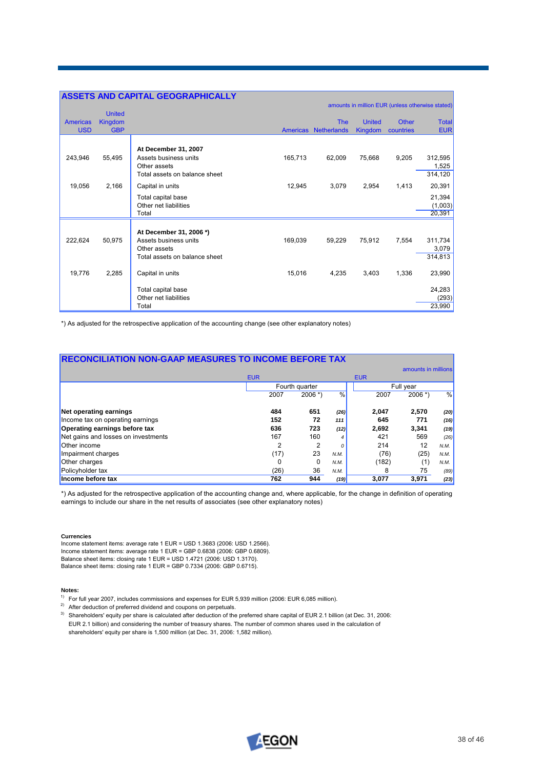## ASSETS AND CAPITAL GEOGRAPHICALLY

amounts in million EUR (unless otherwise stated)

| Americas USD | United Kingdom GBP | | Americas | The Netherlands | United Kingdom | Other countries | Total EUR |
|---|---|---|---|---|---|---|---|
| | | **At December 31, 2007** | | | | | |
| 243,946 | 55,495 | Assets business units | 165,713 | 62,009 | 75,668 | 9,205 | 312,595 |
| | | Other assets | | | | | 1,525 |
| | | Total assets on balance sheet | | | | | 314,120 |
| 19,056 | 2,166 | Capital in units | 12,945 | 3,079 | 2,954 | 1,413 | 20,391 |
| | | Total capital base | | | | | 21,394 |
| | | Other net liabilities | | | | | (1,003) |
| | | Total | | | | | 20,391 |
| | | **At December 31, 2006 \*)** | | | | | |
| 222,624 | 50,975 | Assets business units | 169,039 | 59,229 | 75,912 | 7,554 | 311,734 |
| | | Other assets | | | | | 3,079 |
| | | Total assets on balance sheet | | | | | 314,813 |
| 19,776 | 2,285 | Capital in units | 15,016 | 4,235 | 3,403 | 1,336 | 23,990 |
| | | Total capital base | | | | | 24,283 |
| | | Other net liabilities | | | | | (293) |
| | | Total | | | | | 23,990 |

*) As adjusted for the retrospective application of the accounting change (see other explanatory notes)

## RECONCILIATION NON-GAAP MEASURES TO INCOME BEFORE TAX

amounts in millions

| | EUR | | | EUR | | |
|---|---|---|---|---|---|---|
| | Fourth quarter | | | Full year | | |
| | 2007 | 2006 *) | % | 2007 | 2006 *) | % |
| **Net operating earnings** | **484** | **651** | ***(26)*** | **2,047** | **2,570** | ***(20)*** |
| Income tax on operating earnings | **152** | **72** | ***111*** | **645** | **771** | ***(16)*** |
| **Operating earnings before tax** | **636** | **723** | ***(12)*** | **2,692** | **3,341** | ***(19)*** |
| Net gains and losses on investments | 167 | 160 | *4* | 421 | 569 | *(26)* |
| Other income | 2 | 2 | *0* | 214 | 12 | *N.M.* |
| Impairment charges | (17) | 23 | *N.M.* | (76) | (25) | *N.M.* |
| Other charges | 0 | 0 | *N.M.* | (182) | (1) | *N.M.* |
| Policyholder tax | (26) | 36 | *N.M.* | 8 | 75 | *(89)* |
| **Income before tax** | **762** | **944** | ***(19)*** | **3,077** | **3,971** | ***(23)*** |

*) As adjusted for the retrospective application of the accounting change and, where applicable, for the change in definition of operating earnings to include our share in the net results of associates (see other explanatory notes)

**Currencies**

Income statement items: average rate 1 EUR = USD 1.3683 (2006: USD 1.2566).
Income statement items: average rate 1 EUR = GBP 0.6838 (2006: GBP 0.6809).
Balance sheet items: closing rate 1 EUR = USD 1.4721 (2006: USD 1.3170).
Balance sheet items: closing rate 1 EUR = GBP 0.7334 (2006: GBP 0.6715).

**Notes:**

1) For full year 2007, includes commissions and expenses for EUR 5,939 million (2006: EUR 6,085 million).

2) After deduction of preferred dividend and coupons on perpetuals.

3) Shareholders' equity per share is calculated after deduction of the preferred share capital of EUR 2.1 billion (at Dec. 31, 2006: EUR 2.1 billion) and considering the number of treasury shares. The number of common shares used in the calculation of shareholders' equity per share is 1,500 million (at Dec. 31, 2006: 1,582 million).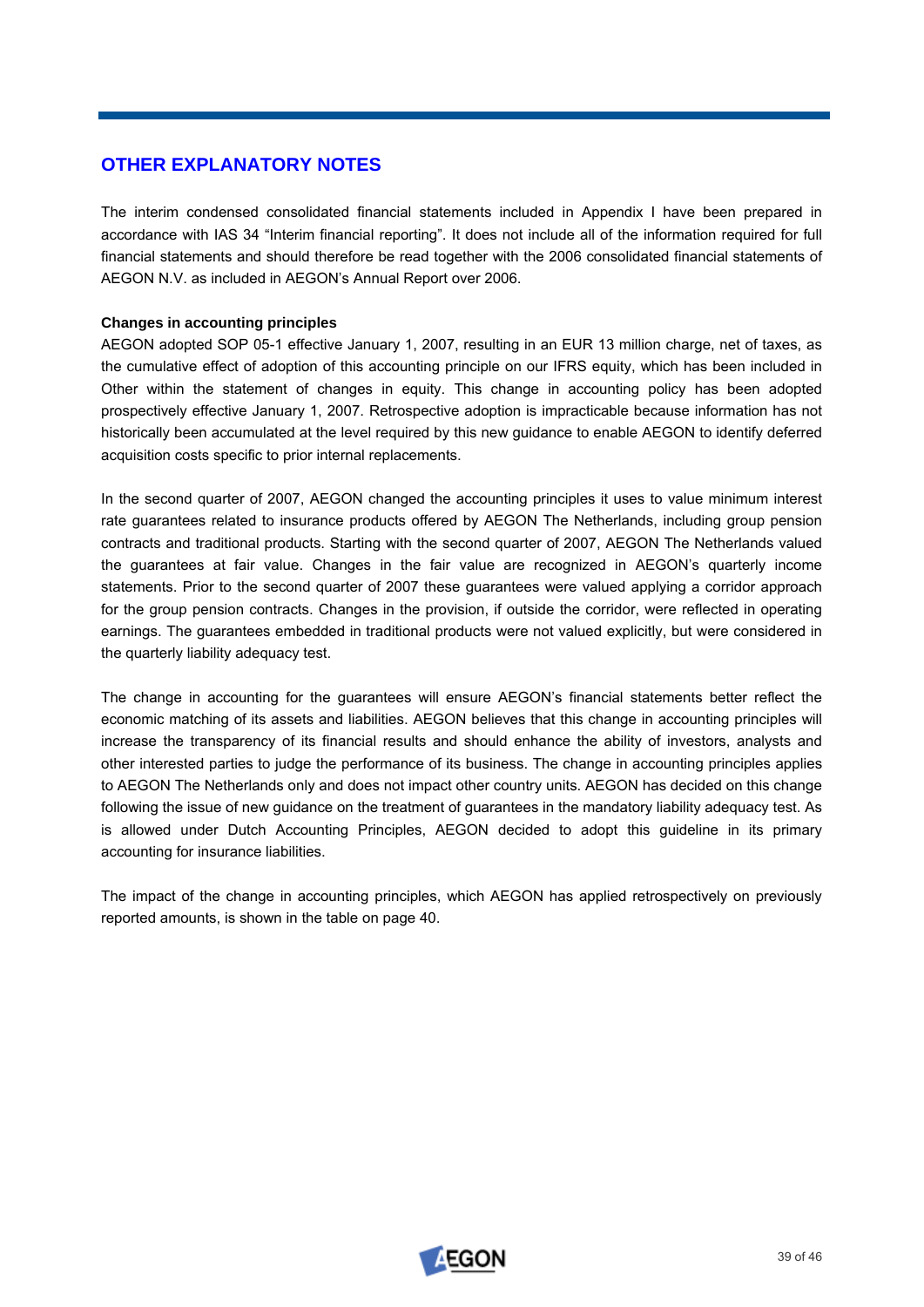## OTHER EXPLANATORY NOTES

The interim condensed consolidated financial statements included in Appendix I have been prepared in accordance with IAS 34 “Interim financial reporting”. It does not include all of the information required for full financial statements and should therefore be read together with the 2006 consolidated financial statements of AEGON N.V. as included in AEGON’s Annual Report over 2006.

**Changes in accounting principles**

AEGON adopted SOP 05-1 effective January 1, 2007, resulting in an EUR 13 million charge, net of taxes, as the cumulative effect of adoption of this accounting principle on our IFRS equity, which has been included in Other within the statement of changes in equity. This change in accounting policy has been adopted prospectively effective January 1, 2007. Retrospective adoption is impracticable because information has not historically been accumulated at the level required by this new guidance to enable AEGON to identify deferred acquisition costs specific to prior internal replacements.

In the second quarter of 2007, AEGON changed the accounting principles it uses to value minimum interest rate guarantees related to insurance products offered by AEGON The Netherlands, including group pension contracts and traditional products. Starting with the second quarter of 2007, AEGON The Netherlands valued the guarantees at fair value. Changes in the fair value are recognized in AEGON’s quarterly income statements. Prior to the second quarter of 2007 these guarantees were valued applying a corridor approach for the group pension contracts. Changes in the provision, if outside the corridor, were reflected in operating earnings. The guarantees embedded in traditional products were not valued explicitly, but were considered in the quarterly liability adequacy test.

The change in accounting for the guarantees will ensure AEGON’s financial statements better reflect the economic matching of its assets and liabilities. AEGON believes that this change in accounting principles will increase the transparency of its financial results and should enhance the ability of investors, analysts and other interested parties to judge the performance of its business. The change in accounting principles applies to AEGON The Netherlands only and does not impact other country units. AEGON has decided on this change following the issue of new guidance on the treatment of guarantees in the mandatory liability adequacy test. As is allowed under Dutch Accounting Principles, AEGON decided to adopt this guideline in its primary accounting for insurance liabilities.

The impact of the change in accounting principles, which AEGON has applied retrospectively on previously reported amounts, is shown in the table on page 40.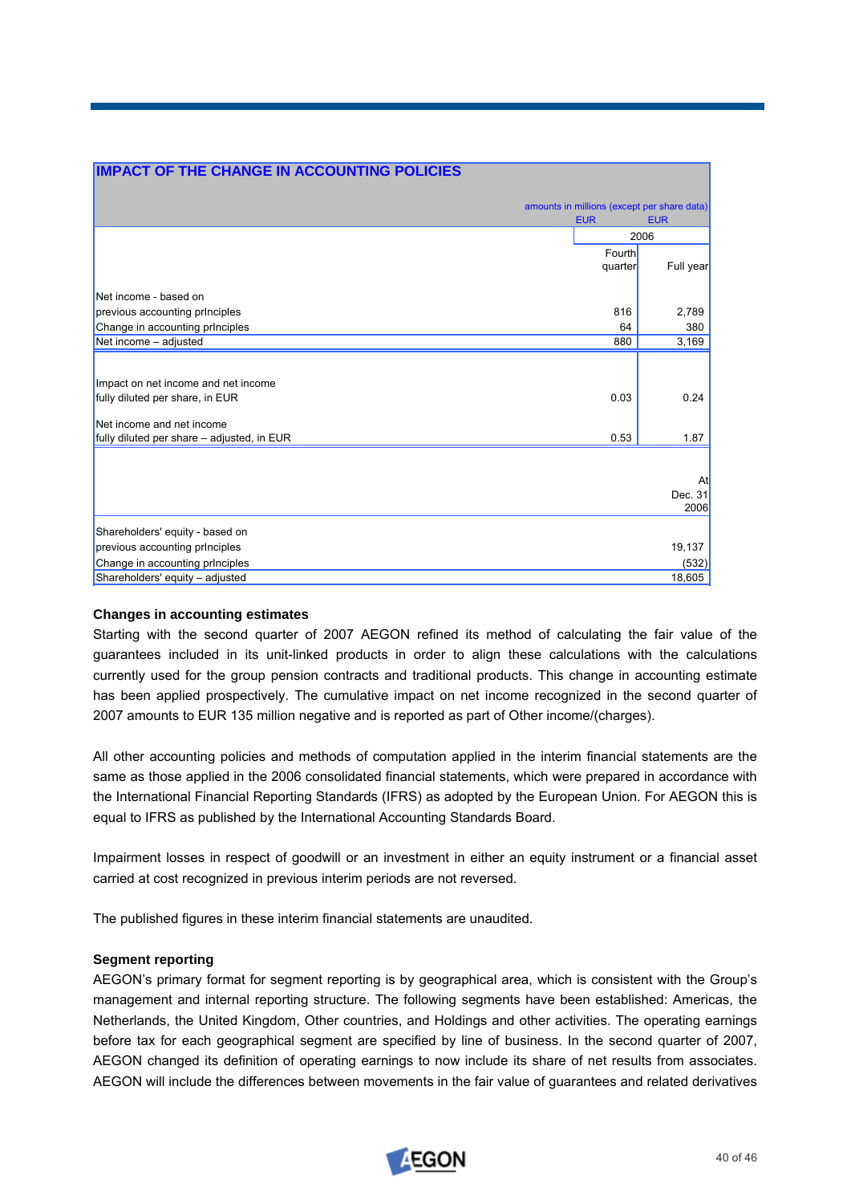## IMPACT OF THE CHANGE IN ACCOUNTING POLICIES

amounts in millions (except per share data)

| | EUR | EUR |
|---|---|---|
| | 2006 | |
| | Fourth quarter | Full year |
| Net income - based on previous accounting prInciples | 816 | 2,789 |
| Change in accounting prInciples | 64 | 380 |
| Net income – adjusted | 880 | 3,169 |
| Impact on net income and net income fully diluted per share, in EUR | 0.03 | 0.24 |
| Net income and net income fully diluted per share – adjusted, in EUR | 0.53 | 1.87 |

| | At Dec. 31 2006 |
|---|---|
| Shareholders' equity - based on previous accounting prInciples | 19,137 |
| Change in accounting prInciples | (532) |
| Shareholders' equity – adjusted | 18,605 |

**Changes in accounting estimates**

Starting with the second quarter of 2007 AEGON refined its method of calculating the fair value of the guarantees included in its unit-linked products in order to align these calculations with the calculations currently used for the group pension contracts and traditional products. This change in accounting estimate has been applied prospectively. The cumulative impact on net income recognized in the second quarter of 2007 amounts to EUR 135 million negative and is reported as part of Other income/(charges).

All other accounting policies and methods of computation applied in the interim financial statements are the same as those applied in the 2006 consolidated financial statements, which were prepared in accordance with the International Financial Reporting Standards (IFRS) as adopted by the European Union. For AEGON this is equal to IFRS as published by the International Accounting Standards Board.

Impairment losses in respect of goodwill or an investment in either an equity instrument or a financial asset carried at cost recognized in previous interim periods are not reversed.

The published figures in these interim financial statements are unaudited.

**Segment reporting**

AEGON's primary format for segment reporting is by geographical area, which is consistent with the Group's management and internal reporting structure. The following segments have been established: Americas, the Netherlands, the United Kingdom, Other countries, and Holdings and other activities. The operating earnings before tax for each geographical segment are specified by line of business. In the second quarter of 2007, AEGON changed its definition of operating earnings to now include its share of net results from associates. AEGON will include the differences between movements in the fair value of guarantees and related derivatives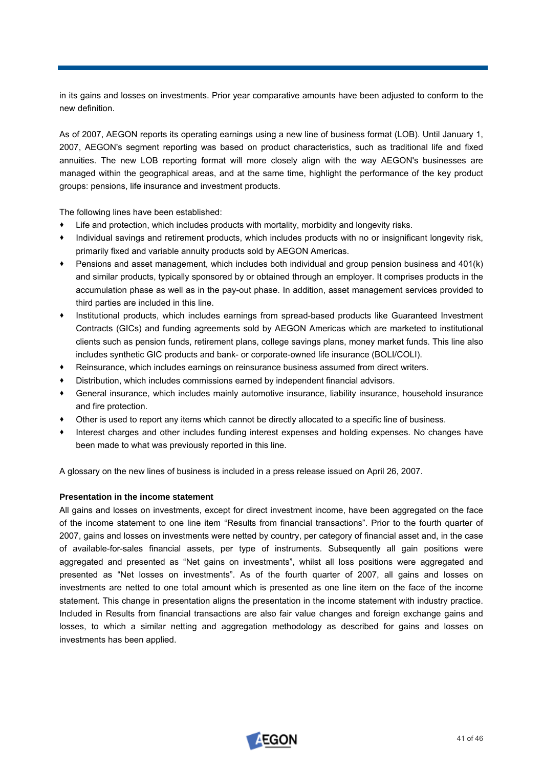in its gains and losses on investments. Prior year comparative amounts have been adjusted to conform to the new definition.

As of 2007, AEGON reports its operating earnings using a new line of business format (LOB). Until January 1, 2007, AEGON's segment reporting was based on product characteristics, such as traditional life and fixed annuities. The new LOB reporting format will more closely align with the way AEGON's businesses are managed within the geographical areas, and at the same time, highlight the performance of the key product groups: pensions, life insurance and investment products.

The following lines have been established:

- Life and protection, which includes products with mortality, morbidity and longevity risks.
- Individual savings and retirement products, which includes products with no or insignificant longevity risk, primarily fixed and variable annuity products sold by AEGON Americas.
- Pensions and asset management, which includes both individual and group pension business and 401(k) and similar products, typically sponsored by or obtained through an employer. It comprises products in the accumulation phase as well as in the pay-out phase. In addition, asset management services provided to third parties are included in this line.
- Institutional products, which includes earnings from spread-based products like Guaranteed Investment Contracts (GICs) and funding agreements sold by AEGON Americas which are marketed to institutional clients such as pension funds, retirement plans, college savings plans, money market funds. This line also includes synthetic GIC products and bank- or corporate-owned life insurance (BOLI/COLI).
- Reinsurance, which includes earnings on reinsurance business assumed from direct writers.
- Distribution, which includes commissions earned by independent financial advisors.
- General insurance, which includes mainly automotive insurance, liability insurance, household insurance and fire protection.
- Other is used to report any items which cannot be directly allocated to a specific line of business.
- Interest charges and other includes funding interest expenses and holding expenses. No changes have been made to what was previously reported in this line.

A glossary on the new lines of business is included in a press release issued on April 26, 2007.

**Presentation in the income statement**

All gains and losses on investments, except for direct investment income, have been aggregated on the face of the income statement to one line item "Results from financial transactions". Prior to the fourth quarter of 2007, gains and losses on investments were netted by country, per category of financial asset and, in the case of available-for-sales financial assets, per type of instruments. Subsequently all gain positions were aggregated and presented as "Net gains on investments", whilst all loss positions were aggregated and presented as "Net losses on investments". As of the fourth quarter of 2007, all gains and losses on investments are netted to one total amount which is presented as one line item on the face of the income statement. This change in presentation aligns the presentation in the income statement with industry practice. Included in Results from financial transactions are also fair value changes and foreign exchange gains and losses, to which a similar netting and aggregation methodology as described for gains and losses on investments has been applied.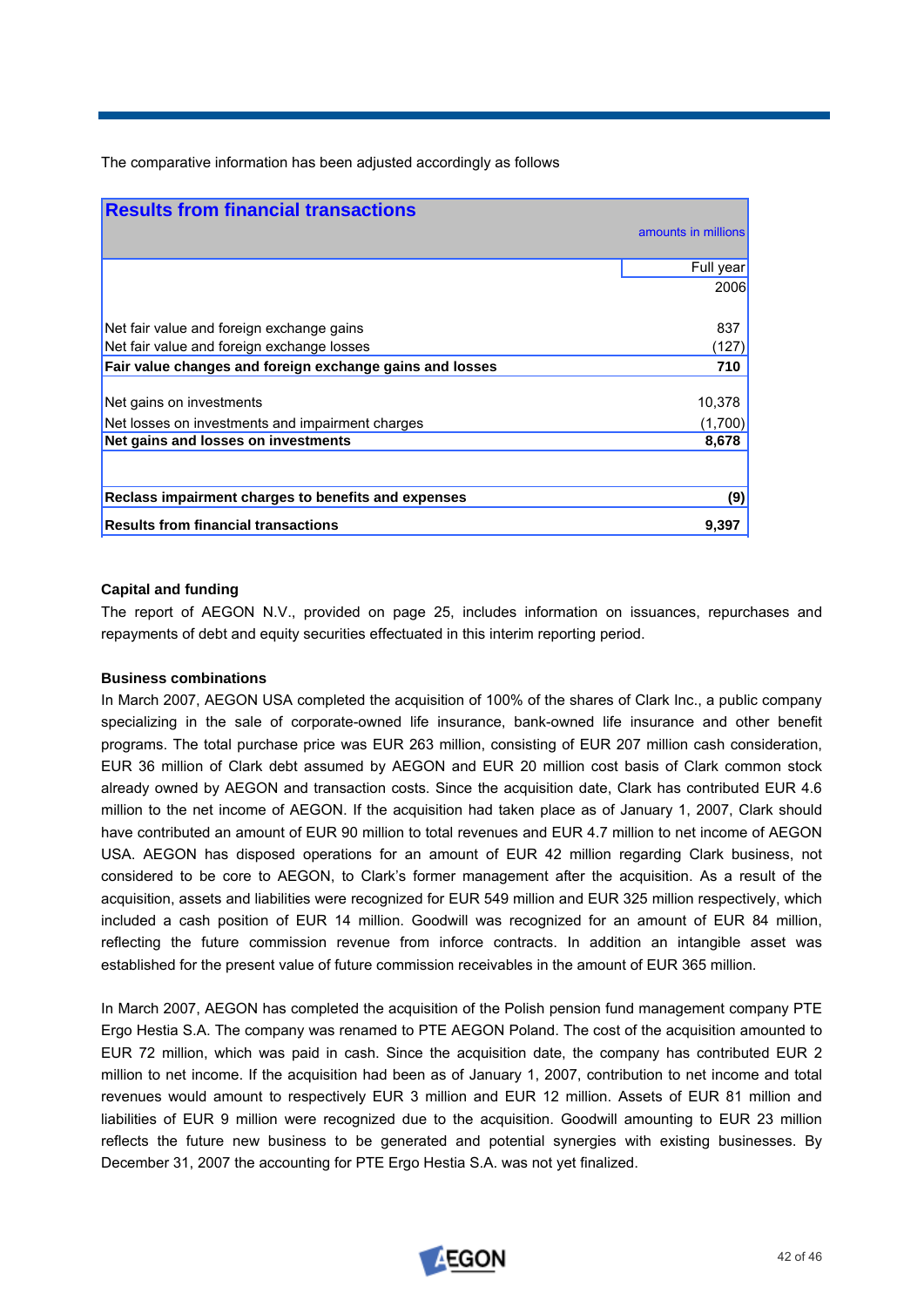The comparative information has been adjusted accordingly as follows

| Results from financial transactions | amounts in millions |
|---|---|
| | Full year |
| | 2006 |
| Net fair value and foreign exchange gains | 837 |
| Net fair value and foreign exchange losses | (127) |
| **Fair value changes and foreign exchange gains and losses** | **710** |
| Net gains on investments | 10,378 |
| Net losses on investments and impairment charges | (1,700) |
| **Net gains and losses on investments** | **8,678** |
| | |
| **Reclass impairment charges to benefits and expenses** | **(9)** |
| **Results from financial transactions** | **9,397** |

**Capital and funding**

The report of AEGON N.V., provided on page 25, includes information on issuances, repurchases and repayments of debt and equity securities effectuated in this interim reporting period.

**Business combinations**

In March 2007, AEGON USA completed the acquisition of 100% of the shares of Clark Inc., a public company specializing in the sale of corporate-owned life insurance, bank-owned life insurance and other benefit programs. The total purchase price was EUR 263 million, consisting of EUR 207 million cash consideration, EUR 36 million of Clark debt assumed by AEGON and EUR 20 million cost basis of Clark common stock already owned by AEGON and transaction costs. Since the acquisition date, Clark has contributed EUR 4.6 million to the net income of AEGON. If the acquisition had taken place as of January 1, 2007, Clark should have contributed an amount of EUR 90 million to total revenues and EUR 4.7 million to net income of AEGON USA. AEGON has disposed operations for an amount of EUR 42 million regarding Clark business, not considered to be core to AEGON, to Clark's former management after the acquisition. As a result of the acquisition, assets and liabilities were recognized for EUR 549 million and EUR 325 million respectively, which included a cash position of EUR 14 million. Goodwill was recognized for an amount of EUR 84 million, reflecting the future commission revenue from inforce contracts. In addition an intangible asset was established for the present value of future commission receivables in the amount of EUR 365 million.

In March 2007, AEGON has completed the acquisition of the Polish pension fund management company PTE Ergo Hestia S.A. The company was renamed to PTE AEGON Poland. The cost of the acquisition amounted to EUR 72 million, which was paid in cash. Since the acquisition date, the company has contributed EUR 2 million to net income. If the acquisition had been as of January 1, 2007, contribution to net income and total revenues would amount to respectively EUR 3 million and EUR 12 million. Assets of EUR 81 million and liabilities of EUR 9 million were recognized due to the acquisition. Goodwill amounting to EUR 23 million reflects the future new business to be generated and potential synergies with existing businesses. By December 31, 2007 the accounting for PTE Ergo Hestia S.A. was not yet finalized.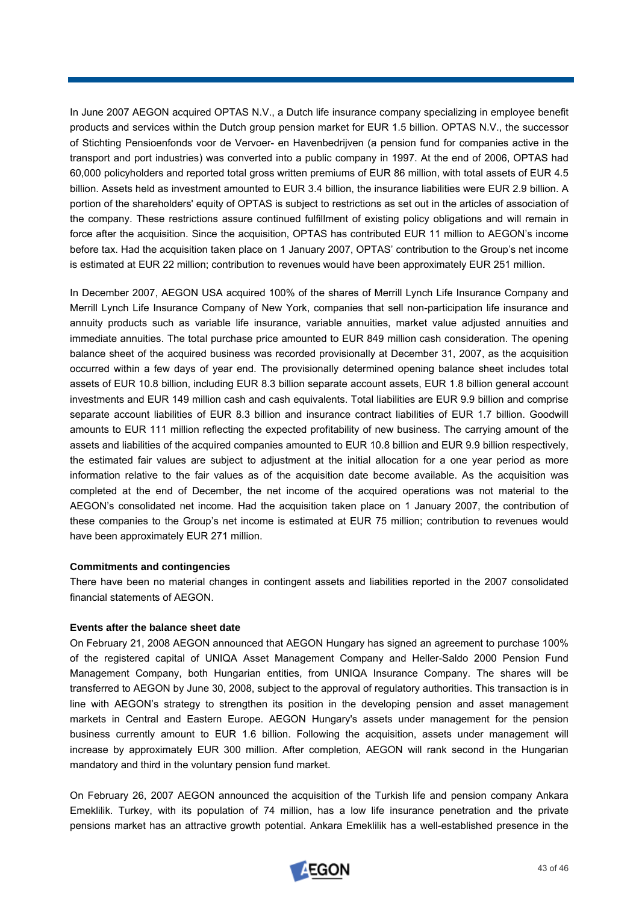In June 2007 AEGON acquired OPTAS N.V., a Dutch life insurance company specializing in employee benefit products and services within the Dutch group pension market for EUR 1.5 billion. OPTAS N.V., the successor of Stichting Pensioenfonds voor de Vervoer- en Havenbedrijven (a pension fund for companies active in the transport and port industries) was converted into a public company in 1997. At the end of 2006, OPTAS had 60,000 policyholders and reported total gross written premiums of EUR 86 million, with total assets of EUR 4.5 billion. Assets held as investment amounted to EUR 3.4 billion, the insurance liabilities were EUR 2.9 billion. A portion of the shareholders' equity of OPTAS is subject to restrictions as set out in the articles of association of the company. These restrictions assure continued fulfillment of existing policy obligations and will remain in force after the acquisition. Since the acquisition, OPTAS has contributed EUR 11 million to AEGON's income before tax. Had the acquisition taken place on 1 January 2007, OPTAS' contribution to the Group's net income is estimated at EUR 22 million; contribution to revenues would have been approximately EUR 251 million.

In December 2007, AEGON USA acquired 100% of the shares of Merrill Lynch Life Insurance Company and Merrill Lynch Life Insurance Company of New York, companies that sell non-participation life insurance and annuity products such as variable life insurance, variable annuities, market value adjusted annuities and immediate annuities. The total purchase price amounted to EUR 849 million cash consideration. The opening balance sheet of the acquired business was recorded provisionally at December 31, 2007, as the acquisition occurred within a few days of year end. The provisionally determined opening balance sheet includes total assets of EUR 10.8 billion, including EUR 8.3 billion separate account assets, EUR 1.8 billion general account investments and EUR 149 million cash and cash equivalents. Total liabilities are EUR 9.9 billion and comprise separate account liabilities of EUR 8.3 billion and insurance contract liabilities of EUR 1.7 billion. Goodwill amounts to EUR 111 million reflecting the expected profitability of new business. The carrying amount of the assets and liabilities of the acquired companies amounted to EUR 10.8 billion and EUR 9.9 billion respectively, the estimated fair values are subject to adjustment at the initial allocation for a one year period as more information relative to the fair values as of the acquisition date become available. As the acquisition was completed at the end of December, the net income of the acquired operations was not material to the AEGON's consolidated net income. Had the acquisition taken place on 1 January 2007, the contribution of these companies to the Group's net income is estimated at EUR 75 million; contribution to revenues would have been approximately EUR 271 million.

**Commitments and contingencies**

There have been no material changes in contingent assets and liabilities reported in the 2007 consolidated financial statements of AEGON.

**Events after the balance sheet date**

On February 21, 2008 AEGON announced that AEGON Hungary has signed an agreement to purchase 100% of the registered capital of UNIQA Asset Management Company and Heller-Saldo 2000 Pension Fund Management Company, both Hungarian entities, from UNIQA Insurance Company. The shares will be transferred to AEGON by June 30, 2008, subject to the approval of regulatory authorities. This transaction is in line with AEGON's strategy to strengthen its position in the developing pension and asset management markets in Central and Eastern Europe. AEGON Hungary's assets under management for the pension business currently amount to EUR 1.6 billion. Following the acquisition, assets under management will increase by approximately EUR 300 million. After completion, AEGON will rank second in the Hungarian mandatory and third in the voluntary pension fund market.

On February 26, 2007 AEGON announced the acquisition of the Turkish life and pension company Ankara Emeklilik. Turkey, with its population of 74 million, has a low life insurance penetration and the private pensions market has an attractive growth potential. Ankara Emeklilik has a well-established presence in the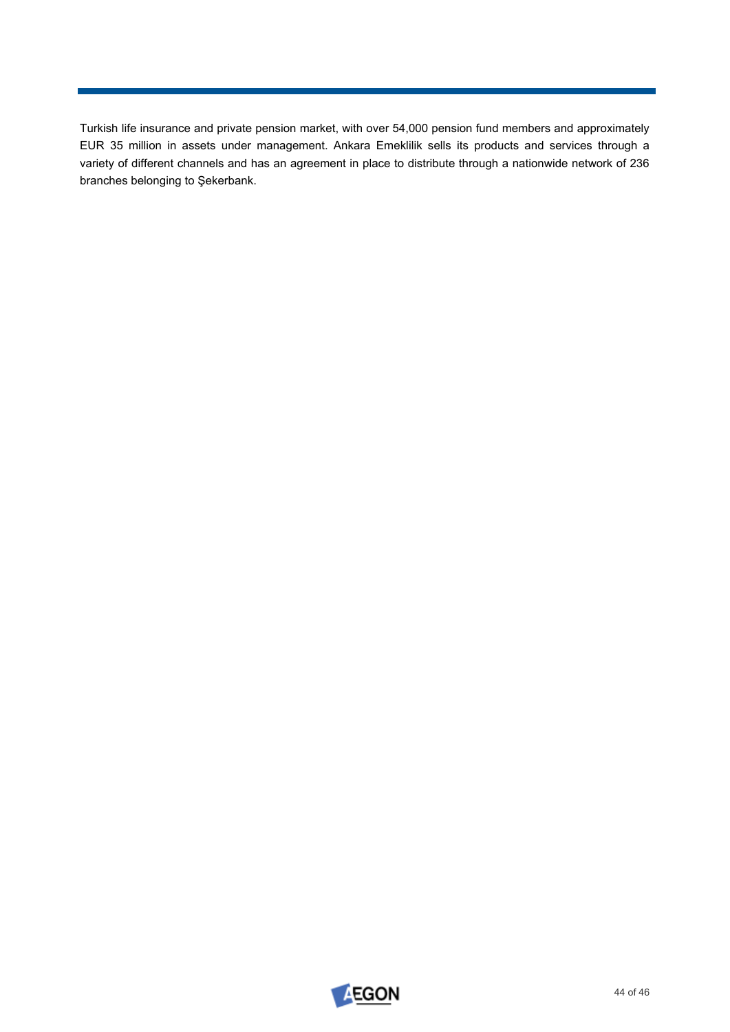Turkish life insurance and private pension market, with over 54,000 pension fund members and approximately EUR 35 million in assets under management. Ankara Emeklilik sells its products and services through a variety of different channels and has an agreement in place to distribute through a nationwide network of 236 branches belonging to Şekerbank.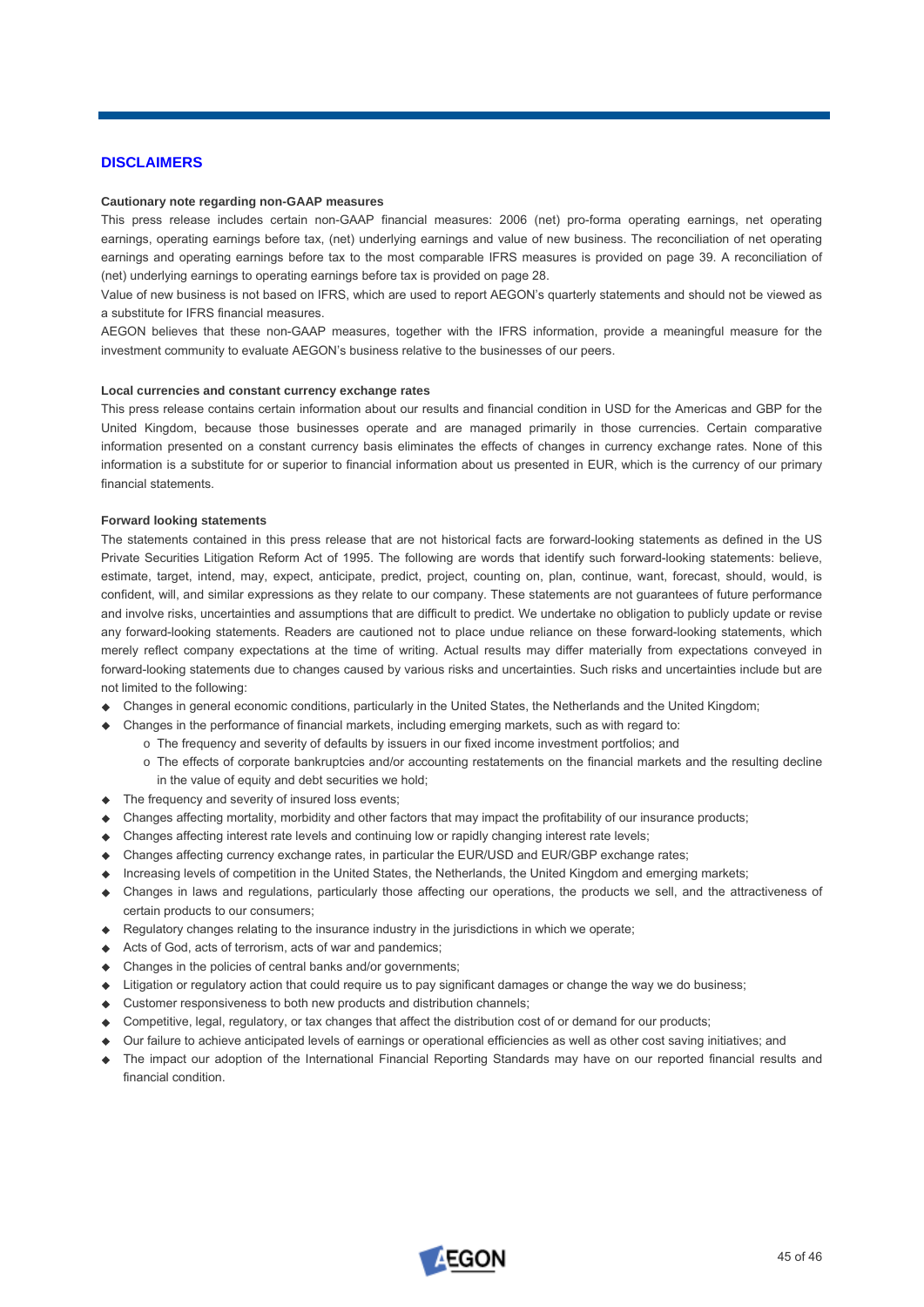## DISCLAIMERS

**Cautionary note regarding non-GAAP measures**

This press release includes certain non-GAAP financial measures: 2006 (net) pro-forma operating earnings, net operating earnings, operating earnings before tax, (net) underlying earnings and value of new business. The reconciliation of net operating earnings and operating earnings before tax to the most comparable IFRS measures is provided on page 39. A reconciliation of (net) underlying earnings to operating earnings before tax is provided on page 28.

Value of new business is not based on IFRS, which are used to report AEGON's quarterly statements and should not be viewed as a substitute for IFRS financial measures.

AEGON believes that these non-GAAP measures, together with the IFRS information, provide a meaningful measure for the investment community to evaluate AEGON's business relative to the businesses of our peers.

**Local currencies and constant currency exchange rates**

This press release contains certain information about our results and financial condition in USD for the Americas and GBP for the United Kingdom, because those businesses operate and are managed primarily in those currencies. Certain comparative information presented on a constant currency basis eliminates the effects of changes in currency exchange rates. None of this information is a substitute for or superior to financial information about us presented in EUR, which is the currency of our primary financial statements.

**Forward looking statements**

The statements contained in this press release that are not historical facts are forward-looking statements as defined in the US Private Securities Litigation Reform Act of 1995. The following are words that identify such forward-looking statements: believe, estimate, target, intend, may, expect, anticipate, predict, project, counting on, plan, continue, want, forecast, should, would, is confident, will, and similar expressions as they relate to our company. These statements are not guarantees of future performance and involve risks, uncertainties and assumptions that are difficult to predict. We undertake no obligation to publicly update or revise any forward-looking statements. Readers are cautioned not to place undue reliance on these forward-looking statements, which merely reflect company expectations at the time of writing. Actual results may differ materially from expectations conveyed in forward-looking statements due to changes caused by various risks and uncertainties. Such risks and uncertainties include but are not limited to the following:

- Changes in general economic conditions, particularly in the United States, the Netherlands and the United Kingdom;
- Changes in the performance of financial markets, including emerging markets, such as with regard to:
  - The frequency and severity of defaults by issuers in our fixed income investment portfolios; and
  - The effects of corporate bankruptcies and/or accounting restatements on the financial markets and the resulting decline in the value of equity and debt securities we hold;
- The frequency and severity of insured loss events;
- Changes affecting mortality, morbidity and other factors that may impact the profitability of our insurance products;
- Changes affecting interest rate levels and continuing low or rapidly changing interest rate levels;
- Changes affecting currency exchange rates, in particular the EUR/USD and EUR/GBP exchange rates;
- Increasing levels of competition in the United States, the Netherlands, the United Kingdom and emerging markets;
- Changes in laws and regulations, particularly those affecting our operations, the products we sell, and the attractiveness of certain products to our consumers;
- Regulatory changes relating to the insurance industry in the jurisdictions in which we operate;
- Acts of God, acts of terrorism, acts of war and pandemics;
- Changes in the policies of central banks and/or governments;
- Litigation or regulatory action that could require us to pay significant damages or change the way we do business;
- Customer responsiveness to both new products and distribution channels;
- Competitive, legal, regulatory, or tax changes that affect the distribution cost of or demand for our products;
- Our failure to achieve anticipated levels of earnings or operational efficiencies as well as other cost saving initiatives; and
- The impact our adoption of the International Financial Reporting Standards may have on our reported financial results and financial condition.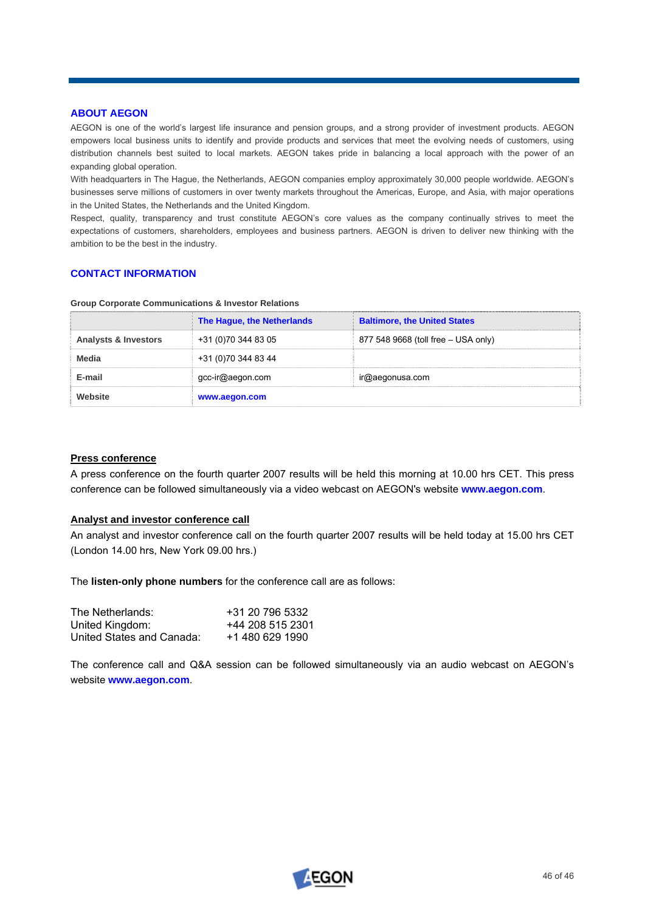## ABOUT AEGON

AEGON is one of the world's largest life insurance and pension groups, and a strong provider of investment products. AEGON empowers local business units to identify and provide products and services that meet the evolving needs of customers, using distribution channels best suited to local markets. AEGON takes pride in balancing a local approach with the power of an expanding global operation.

With headquarters in The Hague, the Netherlands, AEGON companies employ approximately 30,000 people worldwide. AEGON's businesses serve millions of customers in over twenty markets throughout the Americas, Europe, and Asia, with major operations in the United States, the Netherlands and the United Kingdom.

Respect, quality, transparency and trust constitute AEGON's core values as the company continually strives to meet the expectations of customers, shareholders, employees and business partners. AEGON is driven to deliver new thinking with the ambition to be the best in the industry.

## CONTACT INFORMATION

**Group Corporate Communications & Investor Relations**

| | The Hague, the Netherlands | Baltimore, the United States |
|---|---|---|
| **Analysts & Investors** | +31 (0)70 344 83 05 | 877 548 9668 (toll free – USA only) |
| **Media** | +31 (0)70 344 83 44 | |
| **E-mail** | gcc-ir@aegon.com | ir@aegonusa.com |
| **Website** | **www.aegon.com** | |

### Press conference

A press conference on the fourth quarter 2007 results will be held this morning at 10.00 hrs CET. This press conference can be followed simultaneously via a video webcast on AEGON's website **www.aegon.com**.

### Analyst and investor conference call

An analyst and investor conference call on the fourth quarter 2007 results will be held today at 15.00 hrs CET (London 14.00 hrs, New York 09.00 hrs.)

The **listen-only phone numbers** for the conference call are as follows:

The Netherlands: +31 20 796 5332
United Kingdom: +44 208 515 2301
United States and Canada: +1 480 629 1990

The conference call and Q&A session can be followed simultaneously via an audio webcast on AEGON's website **www.aegon.com**.